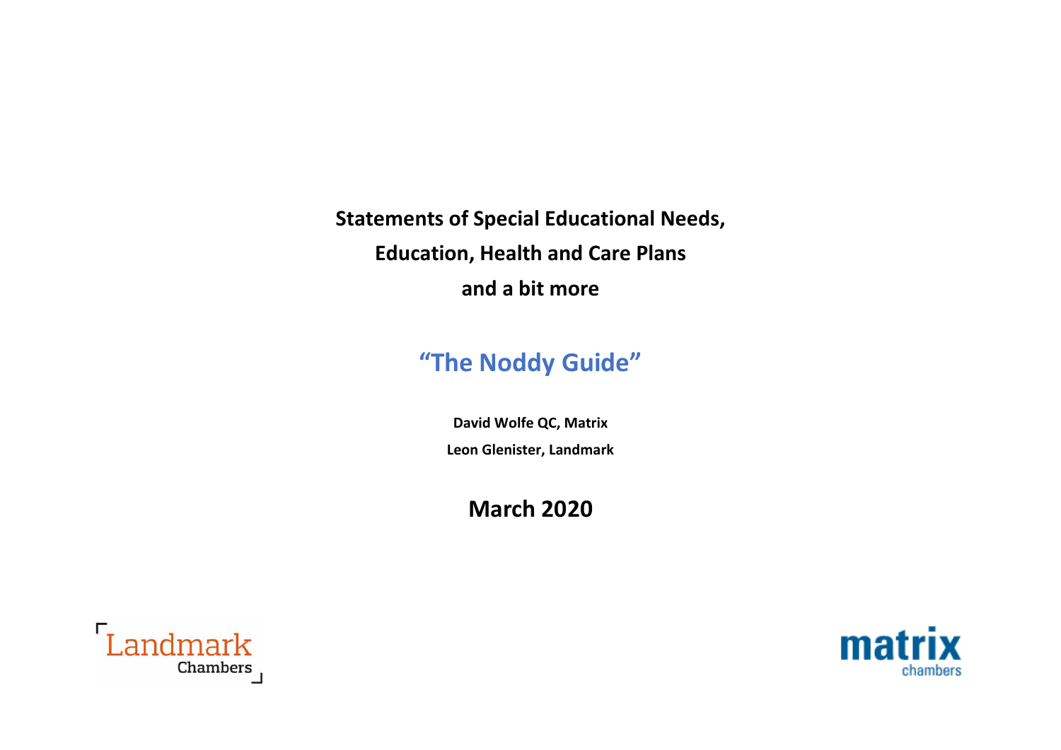# Statements of Special Educational Needs, Education, Health and Care Plans and a bit more

## "The Noddy Guide"

**David Wolfe QC, Matrix**

**Leon Glenister, Landmark**

**March 2020**

Landmark Chambers

matrix chambers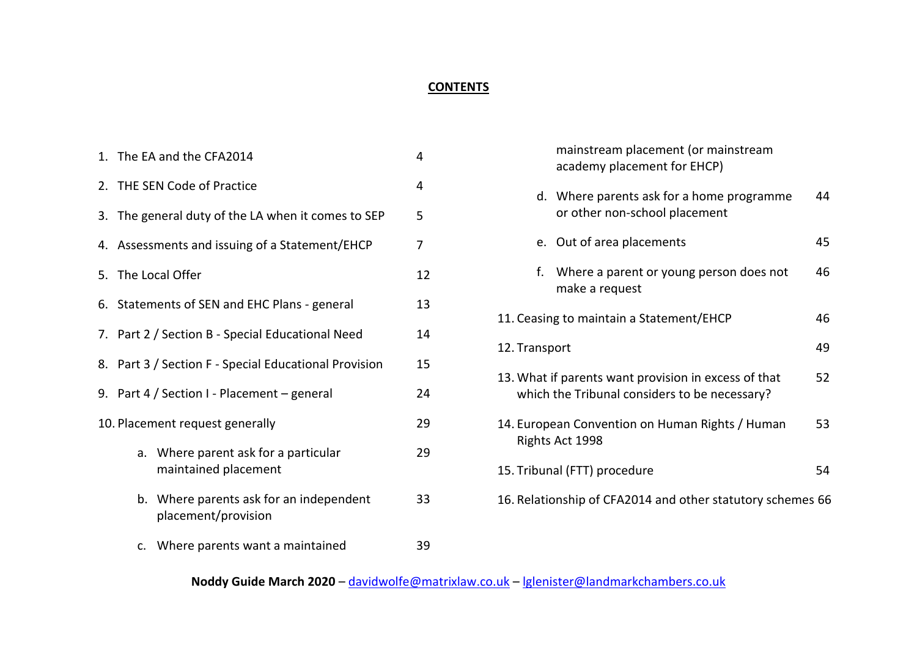**CONTENTS**

1. The EA and the CFA2014 — 4
2. THE SEN Code of Practice — 4
3. The general duty of the LA when it comes to SEP — 5
4. Assessments and issuing of a Statement/EHCP — 7
5. The Local Offer — 12
6. Statements of SEN and EHC Plans - general — 13
7. Part 2 / Section B - Special Educational Need — 14
8. Part 3 / Section F - Special Educational Provision — 15
9. Part 4 / Section I - Placement – general — 24
10. Placement request generally — 29
    a. Where parent ask for a particular maintained placement — 29
    b. Where parents ask for an independent placement/provision — 33
    c. Where parents want a maintained mainstream placement (or mainstream academy placement for EHCP) — 39
    d. Where parents ask for a home programme or other non-school placement — 44
    e. Out of area placements — 45
    f. Where a parent or young person does not make a request — 46
11. Ceasing to maintain a Statement/EHCP — 46
12. Transport — 49
13. What if parents want provision in excess of that which the Tribunal considers to be necessary? — 52
14. European Convention on Human Rights / Human Rights Act 1998 — 53
15. Tribunal (FTT) procedure — 54
16. Relationship of CFA2014 and other statutory schemes — 66

**Noddy Guide March 2020** – davidwolfe@matrixlaw.co.uk – lglenister@landmarkchambers.co.uk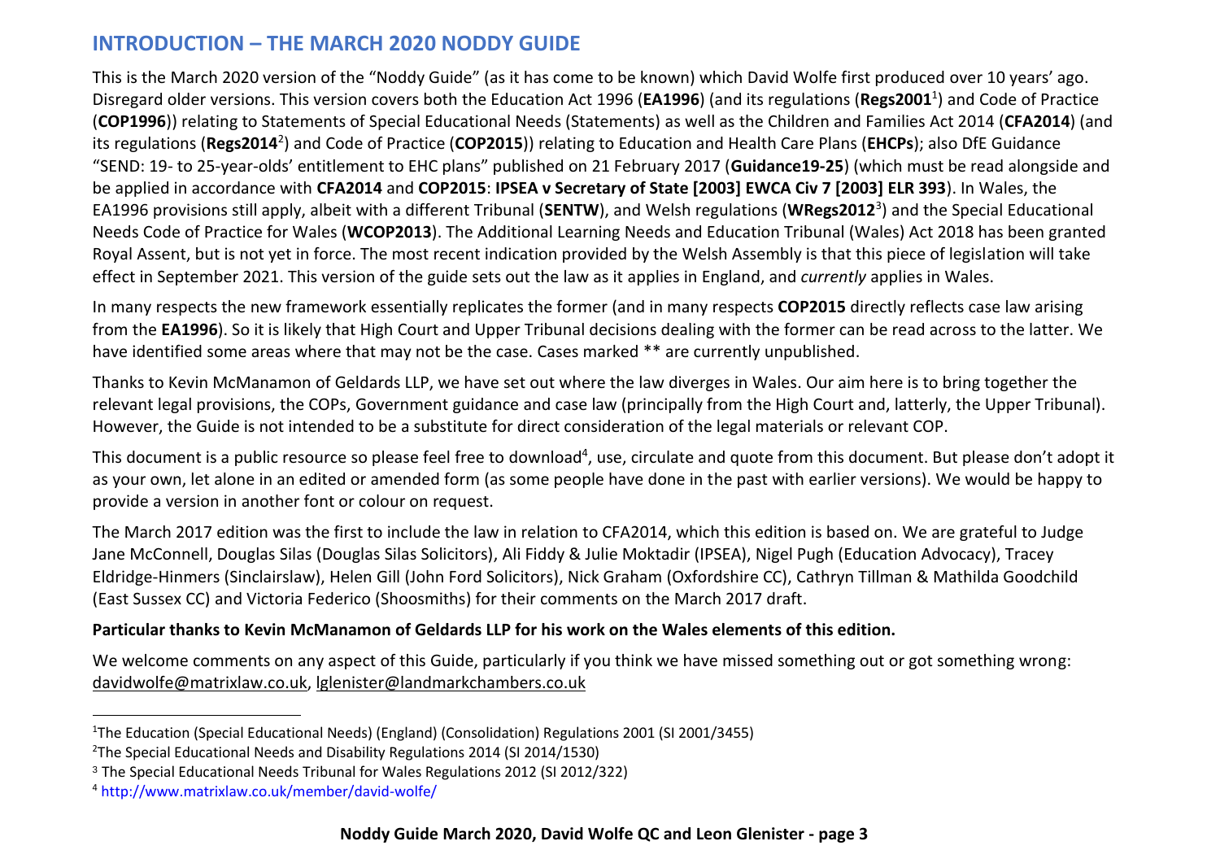## INTRODUCTION – THE MARCH 2020 NODDY GUIDE

This is the March 2020 version of the "Noddy Guide" (as it has come to be known) which David Wolfe first produced over 10 years' ago. Disregard older versions. This version covers both the Education Act 1996 (**EA1996**) (and its regulations (**Regs2001**[1]) and Code of Practice (**COP1996**)) relating to Statements of Special Educational Needs (Statements) as well as the Children and Families Act 2014 (**CFA2014**) (and its regulations (**Regs2014**[2]) and Code of Practice (**COP2015**)) relating to Education and Health Care Plans (**EHCPs**); also DfE Guidance "SEND: 19- to 25-year-olds' entitlement to EHC plans" published on 21 February 2017 (**Guidance19-25**) (which must be read alongside and be applied in accordance with **CFA2014** and **COP2015**: **IPSEA v Secretary of State [2003] EWCA Civ 7 [2003] ELR 393**). In Wales, the EA1996 provisions still apply, albeit with a different Tribunal (**SENTW**), and Welsh regulations (**WRegs2012**[3]) and the Special Educational Needs Code of Practice for Wales (**WCOP2013**). The Additional Learning Needs and Education Tribunal (Wales) Act 2018 has been granted Royal Assent, but is not yet in force. The most recent indication provided by the Welsh Assembly is that this piece of legislation will take effect in September 2021. This version of the guide sets out the law as it applies in England, and *currently* applies in Wales.

In many respects the new framework essentially replicates the former (and in many respects **COP2015** directly reflects case law arising from the **EA1996**). So it is likely that High Court and Upper Tribunal decisions dealing with the former can be read across to the latter. We have identified some areas where that may not be the case. Cases marked ** are currently unpublished.

Thanks to Kevin McManamon of Geldards LLP, we have set out where the law diverges in Wales. Our aim here is to bring together the relevant legal provisions, the COPs, Government guidance and case law (principally from the High Court and, latterly, the Upper Tribunal). However, the Guide is not intended to be a substitute for direct consideration of the legal materials or relevant COP.

This document is a public resource so please feel free to download[4], use, circulate and quote from this document. But please don't adopt it as your own, let alone in an edited or amended form (as some people have done in the past with earlier versions). We would be happy to provide a version in another font or colour on request.

The March 2017 edition was the first to include the law in relation to CFA2014, which this edition is based on. We are grateful to Judge Jane McConnell, Douglas Silas (Douglas Silas Solicitors), Ali Fiddy & Julie Moktadir (IPSEA), Nigel Pugh (Education Advocacy), Tracey Eldridge-Hinmers (Sinclairslaw), Helen Gill (John Ford Solicitors), Nick Graham (Oxfordshire CC), Cathryn Tillman & Mathilda Goodchild (East Sussex CC) and Victoria Federico (Shoosmiths) for their comments on the March 2017 draft.

**Particular thanks to Kevin McManamon of Geldards LLP for his work on the Wales elements of this edition.**

We welcome comments on any aspect of this Guide, particularly if you think we have missed something out or got something wrong: davidwolfe@matrixlaw.co.uk, lglenister@landmarkchambers.co.uk

---

[1] The Education (Special Educational Needs) (England) (Consolidation) Regulations 2001 (SI 2001/3455)

[2] The Special Educational Needs and Disability Regulations 2014 (SI 2014/1530)

[3] The Special Educational Needs Tribunal for Wales Regulations 2012 (SI 2012/322)

[4] http://www.matrixlaw.co.uk/member/david-wolfe/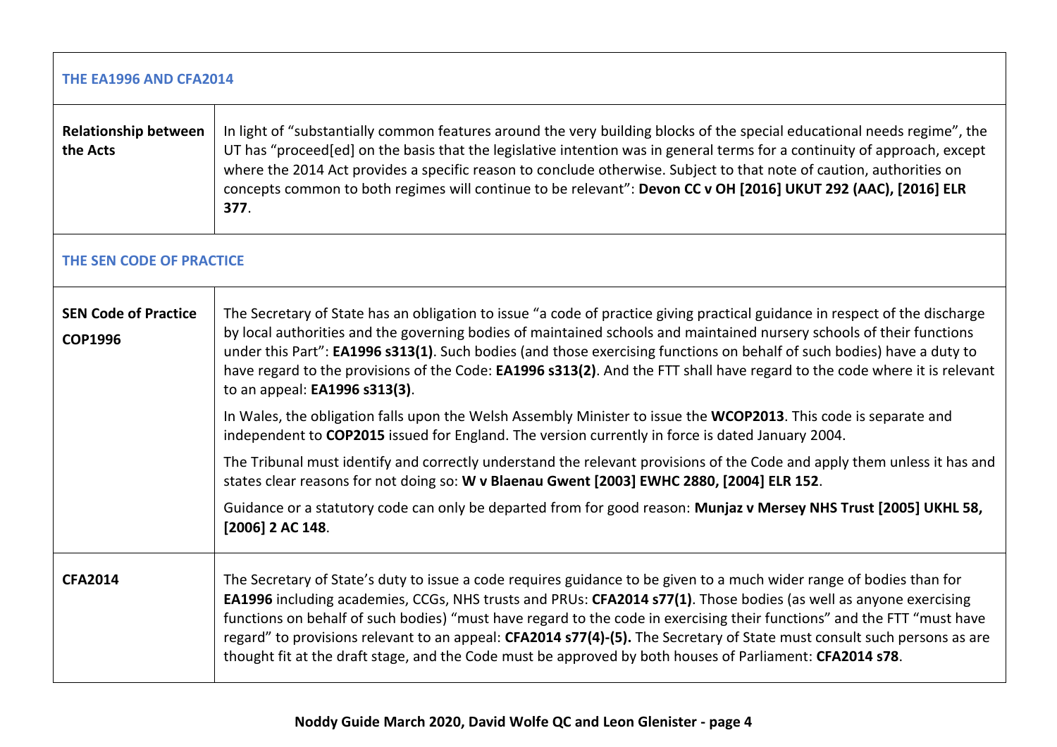| THE EA1996 AND CFA2014 | |
|---|---|
| **Relationship between the Acts** | In light of "substantially common features around the very building blocks of the special educational needs regime", the UT has "proceed[ed] on the basis that the legislative intention was in general terms for a continuity of approach, except where the 2014 Act provides a specific reason to conclude otherwise. Subject to that note of caution, authorities on concepts common to both regimes will continue to be relevant": **Devon CC v OH [2016] UKUT 292 (AAC), [2016] ELR 377**. |
| **THE SEN CODE OF PRACTICE** | |
| **SEN Code of Practice**<br><br>**COP1996** | The Secretary of State has an obligation to issue "a code of practice giving practical guidance in respect of the discharge by local authorities and the governing bodies of maintained schools and maintained nursery schools of their functions under this Part": **EA1996 s313(1)**. Such bodies (and those exercising functions on behalf of such bodies) have a duty to have regard to the provisions of the Code: **EA1996 s313(2)**. And the FTT shall have regard to the code where it is relevant to an appeal: **EA1996 s313(3)**.<br><br>In Wales, the obligation falls upon the Welsh Assembly Minister to issue the **WCOP2013**. This code is separate and independent to **COP2015** issued for England. The version currently in force is dated January 2004.<br><br>The Tribunal must identify and correctly understand the relevant provisions of the Code and apply them unless it has and states clear reasons for not doing so: **W v Blaenau Gwent [2003] EWHC 2880, [2004] ELR 152**.<br><br>Guidance or a statutory code can only be departed from for good reason: **Munjaz v Mersey NHS Trust [2005] UKHL 58, [2006] 2 AC 148**. |
| **CFA2014** | The Secretary of State's duty to issue a code requires guidance to be given to a much wider range of bodies than for **EA1996** including academies, CCGs, NHS trusts and PRUs: **CFA2014 s77(1)**. Those bodies (as well as anyone exercising functions on behalf of such bodies) "must have regard to the code in exercising their functions" and the FTT "must have regard" to provisions relevant to an appeal: **CFA2014 s77(4)-(5).** The Secretary of State must consult such persons as are thought fit at the draft stage, and the Code must be approved by both houses of Parliament: **CFA2014 s78**. |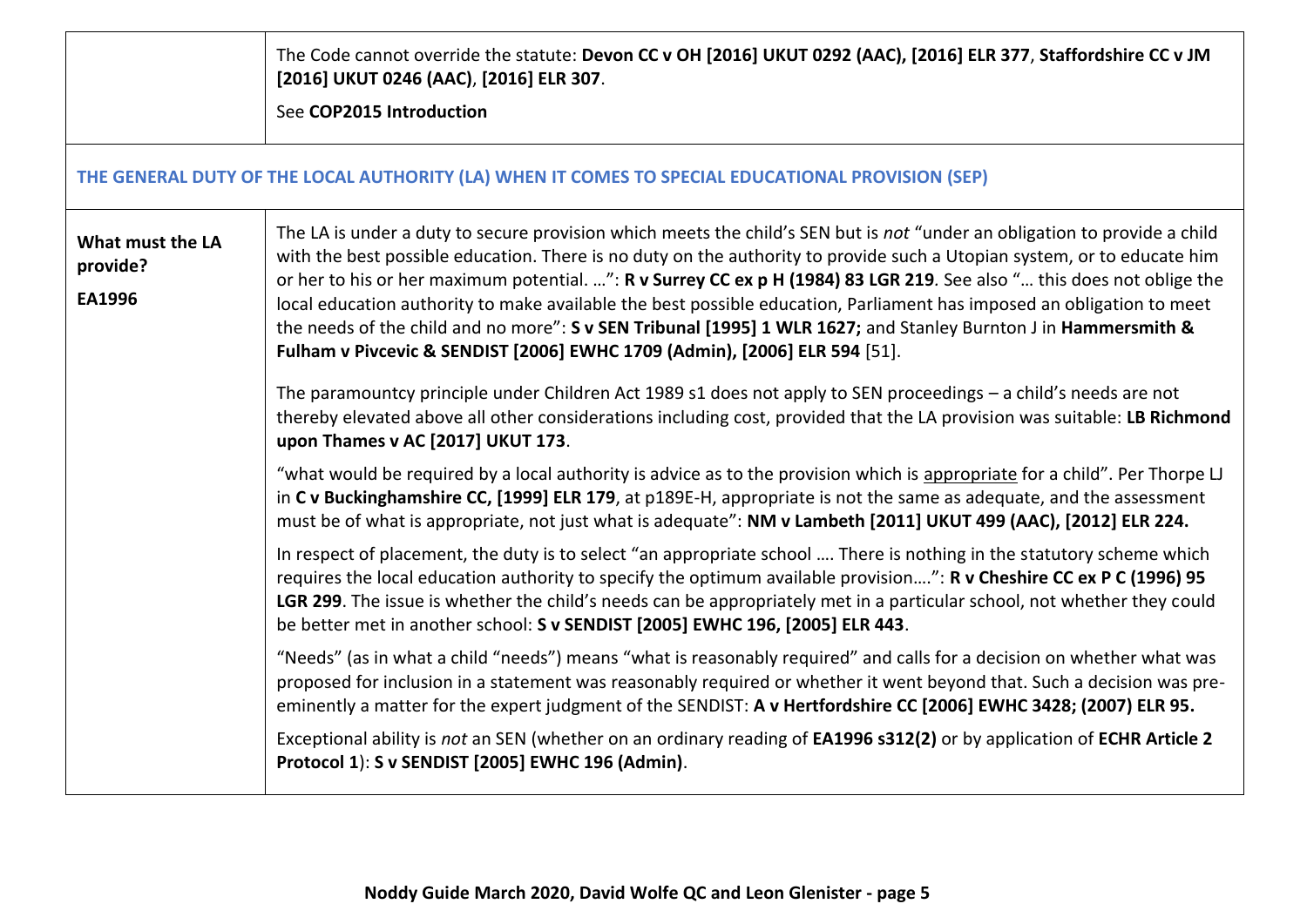| | |
|---|---|
| | The Code cannot override the statute: **Devon CC v OH [2016] UKUT 0292 (AAC), [2016] ELR 377**, **Staffordshire CC v JM [2016] UKUT 0246 (AAC)**, **[2016] ELR 307**.<br><br>See **COP2015 Introduction** |

## THE GENERAL DUTY OF THE LOCAL AUTHORITY (LA) WHEN IT COMES TO SPECIAL EDUCATIONAL PROVISION (SEP)

| | |
|---|---|
| **What must the LA provide?**<br><br>**EA1996** | The LA is under a duty to secure provision which meets the child's SEN but is *not* "under an obligation to provide a child with the best possible education. There is no duty on the authority to provide such a Utopian system, or to educate him or her to his or her maximum potential. …": **R v Surrey CC ex p H (1984) 83 LGR 219**. See also "… this does not oblige the local education authority to make available the best possible education, Parliament has imposed an obligation to meet the needs of the child and no more": **S v SEN Tribunal [1995] 1 WLR 1627;** and Stanley Burnton J in **Hammersmith & Fulham v Pivcevic & SENDIST [2006] EWHC 1709 (Admin), [2006] ELR 594** [51].<br><br>The paramountcy principle under Children Act 1989 s1 does not apply to SEN proceedings – a child's needs are not thereby elevated above all other considerations including cost, provided that the LA provision was suitable: **LB Richmond upon Thames v AC [2017] UKUT 173**.<br><br>"what would be required by a local authority is advice as to the provision which is appropriate for a child". Per Thorpe LJ in **C v Buckinghamshire CC, [1999] ELR 179**, at p189E-H, appropriate is not the same as adequate, and the assessment must be of what is appropriate, not just what is adequate": **NM v Lambeth [2011] UKUT 499 (AAC), [2012] ELR 224.**<br><br>In respect of placement, the duty is to select "an appropriate school …. There is nothing in the statutory scheme which requires the local education authority to specify the optimum available provision….": **R v Cheshire CC ex P C (1996) 95 LGR 299**. The issue is whether the child's needs can be appropriately met in a particular school, not whether they could be better met in another school: **S v SENDIST [2005] EWHC 196, [2005] ELR 443**.<br><br>"Needs" (as in what a child "needs") means "what is reasonably required" and calls for a decision on whether what was proposed for inclusion in a statement was reasonably required or whether it went beyond that. Such a decision was pre-eminently a matter for the expert judgment of the SENDIST: **A v Hertfordshire CC [2006] EWHC 3428; (2007) ELR 95.**<br><br>Exceptional ability is *not* an SEN (whether on an ordinary reading of **EA1996 s312(2)** or by application of **ECHR Article 2 Protocol 1**): **S v SENDIST [2005] EWHC 196 (Admin)**. |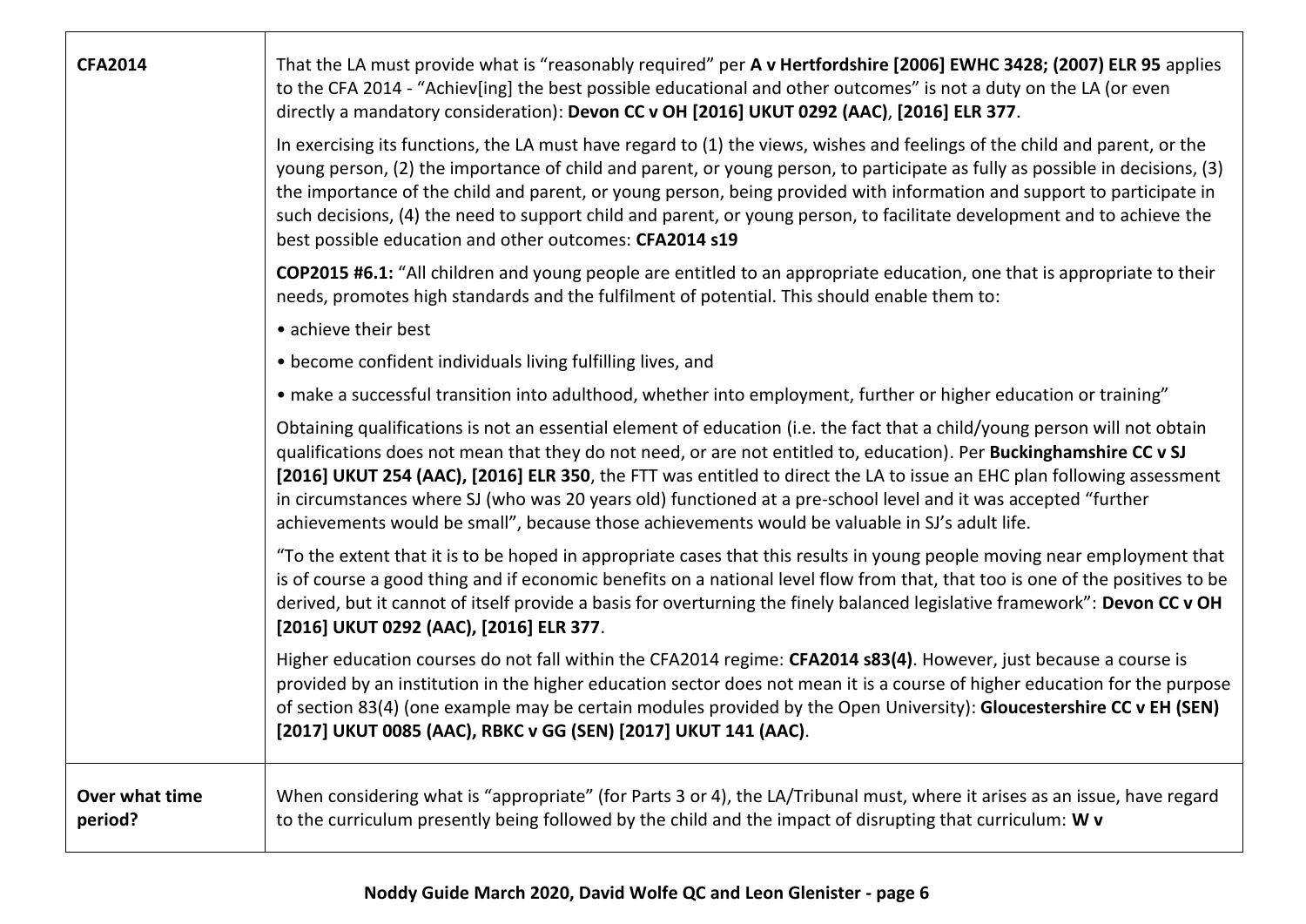| | |
|---|---|
| **CFA2014** | That the LA must provide what is "reasonably required" per **A v Hertfordshire [2006] EWHC 3428; (2007) ELR 95** applies to the CFA 2014 - "Achiev[ing] the best possible educational and other outcomes" is not a duty on the LA (or even directly a mandatory consideration): **Devon CC v OH [2016] UKUT 0292 (AAC)**, **[2016] ELR 377**.<br><br>In exercising its functions, the LA must have regard to (1) the views, wishes and feelings of the child and parent, or the young person, (2) the importance of child and parent, or young person, to participate as fully as possible in decisions, (3) the importance of the child and parent, or young person, being provided with information and support to participate in such decisions, (4) the need to support child and parent, or young person, to facilitate development and to achieve the best possible education and other outcomes: **CFA2014 s19**<br><br>**COP2015 #6.1:** "All children and young people are entitled to an appropriate education, one that is appropriate to their needs, promotes high standards and the fulfilment of potential. This should enable them to:<br>• achieve their best<br>• become confident individuals living fulfilling lives, and<br>• make a successful transition into adulthood, whether into employment, further or higher education or training"<br><br>Obtaining qualifications is not an essential element of education (i.e. the fact that a child/young person will not obtain qualifications does not mean that they do not need, or are not entitled to, education). Per **Buckinghamshire CC v SJ [2016] UKUT 254 (AAC), [2016] ELR 350**, the FTT was entitled to direct the LA to issue an EHC plan following assessment in circumstances where SJ (who was 20 years old) functioned at a pre-school level and it was accepted "further achievements would be small", because those achievements would be valuable in SJ's adult life.<br><br>"To the extent that it is to be hoped in appropriate cases that this results in young people moving near employment that is of course a good thing and if economic benefits on a national level flow from that, that too is one of the positives to be derived, but it cannot of itself provide a basis for overturning the finely balanced legislative framework": **Devon CC v OH [2016] UKUT 0292 (AAC), [2016] ELR 377**.<br><br>Higher education courses do not fall within the CFA2014 regime: **CFA2014 s83(4)**. However, just because a course is provided by an institution in the higher education sector does not mean it is a course of higher education for the purpose of section 83(4) (one example may be certain modules provided by the Open University): **Gloucestershire CC v EH (SEN) [2017] UKUT 0085 (AAC), RBKC v GG (SEN) [2017] UKUT 141 (AAC)**. |
| **Over what time period?** | When considering what is "appropriate" (for Parts 3 or 4), the LA/Tribunal must, where it arises as an issue, have regard to the curriculum presently being followed by the child and the impact of disrupting that curriculum: **W v** |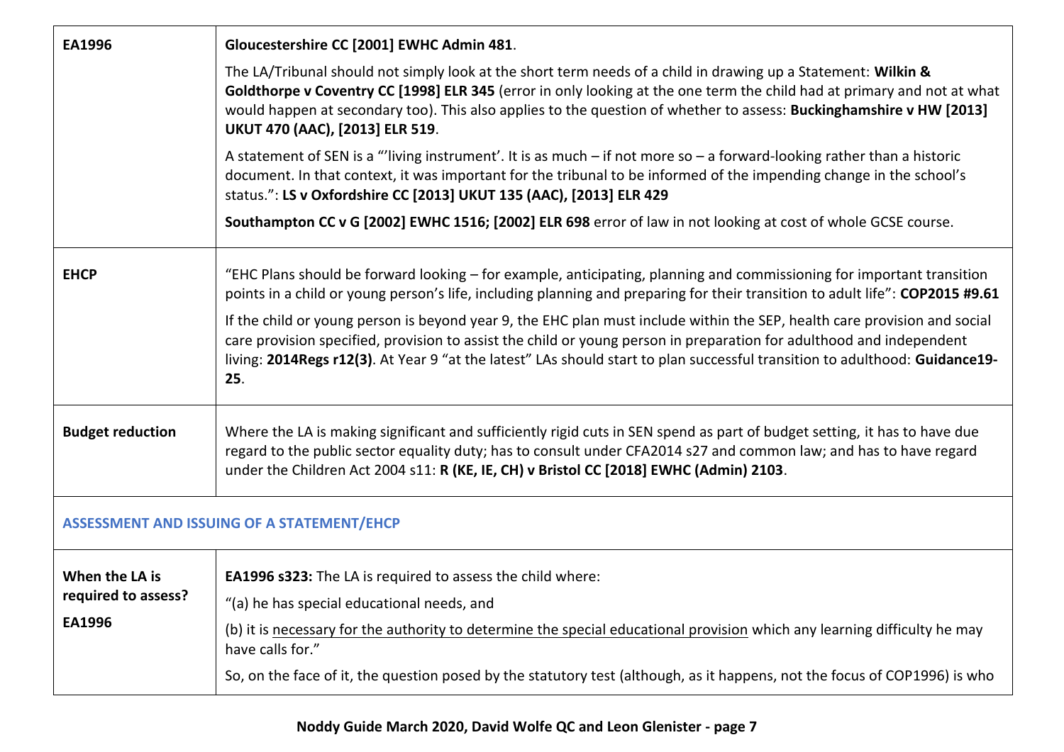| | |
|---|---|
| **EA1996** | **Gloucestershire CC [2001] EWHC Admin 481**.<br><br>The LA/Tribunal should not simply look at the short term needs of a child in drawing up a Statement: **Wilkin & Goldthorpe v Coventry CC [1998] ELR 345** (error in only looking at the one term the child had at primary and not at what would happen at secondary too). This also applies to the question of whether to assess: **Buckinghamshire v HW [2013] UKUT 470 (AAC), [2013] ELR 519**.<br><br>A statement of SEN is a "'living instrument'. It is as much – if not more so – a forward-looking rather than a historic document. In that context, it was important for the tribunal to be informed of the impending change in the school's status.": **LS v Oxfordshire CC [2013] UKUT 135 (AAC), [2013] ELR 429**<br><br>**Southampton CC v G [2002] EWHC 1516; [2002] ELR 698** error of law in not looking at cost of whole GCSE course. |
| **EHCP** | "EHC Plans should be forward looking – for example, anticipating, planning and commissioning for important transition points in a child or young person's life, including planning and preparing for their transition to adult life": **COP2015 #9.61**<br><br>If the child or young person is beyond year 9, the EHC plan must include within the SEP, health care provision and social care provision specified, provision to assist the child or young person in preparation for adulthood and independent living: **2014Regs r12(3)**. At Year 9 "at the latest" LAs should start to plan successful transition to adulthood: **Guidance19-25**. |
| **Budget reduction** | Where the LA is making significant and sufficiently rigid cuts in SEN spend as part of budget setting, it has to have due regard to the public sector equality duty; has to consult under CFA2014 s27 and common law; and has to have regard under the Children Act 2004 s11: **R (KE, IE, CH) v Bristol CC [2018] EWHC (Admin) 2103**. |
| **ASSESSMENT AND ISSUING OF A STATEMENT/EHCP** | |
| **When the LA is required to assess? EA1996** | **EA1996 s323:** The LA is required to assess the child where:<br><br>"(a) he has special educational needs, and<br><br>(b) it is necessary for the authority to determine the special educational provision which any learning difficulty he may have calls for."<br><br>So, on the face of it, the question posed by the statutory test (although, as it happens, not the focus of COP1996) is who |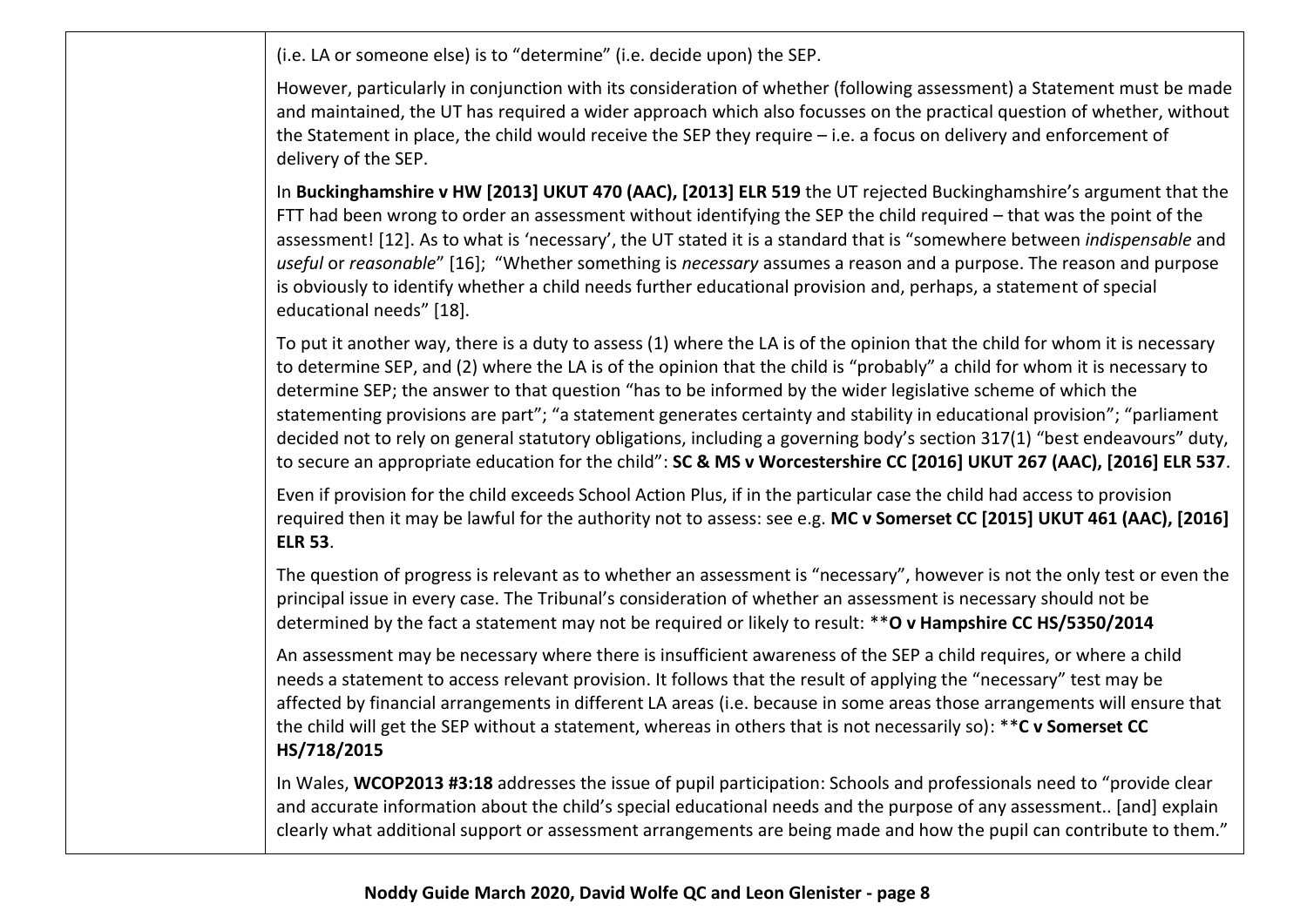| | |
|---|---|
| | (i.e. LA or someone else) is to "determine" (i.e. decide upon) the SEP.<br><br>However, particularly in conjunction with its consideration of whether (following assessment) a Statement must be made and maintained, the UT has required a wider approach which also focusses on the practical question of whether, without the Statement in place, the child would receive the SEP they require – i.e. a focus on delivery and enforcement of delivery of the SEP.<br><br>In **Buckinghamshire v HW [2013] UKUT 470 (AAC), [2013] ELR 519** the UT rejected Buckinghamshire's argument that the FTT had been wrong to order an assessment without identifying the SEP the child required – that was the point of the assessment! [12]. As to what is 'necessary', the UT stated it is a standard that is "somewhere between *indispensable* and *useful* or *reasonable*" [16]; "Whether something is *necessary* assumes a reason and a purpose. The reason and purpose is obviously to identify whether a child needs further educational provision and, perhaps, a statement of special educational needs" [18].<br><br>To put it another way, there is a duty to assess (1) where the LA is of the opinion that the child for whom it is necessary to determine SEP, and (2) where the LA is of the opinion that the child is "probably" a child for whom it is necessary to determine SEP; the answer to that question "has to be informed by the wider legislative scheme of which the statementing provisions are part"; "a statement generates certainty and stability in educational provision"; "parliament decided not to rely on general statutory obligations, including a governing body's section 317(1) "best endeavours" duty, to secure an appropriate education for the child": **SC & MS v Worcestershire CC [2016] UKUT 267 (AAC), [2016] ELR 537**.<br><br>Even if provision for the child exceeds School Action Plus, if in the particular case the child had access to provision required then it may be lawful for the authority not to assess: see e.g. **MC v Somerset CC [2015] UKUT 461 (AAC), [2016] ELR 53**.<br><br>The question of progress is relevant as to whether an assessment is "necessary", however is not the only test or even the principal issue in every case. The Tribunal's consideration of whether an assessment is necessary should not be determined by the fact a statement may not be required or likely to result: ****O v Hampshire CC HS/5350/2014**<br><br>An assessment may be necessary where there is insufficient awareness of the SEP a child requires, or where a child needs a statement to access relevant provision. It follows that the result of applying the "necessary" test may be affected by financial arrangements in different LA areas (i.e. because in some areas those arrangements will ensure that the child will get the SEP without a statement, whereas in others that is not necessarily so): ****C v Somerset CC HS/718/2015**<br><br>In Wales, **WCOP2013 #3:18** addresses the issue of pupil participation: Schools and professionals need to "provide clear and accurate information about the child's special educational needs and the purpose of any assessment.. [and] explain clearly what additional support or assessment arrangements are being made and how the pupil can contribute to them." |

**Noddy Guide March 2020, David Wolfe QC and Leon Glenister - page 8**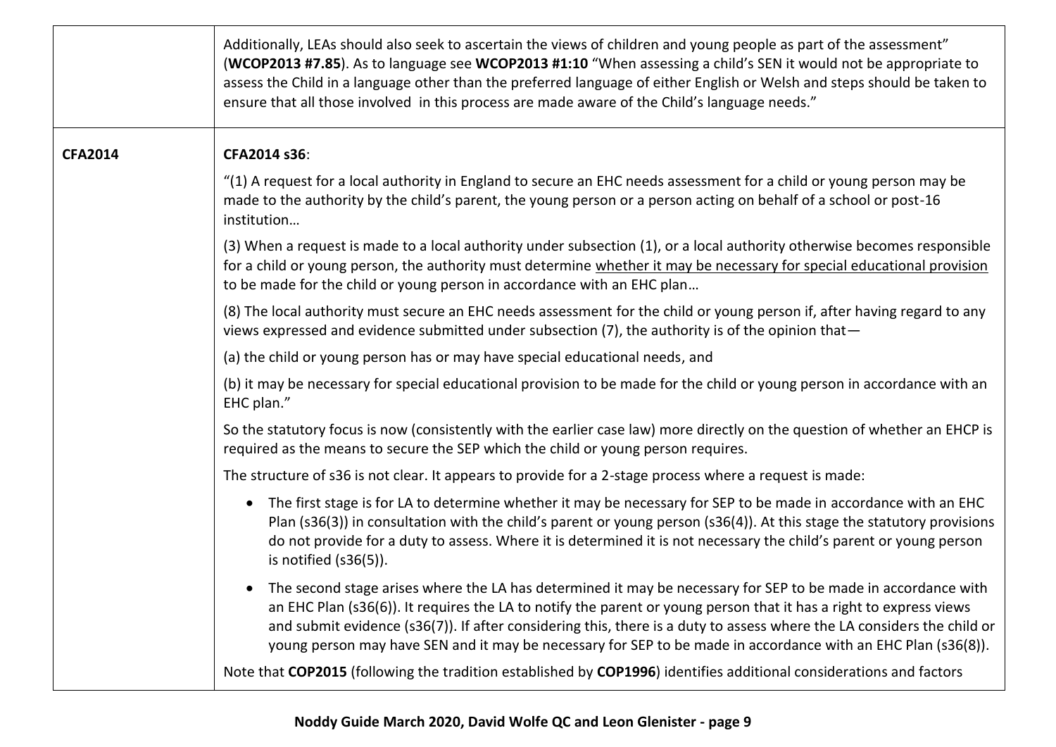| | |
|---|---|
| | Additionally, LEAs should also seek to ascertain the views of children and young people as part of the assessment" (**WCOP2013 #7.85**). As to language see **WCOP2013 #1:10** "When assessing a child's SEN it would not be appropriate to assess the Child in a language other than the preferred language of either English or Welsh and steps should be taken to ensure that all those involved in this process are made aware of the Child's language needs." |
| **CFA2014** | **CFA2014 s36**:<br><br>"(1) A request for a local authority in England to secure an EHC needs assessment for a child or young person may be made to the authority by the child's parent, the young person or a person acting on behalf of a school or post-16 institution…<br><br>(3) When a request is made to a local authority under subsection (1), or a local authority otherwise becomes responsible for a child or young person, the authority must determine <u>whether it may be necessary for special educational provision</u> to be made for the child or young person in accordance with an EHC plan…<br><br>(8) The local authority must secure an EHC needs assessment for the child or young person if, after having regard to any views expressed and evidence submitted under subsection (7), the authority is of the opinion that—<br><br>(a) the child or young person has or may have special educational needs, and<br><br>(b) it may be necessary for special educational provision to be made for the child or young person in accordance with an EHC plan."<br><br>So the statutory focus is now (consistently with the earlier case law) more directly on the question of whether an EHCP is required as the means to secure the SEP which the child or young person requires.<br><br>The structure of s36 is not clear. It appears to provide for a 2-stage process where a request is made:<br><br>• The first stage is for LA to determine whether it may be necessary for SEP to be made in accordance with an EHC Plan (s36(3)) in consultation with the child's parent or young person (s36(4)). At this stage the statutory provisions do not provide for a duty to assess. Where it is determined it is not necessary the child's parent or young person is notified (s36(5)).<br><br>• The second stage arises where the LA has determined it may be necessary for SEP to be made in accordance with an EHC Plan (s36(6)). It requires the LA to notify the parent or young person that it has a right to express views and submit evidence (s36(7)). If after considering this, there is a duty to assess where the LA considers the child or young person may have SEN and it may be necessary for SEP to be made in accordance with an EHC Plan (s36(8)).<br><br>Note that **COP2015** (following the tradition established by **COP1996**) identifies additional considerations and factors |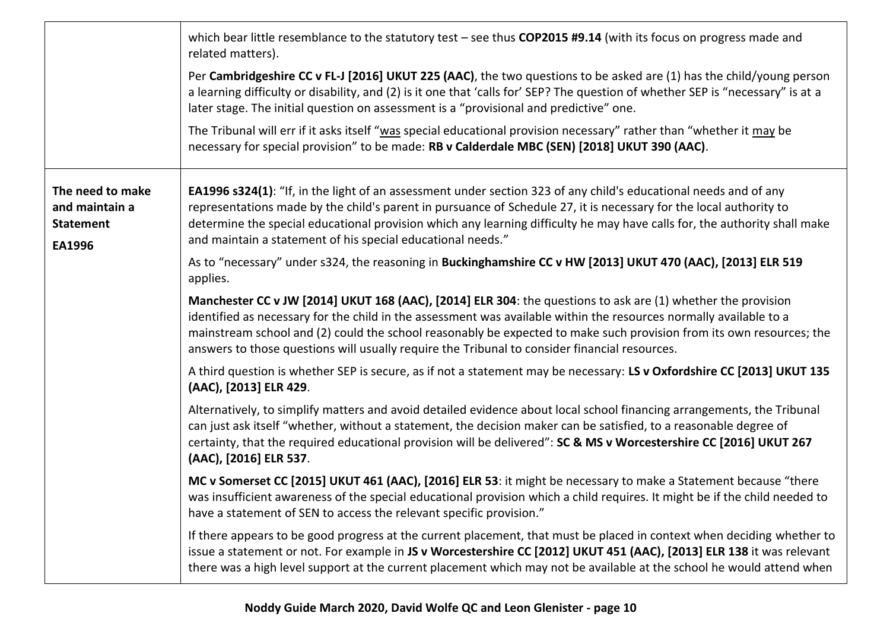| | |
|---|---|
| | which bear little resemblance to the statutory test – see thus **COP2015 #9.14** (with its focus on progress made and related matters).<br><br>Per **Cambridgeshire CC v FL-J [2016] UKUT 225 (AAC)**, the two questions to be asked are (1) has the child/young person a learning difficulty or disability, and (2) is it one that 'calls for' SEP? The question of whether SEP is "necessary" is at a later stage. The initial question on assessment is a "provisional and predictive" one.<br><br>The Tribunal will err if it asks itself "<u>was</u> special educational provision necessary" rather than "whether it <u>may</u> be necessary for special provision" to be made: **RB v Calderdale MBC (SEN) [2018] UKUT 390 (AAC)**. |
| **The need to make and maintain a Statement**<br><br>**EA1996** | **EA1996 s324(1)**: "If, in the light of an assessment under section 323 of any child's educational needs and of any representations made by the child's parent in pursuance of Schedule 27, it is necessary for the local authority to determine the special educational provision which any learning difficulty he may have calls for, the authority shall make and maintain a statement of his special educational needs."<br><br>As to "necessary" under s324, the reasoning in **Buckinghamshire CC v HW [2013] UKUT 470 (AAC), [2013] ELR 519** applies.<br><br>**Manchester CC v JW [2014] UKUT 168 (AAC), [2014] ELR 304**: the questions to ask are (1) whether the provision identified as necessary for the child in the assessment was available within the resources normally available to a mainstream school and (2) could the school reasonably be expected to make such provision from its own resources; the answers to those questions will usually require the Tribunal to consider financial resources.<br><br>A third question is whether SEP is secure, as if not a statement may be necessary: **LS v Oxfordshire CC [2013] UKUT 135 (AAC), [2013] ELR 429**.<br><br>Alternatively, to simplify matters and avoid detailed evidence about local school financing arrangements, the Tribunal can just ask itself "whether, without a statement, the decision maker can be satisfied, to a reasonable degree of certainty, that the required educational provision will be delivered": **SC & MS v Worcestershire CC [2016] UKUT 267 (AAC), [2016] ELR 537**.<br><br>**MC v Somerset CC [2015] UKUT 461 (AAC), [2016] ELR 53**: it might be necessary to make a Statement because "there was insufficient awareness of the special educational provision which a child requires. It might be if the child needed to have a statement of SEN to access the relevant specific provision."<br><br>If there appears to be good progress at the current placement, that must be placed in context when deciding whether to issue a statement or not. For example in **JS v Worcestershire CC [2012] UKUT 451 (AAC), [2013] ELR 138** it was relevant there was a high level support at the current placement which may not be available at the school he would attend when |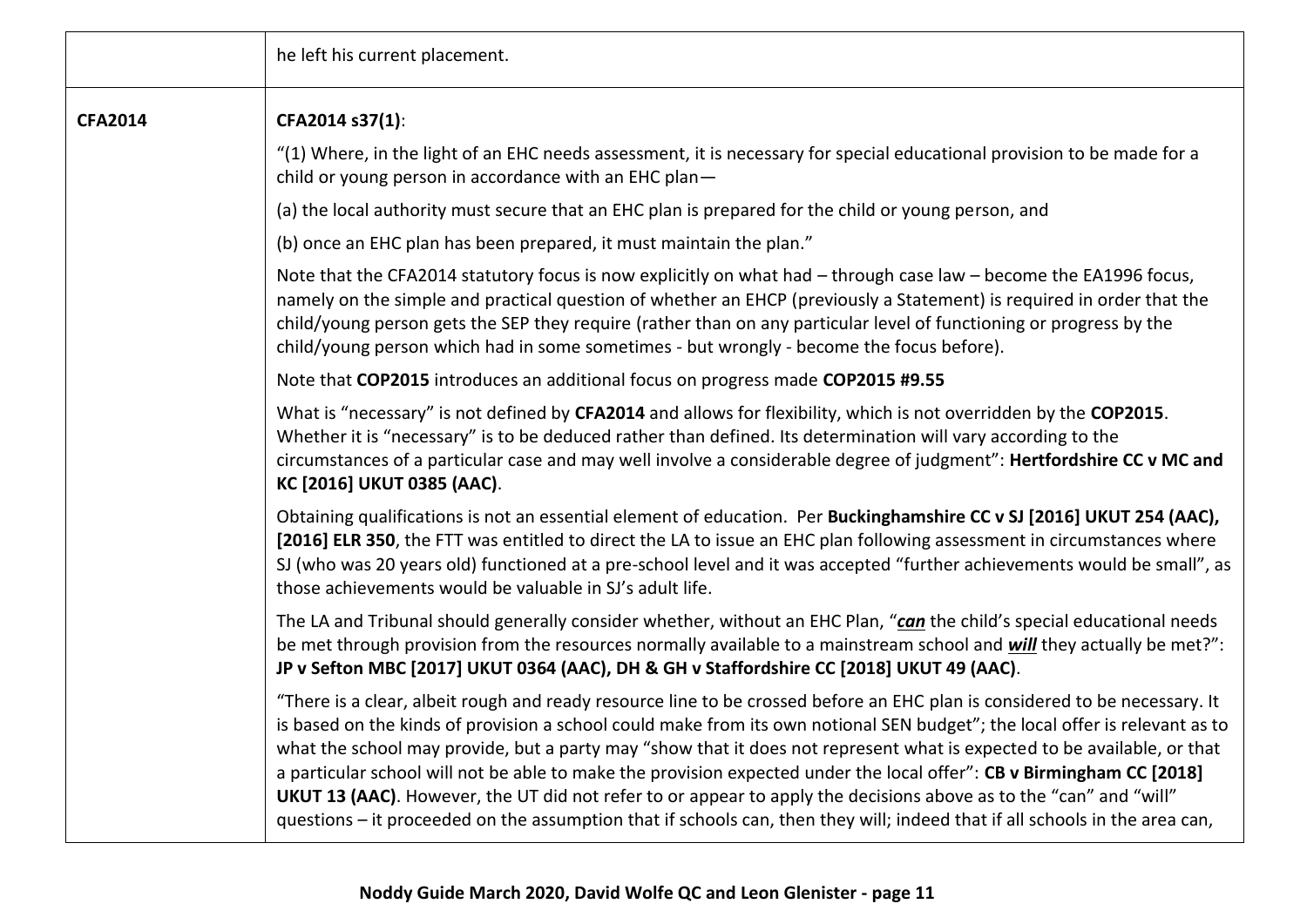| | |
|---|---|
| | he left his current placement. |
| **CFA2014** | **CFA2014 s37(1)**:<br><br>"(1) Where, in the light of an EHC needs assessment, it is necessary for special educational provision to be made for a child or young person in accordance with an EHC plan—<br><br>(a) the local authority must secure that an EHC plan is prepared for the child or young person, and<br><br>(b) once an EHC plan has been prepared, it must maintain the plan."<br><br>Note that the CFA2014 statutory focus is now explicitly on what had – through case law – become the EA1996 focus, namely on the simple and practical question of whether an EHCP (previously a Statement) is required in order that the child/young person gets the SEP they require (rather than on any particular level of functioning or progress by the child/young person which had in some sometimes - but wrongly - become the focus before).<br><br>Note that **COP2015** introduces an additional focus on progress made **COP2015 #9.55**<br><br>What is "necessary" is not defined by **CFA2014** and allows for flexibility, which is not overridden by the **COP2015**. Whether it is "necessary" is to be deduced rather than defined. Its determination will vary according to the circumstances of a particular case and may well involve a considerable degree of judgment": **Hertfordshire CC v MC and KC [2016] UKUT 0385 (AAC)**.<br><br>Obtaining qualifications is not an essential element of education. Per **Buckinghamshire CC v SJ [2016] UKUT 254 (AAC), [2016] ELR 350**, the FTT was entitled to direct the LA to issue an EHC plan following assessment in circumstances where SJ (who was 20 years old) functioned at a pre-school level and it was accepted "further achievements would be small", as those achievements would be valuable in SJ's adult life.<br><br>The LA and Tribunal should generally consider whether, without an EHC Plan, "***<u>can</u>*** the child's special educational needs be met through provision from the resources normally available to a mainstream school and ***<u>will</u>*** they actually be met?": **JP v Sefton MBC [2017] UKUT 0364 (AAC), DH & GH v Staffordshire CC [2018] UKUT 49 (AAC)**.<br><br>"There is a clear, albeit rough and ready resource line to be crossed before an EHC plan is considered to be necessary. It is based on the kinds of provision a school could make from its own notional SEN budget"; the local offer is relevant as to what the school may provide, but a party may "show that it does not represent what is expected to be available, or that a particular school will not be able to make the provision expected under the local offer": **CB v Birmingham CC [2018] UKUT 13 (AAC)**. However, the UT did not refer to or appear to apply the decisions above as to the "can" and "will" questions – it proceeded on the assumption that if schools can, then they will; indeed that if all schools in the area can, |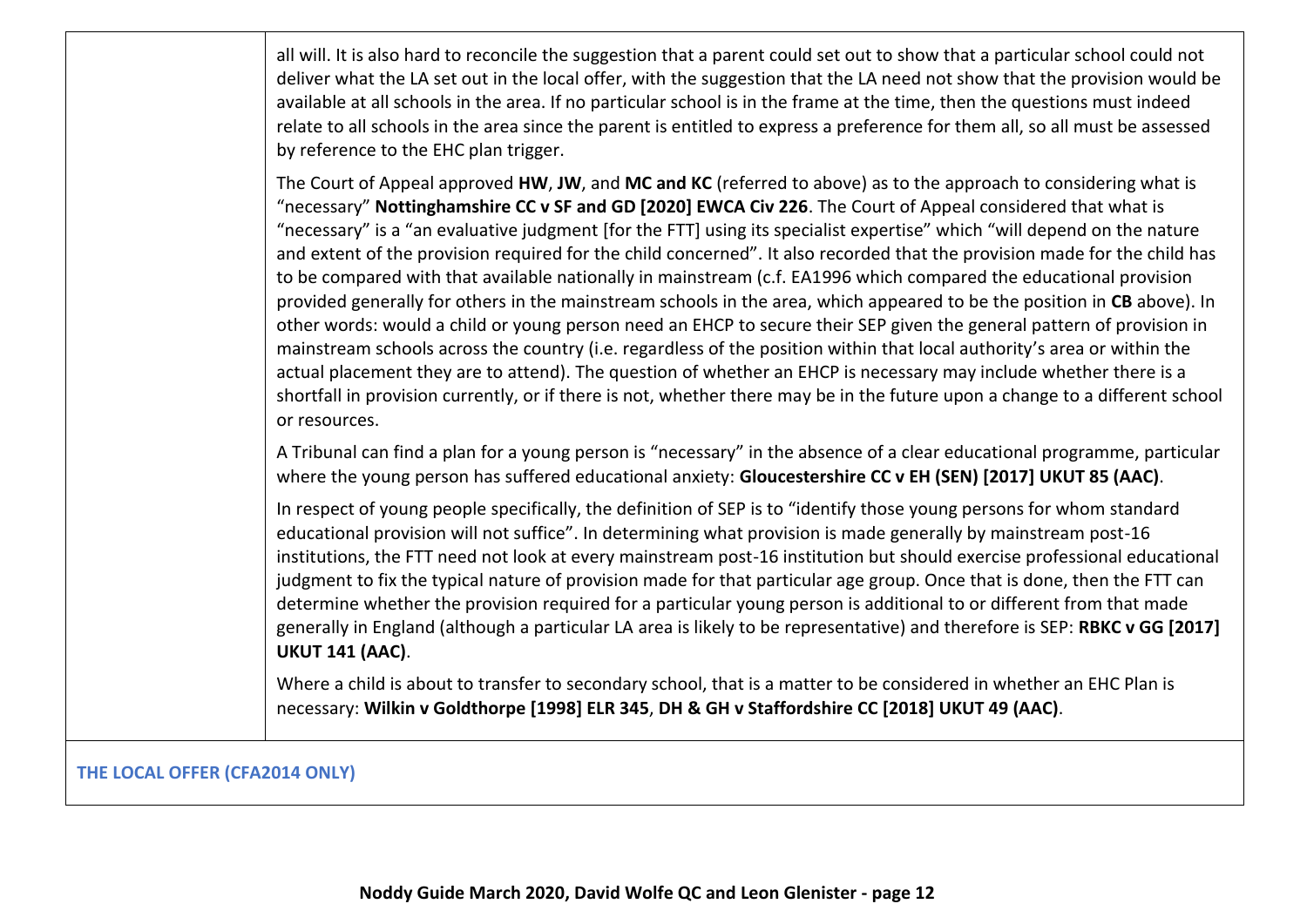| | |
|---|---|
| | all will. It is also hard to reconcile the suggestion that a parent could set out to show that a particular school could not deliver what the LA set out in the local offer, with the suggestion that the LA need not show that the provision would be available at all schools in the area. If no particular school is in the frame at the time, then the questions must indeed relate to all schools in the area since the parent is entitled to express a preference for them all, so all must be assessed by reference to the EHC plan trigger.<br><br>The Court of Appeal approved **HW**, **JW**, and **MC and KC** (referred to above) as to the approach to considering what is "necessary" **Nottinghamshire CC v SF and GD [2020] EWCA Civ 226**. The Court of Appeal considered that what is "necessary" is a "an evaluative judgment [for the FTT] using its specialist expertise" which "will depend on the nature and extent of the provision required for the child concerned". It also recorded that the provision made for the child has to be compared with that available nationally in mainstream (c.f. EA1996 which compared the educational provision provided generally for others in the mainstream schools in the area, which appeared to be the position in **CB** above). In other words: would a child or young person need an EHCP to secure their SEP given the general pattern of provision in mainstream schools across the country (i.e. regardless of the position within that local authority's area or within the actual placement they are to attend). The question of whether an EHCP is necessary may include whether there is a shortfall in provision currently, or if there is not, whether there may be in the future upon a change to a different school or resources.<br><br>A Tribunal can find a plan for a young person is "necessary" in the absence of a clear educational programme, particular where the young person has suffered educational anxiety: **Gloucestershire CC v EH (SEN) [2017] UKUT 85 (AAC)**.<br><br>In respect of young people specifically, the definition of SEP is to "identify those young persons for whom standard educational provision will not suffice". In determining what provision is made generally by mainstream post-16 institutions, the FTT need not look at every mainstream post-16 institution but should exercise professional educational judgment to fix the typical nature of provision made for that particular age group. Once that is done, then the FTT can determine whether the provision required for a particular young person is additional to or different from that made generally in England (although a particular LA area is likely to be representative) and therefore is SEP: **RBKC v GG [2017] UKUT 141 (AAC)**.<br><br>Where a child is about to transfer to secondary school, that is a matter to be considered in whether an EHC Plan is necessary: **Wilkin v Goldthorpe [1998] ELR 345**, **DH & GH v Staffordshire CC [2018] UKUT 49 (AAC)**. |
| **THE LOCAL OFFER (CFA2014 ONLY)** | |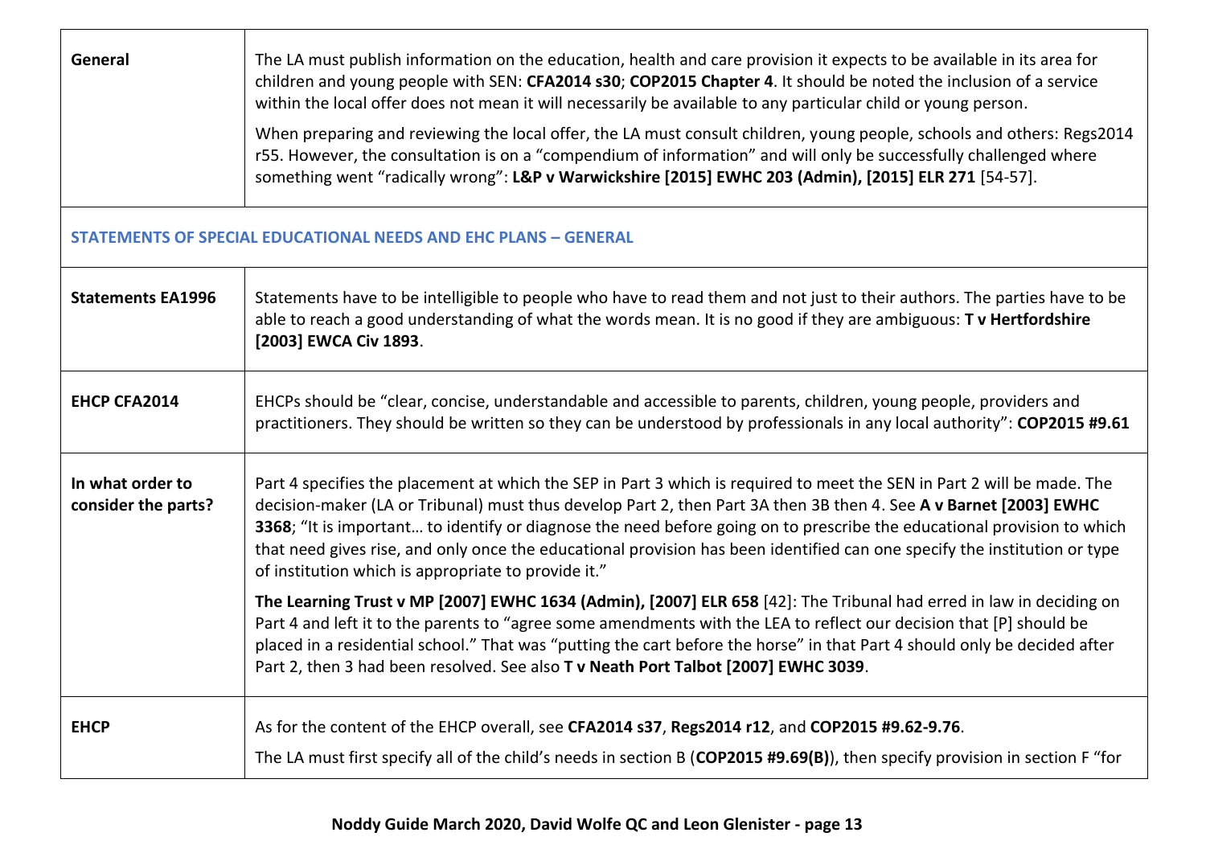| | |
|---|---|
| **General** | The LA must publish information on the education, health and care provision it expects to be available in its area for children and young people with SEN: **CFA2014 s30**; **COP2015 Chapter 4**. It should be noted the inclusion of a service within the local offer does not mean it will necessarily be available to any particular child or young person.<br><br>When preparing and reviewing the local offer, the LA must consult children, young people, schools and others: Regs2014 r55. However, the consultation is on a "compendium of information" and will only be successfully challenged where something went "radically wrong": **L&P v Warwickshire [2015] EWHC 203 (Admin), [2015] ELR 271** [54-57]. |

## STATEMENTS OF SPECIAL EDUCATIONAL NEEDS AND EHC PLANS – GENERAL

| | |
|---|---|
| **Statements EA1996** | Statements have to be intelligible to people who have to read them and not just to their authors. The parties have to be able to reach a good understanding of what the words mean. It is no good if they are ambiguous: **T v Hertfordshire [2003] EWCA Civ 1893**. |
| **EHCP CFA2014** | EHCPs should be "clear, concise, understandable and accessible to parents, children, young people, providers and practitioners. They should be written so they can be understood by professionals in any local authority": **COP2015 #9.61** |
| **In what order to consider the parts?** | Part 4 specifies the placement at which the SEP in Part 3 which is required to meet the SEN in Part 2 will be made. The decision-maker (LA or Tribunal) must thus develop Part 2, then Part 3A then 3B then 4. See **A v Barnet [2003] EWHC 3368**; "It is important… to identify or diagnose the need before going on to prescribe the educational provision to which that need gives rise, and only once the educational provision has been identified can one specify the institution or type of institution which is appropriate to provide it."<br><br>**The Learning Trust v MP [2007] EWHC 1634 (Admin), [2007] ELR 658** [42]: The Tribunal had erred in law in deciding on Part 4 and left it to the parents to "agree some amendments with the LEA to reflect our decision that [P] should be placed in a residential school." That was "putting the cart before the horse" in that Part 4 should only be decided after Part 2, then 3 had been resolved. See also **T v Neath Port Talbot [2007] EWHC 3039**. |
| **EHCP** | As for the content of the EHCP overall, see **CFA2014 s37**, **Regs2014 r12**, and **COP2015 #9.62-9.76**.<br><br>The LA must first specify all of the child's needs in section B (**COP2015 #9.69(B)**), then specify provision in section F "for |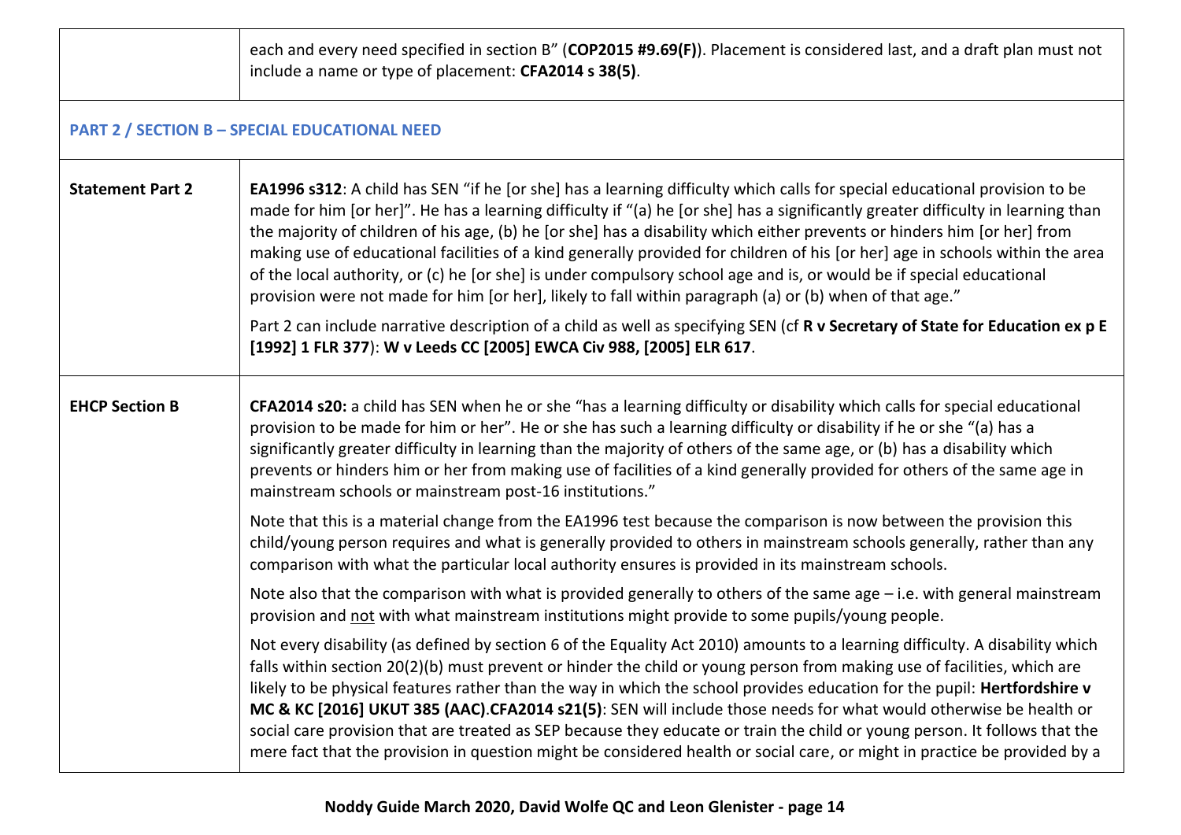| | |
|---|---|
| | each and every need specified in section B" (**COP2015 #9.69(F)**). Placement is considered last, and a draft plan must not include a name or type of placement: **CFA2014 s 38(5)**. |
| **PART 2 / SECTION B – SPECIAL EDUCATIONAL NEED** | |
| **Statement Part 2** | **EA1996 s312**: A child has SEN "if he [or she] has a learning difficulty which calls for special educational provision to be made for him [or her]". He has a learning difficulty if "(a) he [or she] has a significantly greater difficulty in learning than the majority of children of his age, (b) he [or she] has a disability which either prevents or hinders him [or her] from making use of educational facilities of a kind generally provided for children of his [or her] age in schools within the area of the local authority, or (c) he [or she] is under compulsory school age and is, or would be if special educational provision were not made for him [or her], likely to fall within paragraph (a) or (b) when of that age."<br><br>Part 2 can include narrative description of a child as well as specifying SEN (cf **R v Secretary of State for Education ex p E [1992] 1 FLR 377**): **W v Leeds CC [2005] EWCA Civ 988, [2005] ELR 617**. |
| **EHCP Section B** | **CFA2014 s20:** a child has SEN when he or she "has a learning difficulty or disability which calls for special educational provision to be made for him or her". He or she has such a learning difficulty or disability if he or she "(a) has a significantly greater difficulty in learning than the majority of others of the same age, or (b) has a disability which prevents or hinders him or her from making use of facilities of a kind generally provided for others of the same age in mainstream schools or mainstream post-16 institutions."<br><br>Note that this is a material change from the EA1996 test because the comparison is now between the provision this child/young person requires and what is generally provided to others in mainstream schools generally, rather than any comparison with what the particular local authority ensures is provided in its mainstream schools.<br><br>Note also that the comparison with what is provided generally to others of the same age – i.e. with general mainstream provision and <u>not</u> with what mainstream institutions might provide to some pupils/young people.<br><br>Not every disability (as defined by section 6 of the Equality Act 2010) amounts to a learning difficulty. A disability which falls within section 20(2)(b) must prevent or hinder the child or young person from making use of facilities, which are likely to be physical features rather than the way in which the school provides education for the pupil: **Hertfordshire v MC & KC [2016] UKUT 385 (AAC)**.**CFA2014 s21(5)**: SEN will include those needs for what would otherwise be health or social care provision that are treated as SEP because they educate or train the child or young person. It follows that the mere fact that the provision in question might be considered health or social care, or might in practice be provided by a |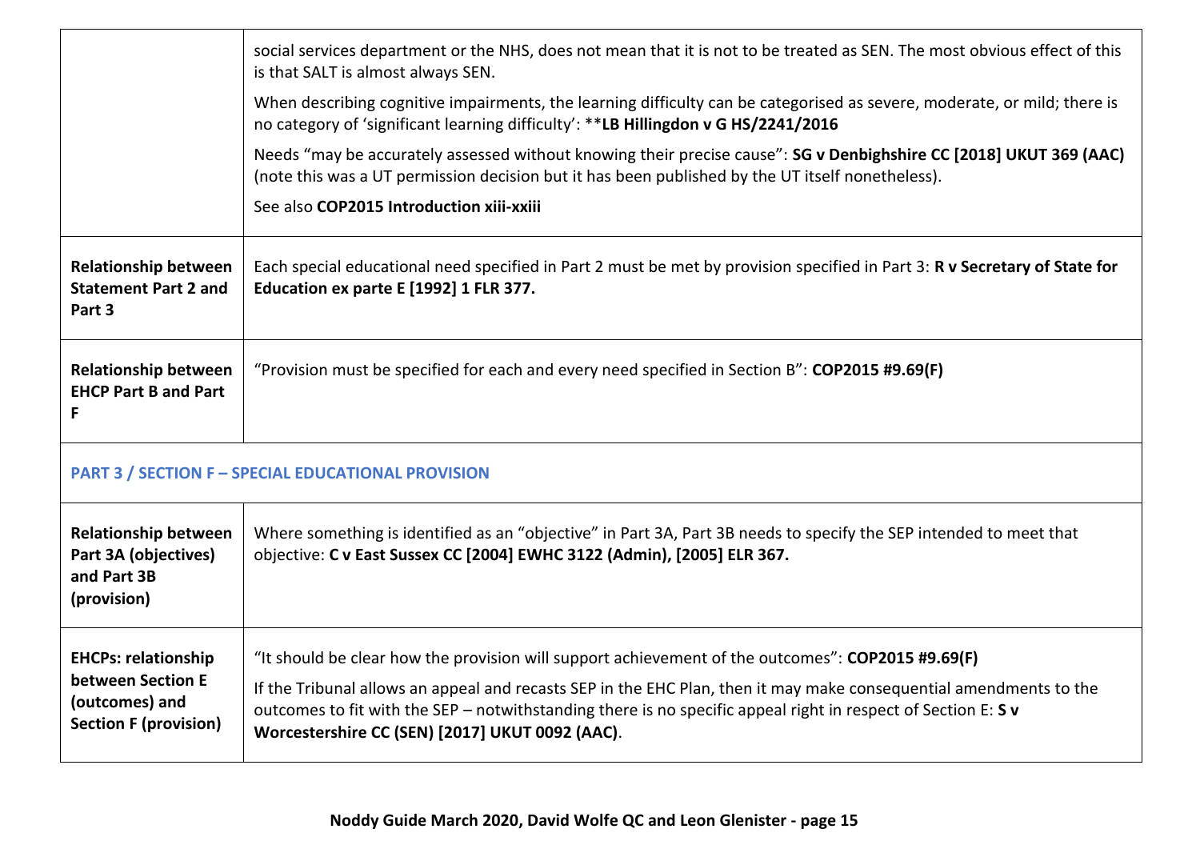| | |
|---|---|
| | social services department or the NHS, does not mean that it is not to be treated as SEN. The most obvious effect of this is that SALT is almost always SEN.<br><br>When describing cognitive impairments, the learning difficulty can be categorised as severe, moderate, or mild; there is no category of 'significant learning difficulty': ****LB Hillingdon v G HS/2241/2016**<br><br>Needs "may be accurately assessed without knowing their precise cause": **SG v Denbighshire CC [2018] UKUT 369 (AAC)** (note this was a UT permission decision but it has been published by the UT itself nonetheless).<br><br>See also **COP2015 Introduction xiii-xxiii** |
| **Relationship between Statement Part 2 and Part 3** | Each special educational need specified in Part 2 must be met by provision specified in Part 3: **R v Secretary of State for Education ex parte E [1992] 1 FLR 377.** |
| **Relationship between EHCP Part B and Part F** | "Provision must be specified for each and every need specified in Section B": **COP2015 #9.69(F)** |
| **PART 3 / SECTION F – SPECIAL EDUCATIONAL PROVISION** | |
| **Relationship between Part 3A (objectives) and Part 3B (provision)** | Where something is identified as an "objective" in Part 3A, Part 3B needs to specify the SEP intended to meet that objective: **C v East Sussex CC [2004] EWHC 3122 (Admin), [2005] ELR 367.** |
| **EHCPs: relationship between Section E (outcomes) and Section F (provision)** | "It should be clear how the provision will support achievement of the outcomes": **COP2015 #9.69(F)**<br><br>If the Tribunal allows an appeal and recasts SEP in the EHC Plan, then it may make consequential amendments to the outcomes to fit with the SEP – notwithstanding there is no specific appeal right in respect of Section E: **S v Worcestershire CC (SEN) [2017] UKUT 0092 (AAC)**. |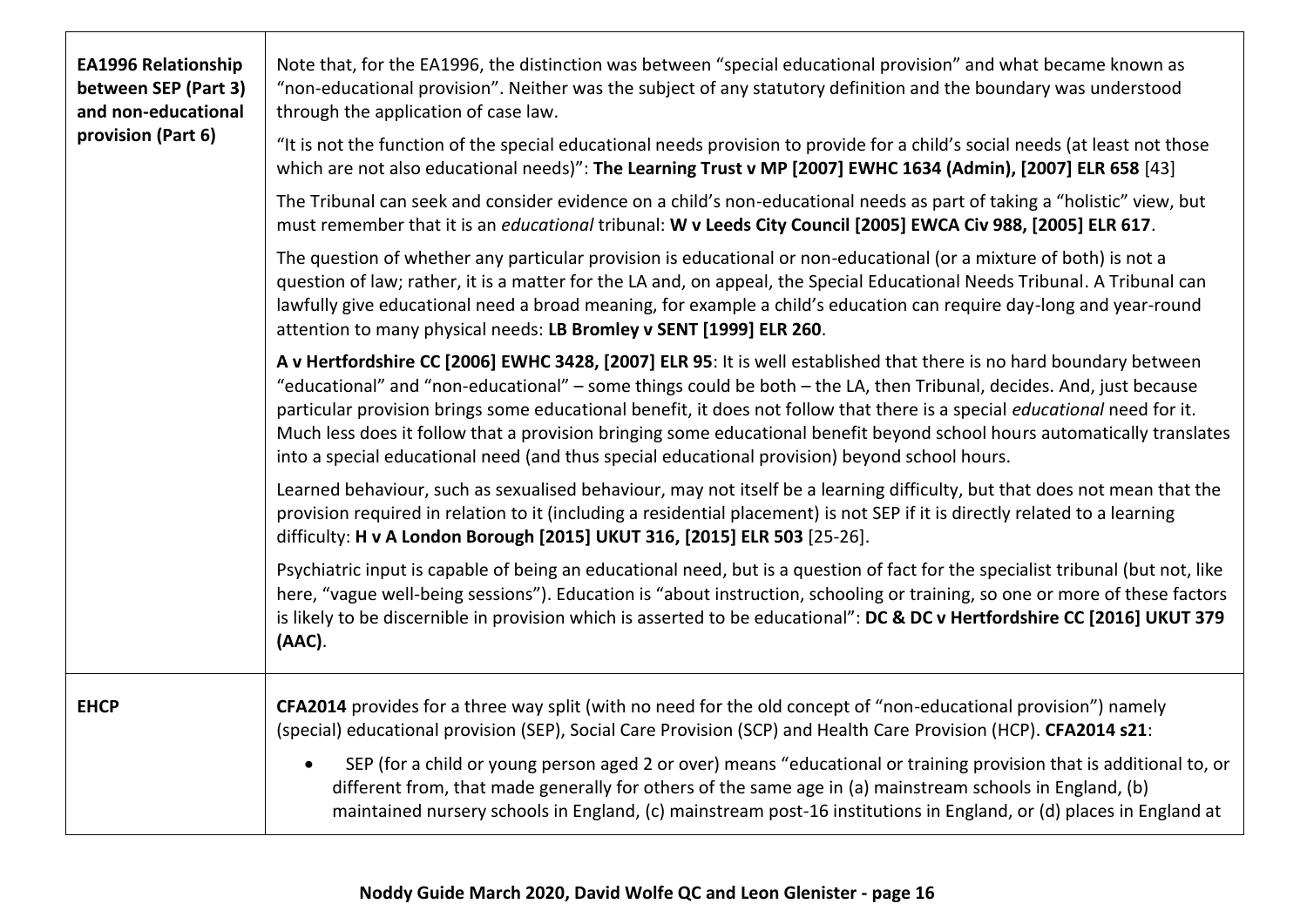| | |
|---|---|
| **EA1996 Relationship between SEP (Part 3) and non-educational provision (Part 6)** | Note that, for the EA1996, the distinction was between "special educational provision" and what became known as "non-educational provision". Neither was the subject of any statutory definition and the boundary was understood through the application of case law.<br><br>"It is not the function of the special educational needs provision to provide for a child's social needs (at least not those which are not also educational needs)": **The Learning Trust v MP [2007] EWHC 1634 (Admin), [2007] ELR 658** [43]<br><br>The Tribunal can seek and consider evidence on a child's non-educational needs as part of taking a "holistic" view, but must remember that it is an *educational* tribunal: **W v Leeds City Council [2005] EWCA Civ 988, [2005] ELR 617**.<br><br>The question of whether any particular provision is educational or non-educational (or a mixture of both) is not a question of law; rather, it is a matter for the LA and, on appeal, the Special Educational Needs Tribunal. A Tribunal can lawfully give educational need a broad meaning, for example a child's education can require day-long and year-round attention to many physical needs: **LB Bromley v SENT [1999] ELR 260**.<br><br>**A v Hertfordshire CC [2006] EWHC 3428, [2007] ELR 95**: It is well established that there is no hard boundary between "educational" and "non-educational" – some things could be both – the LA, then Tribunal, decides. And, just because particular provision brings some educational benefit, it does not follow that there is a special *educational* need for it. Much less does it follow that a provision bringing some educational benefit beyond school hours automatically translates into a special educational need (and thus special educational provision) beyond school hours.<br><br>Learned behaviour, such as sexualised behaviour, may not itself be a learning difficulty, but that does not mean that the provision required in relation to it (including a residential placement) is not SEP if it is directly related to a learning difficulty: **H v A London Borough [2015] UKUT 316, [2015] ELR 503** [25-26].<br><br>Psychiatric input is capable of being an educational need, but is a question of fact for the specialist tribunal (but not, like here, "vague well-being sessions"). Education is "about instruction, schooling or training, so one or more of these factors is likely to be discernible in provision which is asserted to be educational": **DC & DC v Hertfordshire CC [2016] UKUT 379 (AAC)**. |
| **EHCP** | **CFA2014** provides for a three way split (with no need for the old concept of "non-educational provision") namely (special) educational provision (SEP), Social Care Provision (SCP) and Health Care Provision (HCP). **CFA2014 s21**:<br><br>• SEP (for a child or young person aged 2 or over) means "educational or training provision that is additional to, or different from, that made generally for others of the same age in (a) mainstream schools in England, (b) maintained nursery schools in England, (c) mainstream post-16 institutions in England, or (d) places in England at |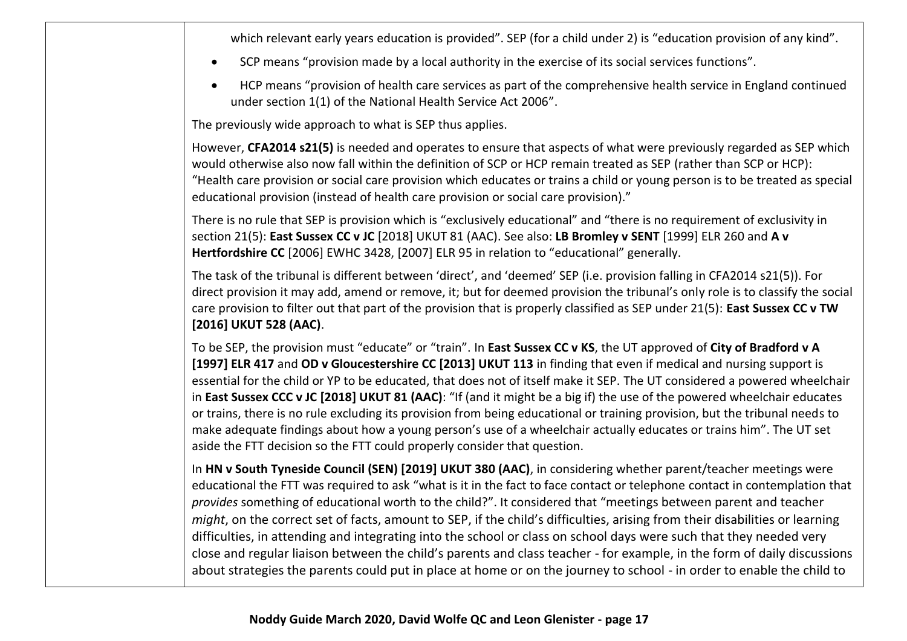which relevant early years education is provided". SEP (for a child under 2) is "education provision of any kind".

- SCP means "provision made by a local authority in the exercise of its social services functions".
- HCP means "provision of health care services as part of the comprehensive health service in England continued under section 1(1) of the National Health Service Act 2006".

The previously wide approach to what is SEP thus applies.

However, **CFA2014 s21(5)** is needed and operates to ensure that aspects of what were previously regarded as SEP which would otherwise also now fall within the definition of SCP or HCP remain treated as SEP (rather than SCP or HCP): "Health care provision or social care provision which educates or trains a child or young person is to be treated as special educational provision (instead of health care provision or social care provision)."

There is no rule that SEP is provision which is "exclusively educational" and "there is no requirement of exclusivity in section 21(5): **East Sussex CC v JC** [2018] UKUT 81 (AAC). See also: **LB Bromley v SENT** [1999] ELR 260 and **A v Hertfordshire CC** [2006] EWHC 3428, [2007] ELR 95 in relation to "educational" generally.

The task of the tribunal is different between 'direct', and 'deemed' SEP (i.e. provision falling in CFA2014 s21(5)). For direct provision it may add, amend or remove, it; but for deemed provision the tribunal's only role is to classify the social care provision to filter out that part of the provision that is properly classified as SEP under 21(5): **East Sussex CC v TW [2016] UKUT 528 (AAC)**.

To be SEP, the provision must "educate" or "train". In **East Sussex CC v KS**, the UT approved of **City of Bradford v A [1997] ELR 417** and **OD v Gloucestershire CC [2013] UKUT 113** in finding that even if medical and nursing support is essential for the child or YP to be educated, that does not of itself make it SEP. The UT considered a powered wheelchair in **East Sussex CCC v JC [2018] UKUT 81 (AAC)**: "If (and it might be a big if) the use of the powered wheelchair educates or trains, there is no rule excluding its provision from being educational or training provision, but the tribunal needs to make adequate findings about how a young person's use of a wheelchair actually educates or trains him". The UT set aside the FTT decision so the FTT could properly consider that question.

In **HN v South Tyneside Council (SEN) [2019] UKUT 380 (AAC)**, in considering whether parent/teacher meetings were educational the FTT was required to ask "what is it in the fact to face contact or telephone contact in contemplation that *provides* something of educational worth to the child?". It considered that "meetings between parent and teacher *might*, on the correct set of facts, amount to SEP, if the child's difficulties, arising from their disabilities or learning difficulties, in attending and integrating into the school or class on school days were such that they needed very close and regular liaison between the child's parents and class teacher - for example, in the form of daily discussions about strategies the parents could put in place at home or on the journey to school - in order to enable the child to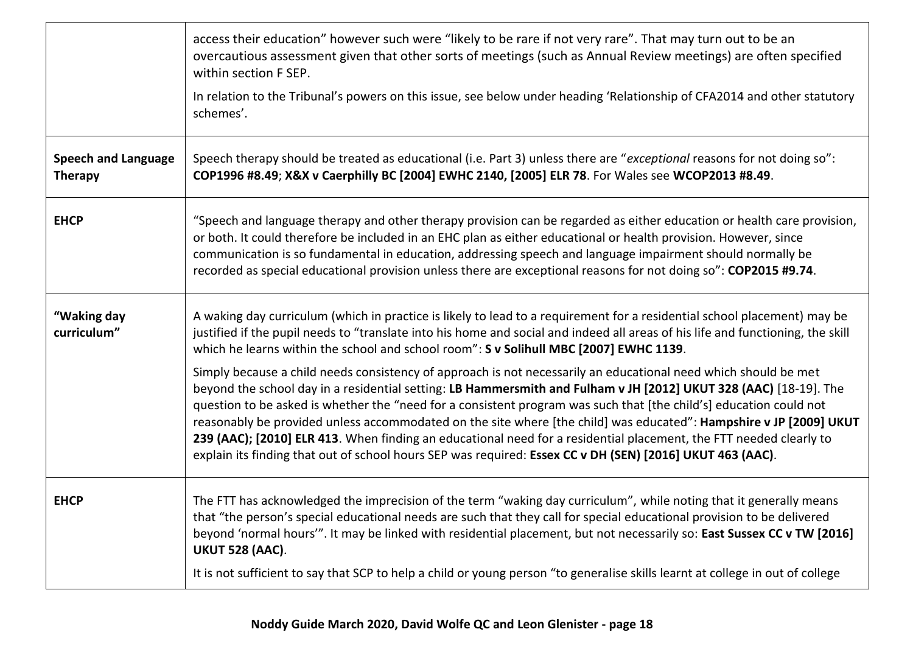| | |
|---|---|
| | access their education" however such were "likely to be rare if not very rare". That may turn out to be an overcautious assessment given that other sorts of meetings (such as Annual Review meetings) are often specified within section F SEP.<br><br>In relation to the Tribunal's powers on this issue, see below under heading 'Relationship of CFA2014 and other statutory schemes'. |
| **Speech and Language Therapy** | Speech therapy should be treated as educational (i.e. Part 3) unless there are "*exceptional* reasons for not doing so": **COP1996 #8.49**; **X&X v Caerphilly BC [2004] EWHC 2140, [2005] ELR 78**. For Wales see **WCOP2013 #8.49**. |
| **EHCP** | "Speech and language therapy and other therapy provision can be regarded as either education or health care provision, or both. It could therefore be included in an EHC plan as either educational or health provision. However, since communication is so fundamental in education, addressing speech and language impairment should normally be recorded as special educational provision unless there are exceptional reasons for not doing so": **COP2015 #9.74**. |
| **"Waking day curriculum"** | A waking day curriculum (which in practice is likely to lead to a requirement for a residential school placement) may be justified if the pupil needs to "translate into his home and social and indeed all areas of his life and functioning, the skill which he learns within the school and school room": **S v Solihull MBC [2007] EWHC 1139**.<br><br>Simply because a child needs consistency of approach is not necessarily an educational need which should be met beyond the school day in a residential setting: **LB Hammersmith and Fulham v JH [2012] UKUT 328 (AAC)** [18-19]. The question to be asked is whether the "need for a consistent program was such that [the child's] education could not reasonably be provided unless accommodated on the site where [the child] was educated": **Hampshire v JP [2009] UKUT 239 (AAC); [2010] ELR 413**. When finding an educational need for a residential placement, the FTT needed clearly to explain its finding that out of school hours SEP was required: **Essex CC v DH (SEN) [2016] UKUT 463 (AAC)**. |
| **EHCP** | The FTT has acknowledged the imprecision of the term "waking day curriculum", while noting that it generally means that "the person's special educational needs are such that they call for special educational provision to be delivered beyond 'normal hours'". It may be linked with residential placement, but not necessarily so: **East Sussex CC v TW [2016] UKUT 528 (AAC)**.<br><br>It is not sufficient to say that SCP to help a child or young person "to generalise skills learnt at college in out of college |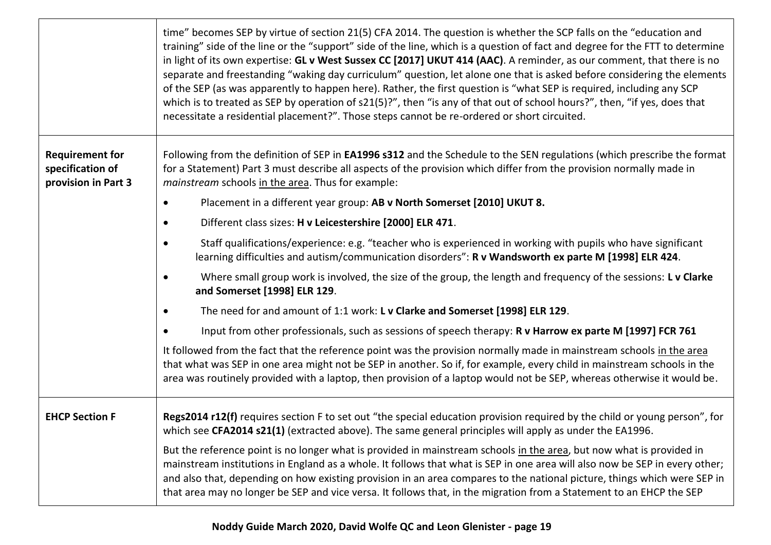| | |
|---|---|
| | time" becomes SEP by virtue of section 21(5) CFA 2014. The question is whether the SCP falls on the "education and training" side of the line or the "support" side of the line, which is a question of fact and degree for the FTT to determine in light of its own expertise: **GL v West Sussex CC [2017] UKUT 414 (AAC)**. A reminder, as our comment, that there is no separate and freestanding "waking day curriculum" question, let alone one that is asked before considering the elements of the SEP (as was apparently to happen here). Rather, the first question is "what SEP is required, including any SCP which is to treated as SEP by operation of s21(5)?", then "is any of that out of school hours?", then, "if yes, does that necessitate a residential placement?". Those steps cannot be re-ordered or short circuited. |
| **Requirement for specification of provision in Part 3** | Following from the definition of SEP in **EA1996 s312** and the Schedule to the SEN regulations (which prescribe the format for a Statement) Part 3 must describe all aspects of the provision which differ from the provision normally made in *mainstream* schools <u>in the area</u>. Thus for example:<br>• Placement in a different year group: **AB v North Somerset [2010] UKUT 8.**<br>• Different class sizes: **H v Leicestershire [2000] ELR 471**.<br>• Staff qualifications/experience: e.g. "teacher who is experienced in working with pupils who have significant learning difficulties and autism/communication disorders": **R v Wandsworth ex parte M [1998] ELR 424**.<br>• Where small group work is involved, the size of the group, the length and frequency of the sessions: **L v Clarke and Somerset [1998] ELR 129**.<br>• The need for and amount of 1:1 work: **L v Clarke and Somerset [1998] ELR 129**.<br>• Input from other professionals, such as sessions of speech therapy: **R v Harrow ex parte M [1997] FCR 761**<br><br>It followed from the fact that the reference point was the provision normally made in mainstream schools <u>in the area</u> that what was SEP in one area might not be SEP in another. So if, for example, every child in mainstream schools in the area was routinely provided with a laptop, then provision of a laptop would not be SEP, whereas otherwise it would be. |
| **EHCP Section F** | **Regs2014 r12(f)** requires section F to set out "the special education provision required by the child or young person", for which see **CFA2014 s21(1)** (extracted above). The same general principles will apply as under the EA1996.<br><br>But the reference point is no longer what is provided in mainstream schools <u>in the area</u>, but now what is provided in mainstream institutions in England as a whole. It follows that what is SEP in one area will also now be SEP in every other; and also that, depending on how existing provision in an area compares to the national picture, things which were SEP in that area may no longer be SEP and vice versa. It follows that, in the migration from a Statement to an EHCP the SEP |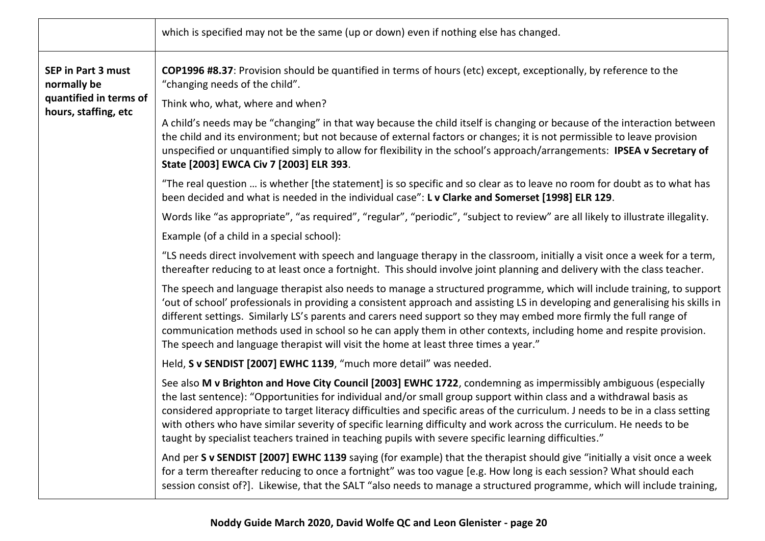| | |
|---|---|
| | which is specified may not be the same (up or down) even if nothing else has changed. |
| **SEP in Part 3 must normally be quantified in terms of hours, staffing, etc** | **COP1996 #8.37**: Provision should be quantified in terms of hours (etc) except, exceptionally, by reference to the "changing needs of the child".<br><br>Think who, what, where and when?<br><br>A child's needs may be "changing" in that way because the child itself is changing or because of the interaction between the child and its environment; but not because of external factors or changes; it is not permissible to leave provision unspecified or unquantified simply to allow for flexibility in the school's approach/arrangements: **IPSEA v Secretary of State [2003] EWCA Civ 7 [2003] ELR 393**.<br><br>"The real question … is whether [the statement] is so specific and so clear as to leave no room for doubt as to what has been decided and what is needed in the individual case": **L v Clarke and Somerset [1998] ELR 129**.<br><br>Words like "as appropriate", "as required", "regular", "periodic", "subject to review" are all likely to illustrate illegality.<br><br>Example (of a child in a special school):<br><br>"LS needs direct involvement with speech and language therapy in the classroom, initially a visit once a week for a term, thereafter reducing to at least once a fortnight. This should involve joint planning and delivery with the class teacher.<br><br>The speech and language therapist also needs to manage a structured programme, which will include training, to support 'out of school' professionals in providing a consistent approach and assisting LS in developing and generalising his skills in different settings. Similarly LS's parents and carers need support so they may embed more firmly the full range of communication methods used in school so he can apply them in other contexts, including home and respite provision. The speech and language therapist will visit the home at least three times a year."<br><br>Held, **S v SENDIST [2007] EWHC 1139**, "much more detail" was needed.<br><br>See also **M v Brighton and Hove City Council [2003] EWHC 1722**, condemning as impermissibly ambiguous (especially the last sentence): "Opportunities for individual and/or small group support within class and a withdrawal basis as considered appropriate to target literacy difficulties and specific areas of the curriculum. J needs to be in a class setting with others who have similar severity of specific learning difficulty and work across the curriculum. He needs to be taught by specialist teachers trained in teaching pupils with severe specific learning difficulties."<br><br>And per **S v SENDIST [2007] EWHC 1139** saying (for example) that the therapist should give "initially a visit once a week for a term thereafter reducing to once a fortnight" was too vague [e.g. How long is each session? What should each session consist of?]. Likewise, that the SALT "also needs to manage a structured programme, which will include training, |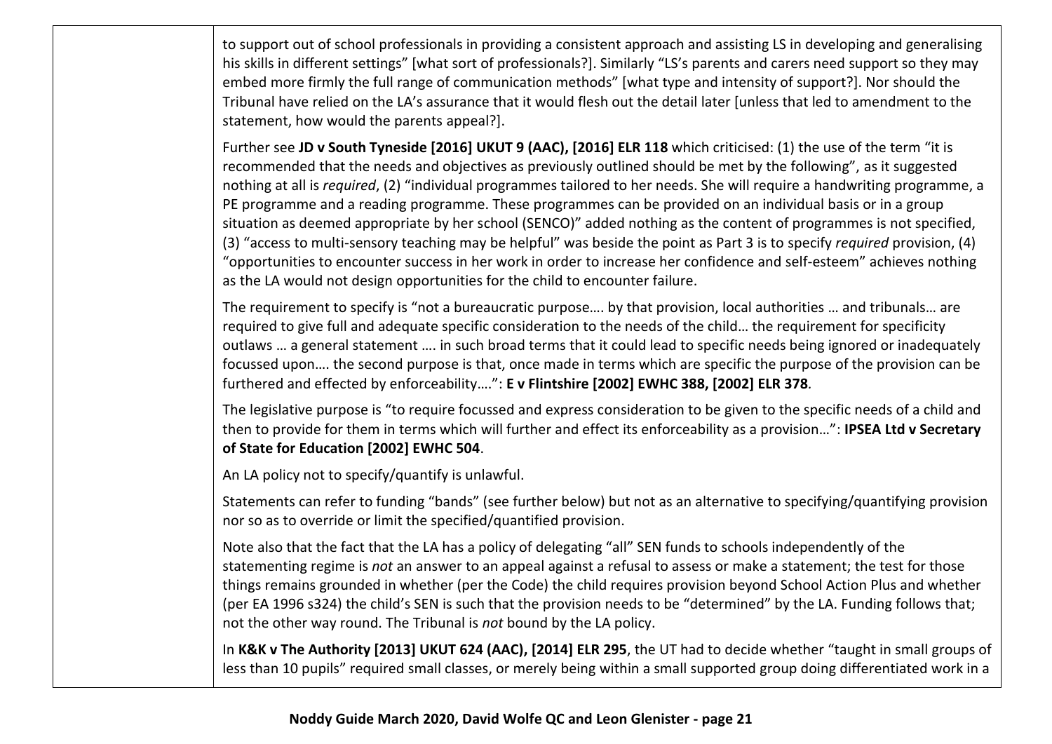to support out of school professionals in providing a consistent approach and assisting LS in developing and generalising his skills in different settings" [what sort of professionals?]. Similarly "LS's parents and carers need support so they may embed more firmly the full range of communication methods" [what type and intensity of support?]. Nor should the Tribunal have relied on the LA's assurance that it would flesh out the detail later [unless that led to amendment to the statement, how would the parents appeal?].

Further see **JD v South Tyneside [2016] UKUT 9 (AAC), [2016] ELR 118** which criticised: (1) the use of the term "it is recommended that the needs and objectives as previously outlined should be met by the following", as it suggested nothing at all is *required*, (2) "individual programmes tailored to her needs. She will require a handwriting programme, a PE programme and a reading programme. These programmes can be provided on an individual basis or in a group situation as deemed appropriate by her school (SENCO)" added nothing as the content of programmes is not specified, (3) "access to multi-sensory teaching may be helpful" was beside the point as Part 3 is to specify *required* provision, (4) "opportunities to encounter success in her work in order to increase her confidence and self-esteem" achieves nothing as the LA would not design opportunities for the child to encounter failure.

The requirement to specify is "not a bureaucratic purpose…. by that provision, local authorities … and tribunals… are required to give full and adequate specific consideration to the needs of the child… the requirement for specificity outlaws … a general statement …. in such broad terms that it could lead to specific needs being ignored or inadequately focussed upon…. the second purpose is that, once made in terms which are specific the purpose of the provision can be furthered and effected by enforceability….": **E v Flintshire [2002] EWHC 388, [2002] ELR 378**.

The legislative purpose is "to require focussed and express consideration to be given to the specific needs of a child and then to provide for them in terms which will further and effect its enforceability as a provision…": **IPSEA Ltd v Secretary of State for Education [2002] EWHC 504**.

An LA policy not to specify/quantify is unlawful.

Statements can refer to funding "bands" (see further below) but not as an alternative to specifying/quantifying provision nor so as to override or limit the specified/quantified provision.

Note also that the fact that the LA has a policy of delegating "all" SEN funds to schools independently of the statementing regime is *not* an answer to an appeal against a refusal to assess or make a statement; the test for those things remains grounded in whether (per the Code) the child requires provision beyond School Action Plus and whether (per EA 1996 s324) the child's SEN is such that the provision needs to be "determined" by the LA. Funding follows that; not the other way round. The Tribunal is *not* bound by the LA policy.

In **K&K v The Authority [2013] UKUT 624 (AAC), [2014] ELR 295**, the UT had to decide whether "taught in small groups of less than 10 pupils" required small classes, or merely being within a small supported group doing differentiated work in a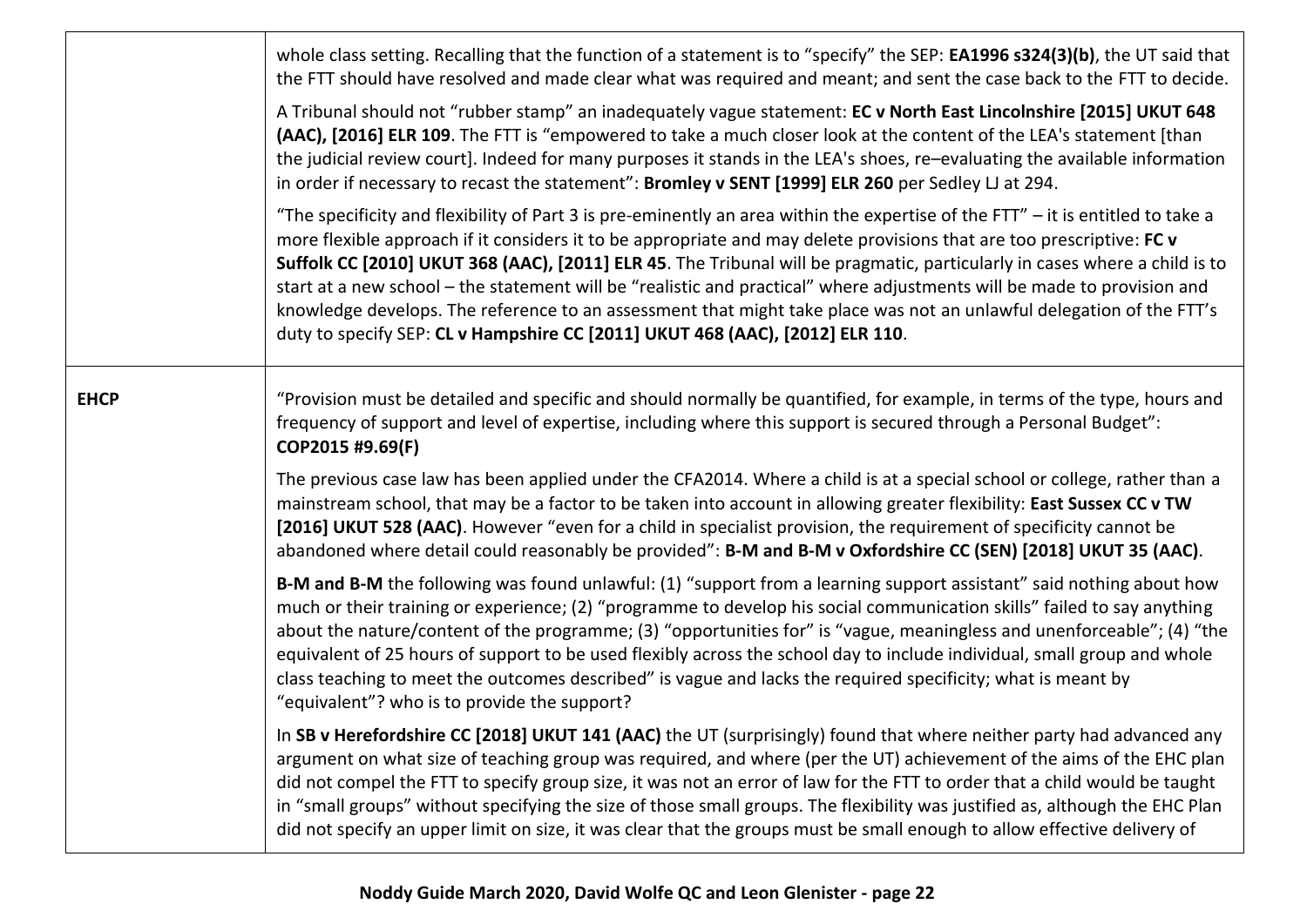| | |
|---|---|
| | whole class setting. Recalling that the function of a statement is to "specify" the SEP: **EA1996 s324(3)(b)**, the UT said that the FTT should have resolved and made clear what was required and meant; and sent the case back to the FTT to decide.<br><br>A Tribunal should not "rubber stamp" an inadequately vague statement: **EC v North East Lincolnshire [2015] UKUT 648 (AAC), [2016] ELR 109**. The FTT is "empowered to take a much closer look at the content of the LEA's statement [than the judicial review court]. Indeed for many purposes it stands in the LEA's shoes, re–evaluating the available information in order if necessary to recast the statement": **Bromley v SENT [1999] ELR 260** per Sedley LJ at 294.<br><br>"The specificity and flexibility of Part 3 is pre-eminently an area within the expertise of the FTT" – it is entitled to take a more flexible approach if it considers it to be appropriate and may delete provisions that are too prescriptive: **FC v Suffolk CC [2010] UKUT 368 (AAC), [2011] ELR 45**. The Tribunal will be pragmatic, particularly in cases where a child is to start at a new school – the statement will be "realistic and practical" where adjustments will be made to provision and knowledge develops. The reference to an assessment that might take place was not an unlawful delegation of the FTT's duty to specify SEP: **CL v Hampshire CC [2011] UKUT 468 (AAC), [2012] ELR 110**. |
| **EHCP** | "Provision must be detailed and specific and should normally be quantified, for example, in terms of the type, hours and frequency of support and level of expertise, including where this support is secured through a Personal Budget": **COP2015 #9.69(F)**<br><br>The previous case law has been applied under the CFA2014. Where a child is at a special school or college, rather than a mainstream school, that may be a factor to be taken into account in allowing greater flexibility: **East Sussex CC v TW [2016] UKUT 528 (AAC)**. However "even for a child in specialist provision, the requirement of specificity cannot be abandoned where detail could reasonably be provided": **B-M and B-M v Oxfordshire CC (SEN) [2018] UKUT 35 (AAC)**.<br><br>**B-M and B-M** the following was found unlawful: (1) "support from a learning support assistant" said nothing about how much or their training or experience; (2) "programme to develop his social communication skills" failed to say anything about the nature/content of the programme; (3) "opportunities for" is "vague, meaningless and unenforceable"; (4) "the equivalent of 25 hours of support to be used flexibly across the school day to include individual, small group and whole class teaching to meet the outcomes described" is vague and lacks the required specificity; what is meant by "equivalent"? who is to provide the support?<br><br>In **SB v Herefordshire CC [2018] UKUT 141 (AAC)** the UT (surprisingly) found that where neither party had advanced any argument on what size of teaching group was required, and where (per the UT) achievement of the aims of the EHC plan did not compel the FTT to specify group size, it was not an error of law for the FTT to order that a child would be taught in "small groups" without specifying the size of those small groups. The flexibility was justified as, although the EHC Plan did not specify an upper limit on size, it was clear that the groups must be small enough to allow effective delivery of |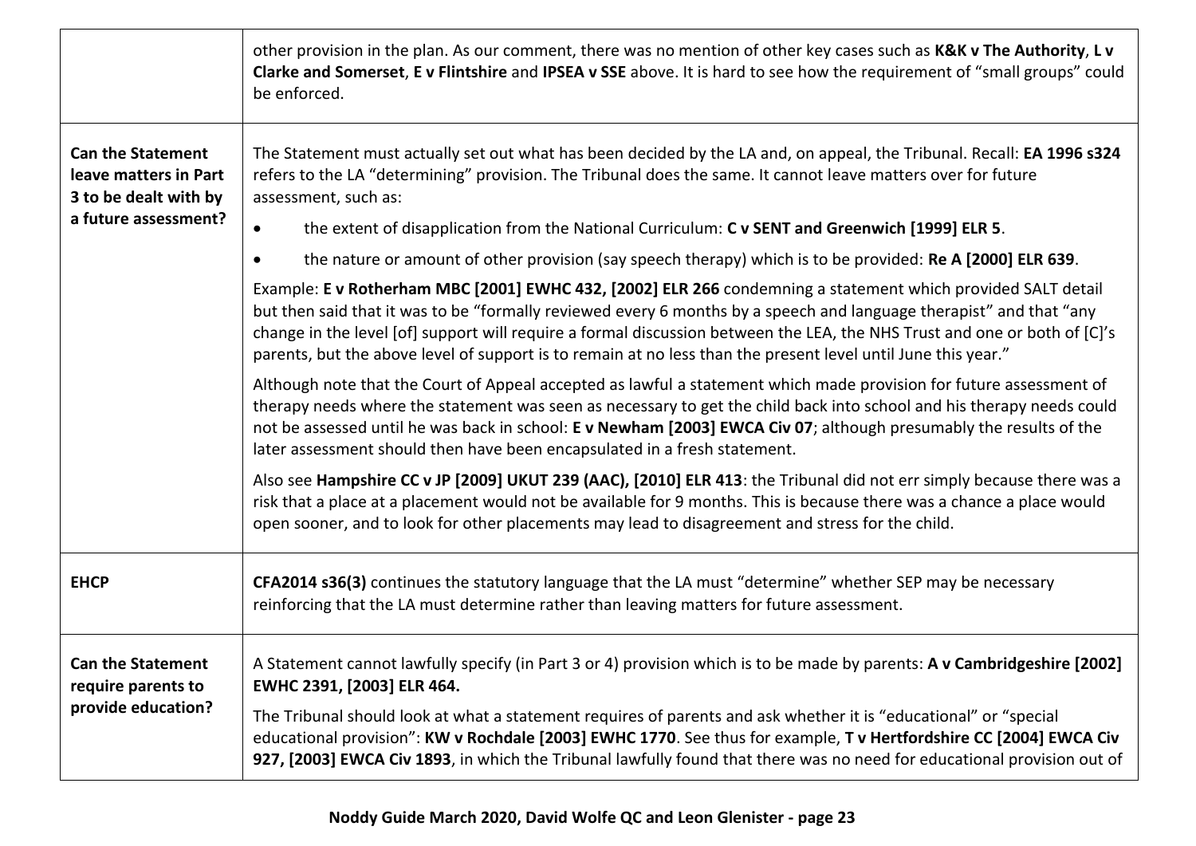| | |
|---|---|
| | other provision in the plan. As our comment, there was no mention of other key cases such as **K&K v The Authority**, **L v Clarke and Somerset**, **E v Flintshire** and **IPSEA v SSE** above. It is hard to see how the requirement of "small groups" could be enforced. |
| **Can the Statement leave matters in Part 3 to be dealt with by a future assessment?** | The Statement must actually set out what has been decided by the LA and, on appeal, the Tribunal. Recall: **EA 1996 s324** refers to the LA "determining" provision. The Tribunal does the same. It cannot leave matters over for future assessment, such as:<br>• the extent of disapplication from the National Curriculum: **C v SENT and Greenwich [1999] ELR 5**.<br>• the nature or amount of other provision (say speech therapy) which is to be provided: **Re A [2000] ELR 639**.<br>Example: **E v Rotherham MBC [2001] EWHC 432, [2002] ELR 266** condemning a statement which provided SALT detail but then said that it was to be "formally reviewed every 6 months by a speech and language therapist" and that "any change in the level [of] support will require a formal discussion between the LEA, the NHS Trust and one or both of [C]'s parents, but the above level of support is to remain at no less than the present level until June this year."<br>Although note that the Court of Appeal accepted as lawful a statement which made provision for future assessment of therapy needs where the statement was seen as necessary to get the child back into school and his therapy needs could not be assessed until he was back in school: **E v Newham [2003] EWCA Civ 07**; although presumably the results of the later assessment should then have been encapsulated in a fresh statement.<br>Also see **Hampshire CC v JP [2009] UKUT 239 (AAC), [2010] ELR 413**: the Tribunal did not err simply because there was a risk that a place at a placement would not be available for 9 months. This is because there was a chance a place would open sooner, and to look for other placements may lead to disagreement and stress for the child. |
| **EHCP** | **CFA2014 s36(3)** continues the statutory language that the LA must "determine" whether SEP may be necessary reinforcing that the LA must determine rather than leaving matters for future assessment. |
| **Can the Statement require parents to provide education?** | A Statement cannot lawfully specify (in Part 3 or 4) provision which is to be made by parents: **A v Cambridgeshire [2002] EWHC 2391, [2003] ELR 464.**<br>The Tribunal should look at what a statement requires of parents and ask whether it is "educational" or "special educational provision": **KW v Rochdale [2003] EWHC 1770**. See thus for example, **T v Hertfordshire CC [2004] EWCA Civ 927, [2003] EWCA Civ 1893**, in which the Tribunal lawfully found that there was no need for educational provision out of |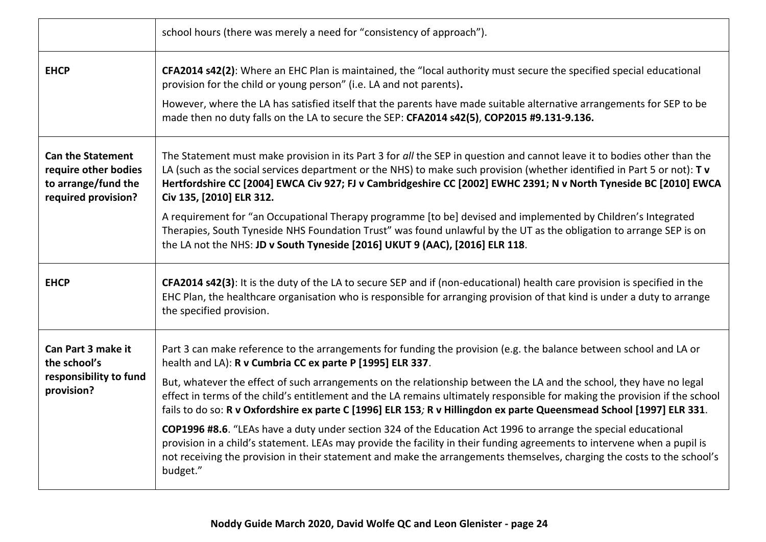| | |
|---|---|
| | school hours (there was merely a need for "consistency of approach"). |
| **EHCP** | **CFA2014 s42(2)**: Where an EHC Plan is maintained, the "local authority must secure the specified special educational provision for the child or young person" (i.e. LA and not parents)**.**<br><br>However, where the LA has satisfied itself that the parents have made suitable alternative arrangements for SEP to be made then no duty falls on the LA to secure the SEP: **CFA2014 s42(5)**, **COP2015 #9.131-9.136.** |
| **Can the Statement require other bodies to arrange/fund the required provision?** | The Statement must make provision in its Part 3 for *all* the SEP in question and cannot leave it to bodies other than the LA (such as the social services department or the NHS) to make such provision (whether identified in Part 5 or not): **T v Hertfordshire CC [2004] EWCA Civ 927; FJ v Cambridgeshire CC [2002] EWHC 2391; N v North Tyneside BC [2010] EWCA Civ 135, [2010] ELR 312.**<br><br>A requirement for "an Occupational Therapy programme [to be] devised and implemented by Children's Integrated Therapies, South Tyneside NHS Foundation Trust" was found unlawful by the UT as the obligation to arrange SEP is on the LA not the NHS: **JD v South Tyneside [2016] UKUT 9 (AAC), [2016] ELR 118**. |
| **EHCP** | **CFA2014 s42(3)**: It is the duty of the LA to secure SEP and if (non-educational) health care provision is specified in the EHC Plan, the healthcare organisation who is responsible for arranging provision of that kind is under a duty to arrange the specified provision. |
| **Can Part 3 make it the school's responsibility to fund provision?** | Part 3 can make reference to the arrangements for funding the provision (e.g. the balance between school and LA or health and LA): **R v Cumbria CC ex parte P [1995] ELR 337**.<br><br>But, whatever the effect of such arrangements on the relationship between the LA and the school, they have no legal effect in terms of the child's entitlement and the LA remains ultimately responsible for making the provision if the school fails to do so: **R v Oxfordshire ex parte C [1996] ELR 153***;* **R v Hillingdon ex parte Queensmead School [1997] ELR 331**.<br><br>**COP1996 #8.6**. "LEAs have a duty under section 324 of the Education Act 1996 to arrange the special educational provision in a child's statement. LEAs may provide the facility in their funding agreements to intervene when a pupil is not receiving the provision in their statement and make the arrangements themselves, charging the costs to the school's budget." |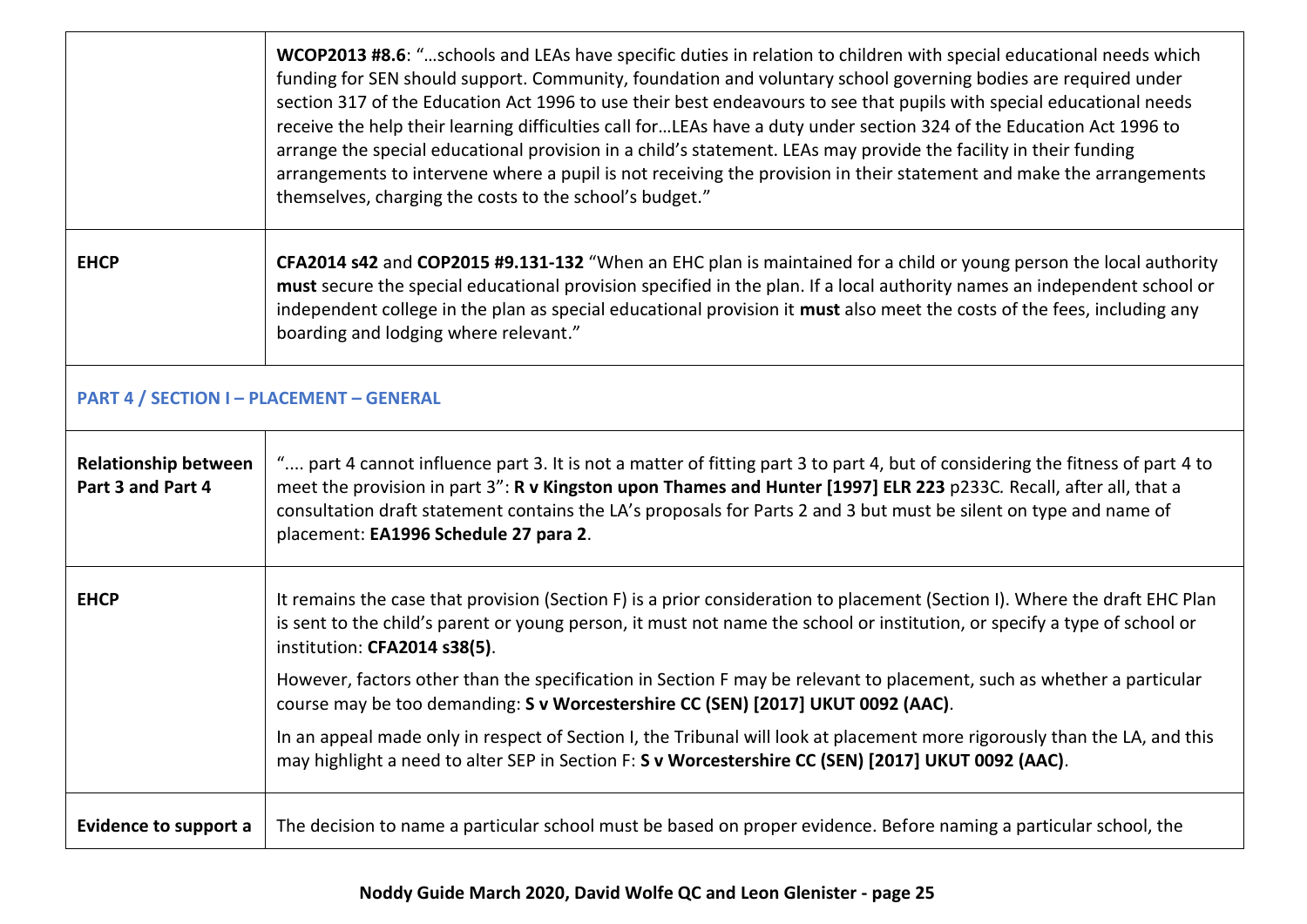| | |
|---|---|
| | **WCOP2013 #8.6**: "…schools and LEAs have specific duties in relation to children with special educational needs which funding for SEN should support. Community, foundation and voluntary school governing bodies are required under section 317 of the Education Act 1996 to use their best endeavours to see that pupils with special educational needs receive the help their learning difficulties call for…LEAs have a duty under section 324 of the Education Act 1996 to arrange the special educational provision in a child's statement. LEAs may provide the facility in their funding arrangements to intervene where a pupil is not receiving the provision in their statement and make the arrangements themselves, charging the costs to the school's budget." |
| **EHCP** | **CFA2014 s42** and **COP2015 #9.131-132** "When an EHC plan is maintained for a child or young person the local authority **must** secure the special educational provision specified in the plan. If a local authority names an independent school or independent college in the plan as special educational provision it **must** also meet the costs of the fees, including any boarding and lodging where relevant." |
| **PART 4 / SECTION I – PLACEMENT – GENERAL** | |
| **Relationship between Part 3 and Part 4** | ".... part 4 cannot influence part 3. It is not a matter of fitting part 3 to part 4, but of considering the fitness of part 4 to meet the provision in part 3": **R v Kingston upon Thames and Hunter [1997] ELR 223** p233C*.* Recall, after all, that a consultation draft statement contains the LA's proposals for Parts 2 and 3 but must be silent on type and name of placement: **EA1996 Schedule 27 para 2**. |
| **EHCP** | It remains the case that provision (Section F) is a prior consideration to placement (Section I). Where the draft EHC Plan is sent to the child's parent or young person, it must not name the school or institution, or specify a type of school or institution: **CFA2014 s38(5)**.<br><br>However, factors other than the specification in Section F may be relevant to placement, such as whether a particular course may be too demanding: **S v Worcestershire CC (SEN) [2017] UKUT 0092 (AAC)**.<br><br>In an appeal made only in respect of Section I, the Tribunal will look at placement more rigorously than the LA, and this may highlight a need to alter SEP in Section F: **S v Worcestershire CC (SEN) [2017] UKUT 0092 (AAC)**. |
| **Evidence to support a** | The decision to name a particular school must be based on proper evidence. Before naming a particular school, the |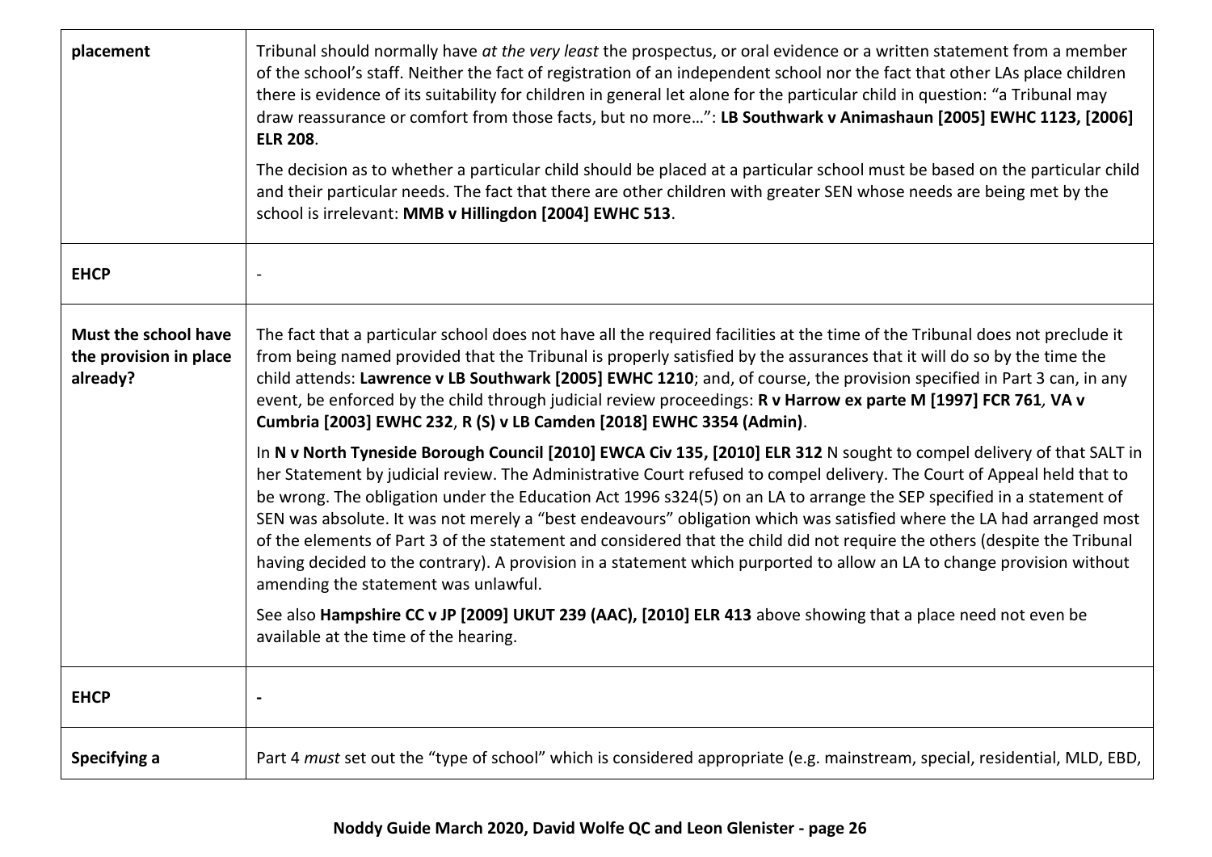| | |
|---|---|
| **placement** | Tribunal should normally have *at the very least* the prospectus, or oral evidence or a written statement from a member of the school's staff. Neither the fact of registration of an independent school nor the fact that other LAs place children there is evidence of its suitability for children in general let alone for the particular child in question: "a Tribunal may draw reassurance or comfort from those facts, but no more…": **LB Southwark v Animashaun [2005] EWHC 1123, [2006] ELR 208**.<br><br>The decision as to whether a particular child should be placed at a particular school must be based on the particular child and their particular needs. The fact that there are other children with greater SEN whose needs are being met by the school is irrelevant: **MMB v Hillingdon [2004] EWHC 513**. |
| **EHCP** | - |
| **Must the school have the provision in place already?** | The fact that a particular school does not have all the required facilities at the time of the Tribunal does not preclude it from being named provided that the Tribunal is properly satisfied by the assurances that it will do so by the time the child attends: **Lawrence v LB Southwark [2005] EWHC 1210**; and, of course, the provision specified in Part 3 can, in any event, be enforced by the child through judicial review proceedings: **R v Harrow ex parte M [1997] FCR 761**, **VA v Cumbria [2003] EWHC 232**, **R (S) v LB Camden [2018] EWHC 3354 (Admin)**.<br><br>In **N v North Tyneside Borough Council [2010] EWCA Civ 135, [2010] ELR 312** N sought to compel delivery of that SALT in her Statement by judicial review. The Administrative Court refused to compel delivery. The Court of Appeal held that to be wrong. The obligation under the Education Act 1996 s324(5) on an LA to arrange the SEP specified in a statement of SEN was absolute. It was not merely a "best endeavours" obligation which was satisfied where the LA had arranged most of the elements of Part 3 of the statement and considered that the child did not require the others (despite the Tribunal having decided to the contrary). A provision in a statement which purported to allow an LA to change provision without amending the statement was unlawful.<br><br>See also **Hampshire CC v JP [2009] UKUT 239 (AAC), [2010] ELR 413** above showing that a place need not even be available at the time of the hearing. |
| **EHCP** | **-** |
| **Specifying a** | Part 4 *must* set out the "type of school" which is considered appropriate (e.g. mainstream, special, residential, MLD, EBD, |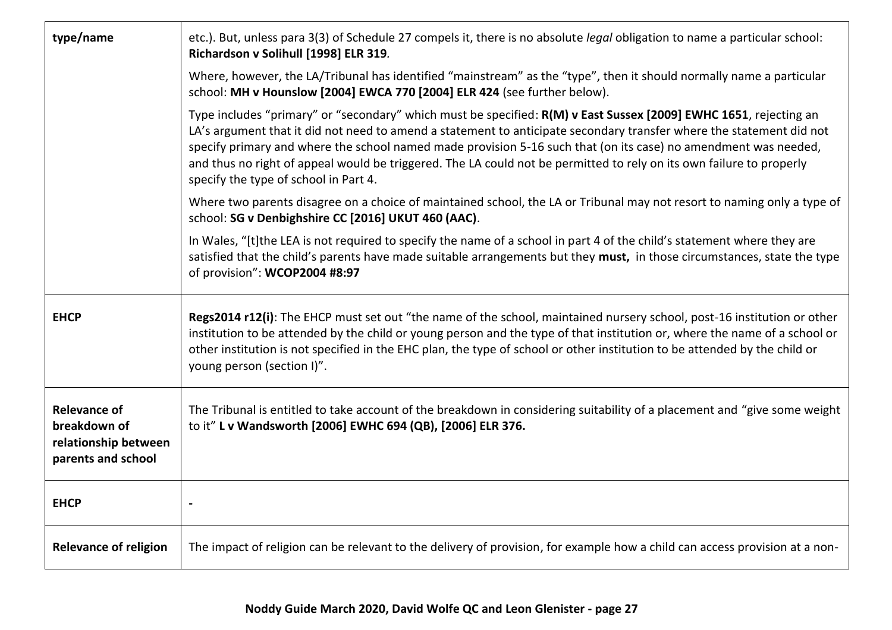| | |
|---|---|
| **type/name** | etc.). But, unless para 3(3) of Schedule 27 compels it, there is no absolute *legal* obligation to name a particular school: **Richardson v Solihull [1998] ELR 319**.<br><br>Where, however, the LA/Tribunal has identified "mainstream" as the "type", then it should normally name a particular school: **MH v Hounslow [2004] EWCA 770 [2004] ELR 424** (see further below).<br><br>Type includes "primary" or "secondary" which must be specified: **R(M) v East Sussex [2009] EWHC 1651**, rejecting an LA's argument that it did not need to amend a statement to anticipate secondary transfer where the statement did not specify primary and where the school named made provision 5-16 such that (on its case) no amendment was needed, and thus no right of appeal would be triggered. The LA could not be permitted to rely on its own failure to properly specify the type of school in Part 4.<br><br>Where two parents disagree on a choice of maintained school, the LA or Tribunal may not resort to naming only a type of school: **SG v Denbighshire CC [2016] UKUT 460 (AAC)**.<br><br>In Wales, "[t]the LEA is not required to specify the name of a school in part 4 of the child's statement where they are satisfied that the child's parents have made suitable arrangements but they **must,** in those circumstances, state the type of provision": **WCOP2004 #8:97** |
| **EHCP** | **Regs2014 r12(i)**: The EHCP must set out "the name of the school, maintained nursery school, post-16 institution or other institution to be attended by the child or young person and the type of that institution or, where the name of a school or other institution is not specified in the EHC plan, the type of school or other institution to be attended by the child or young person (section I)". |
| **Relevance of breakdown of relationship between parents and school** | The Tribunal is entitled to take account of the breakdown in considering suitability of a placement and "give some weight to it" **L v Wandsworth [2006] EWHC 694 (QB), [2006] ELR 376.** |
| **EHCP** | - |
| **Relevance of religion** | The impact of religion can be relevant to the delivery of provision, for example how a child can access provision at a non- |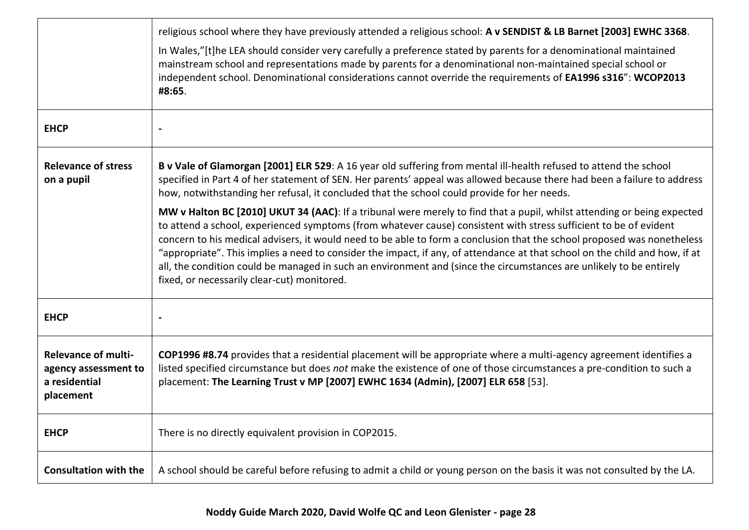| | |
|---|---|
| | religious school where they have previously attended a religious school: **A v SENDIST & LB Barnet [2003] EWHC 3368**.<br><br>In Wales,"[t]he LEA should consider very carefully a preference stated by parents for a denominational maintained mainstream school and representations made by parents for a denominational non-maintained special school or independent school. Denominational considerations cannot override the requirements of **EA1996 s316**": **WCOP2013 #8:65**. |
| **EHCP** | - |
| **Relevance of stress on a pupil** | **B v Vale of Glamorgan [2001] ELR 529**: A 16 year old suffering from mental ill-health refused to attend the school specified in Part 4 of her statement of SEN. Her parents' appeal was allowed because there had been a failure to address how, notwithstanding her refusal, it concluded that the school could provide for her needs.<br><br>**MW v Halton BC [2010] UKUT 34 (AAC)**: If a tribunal were merely to find that a pupil, whilst attending or being expected to attend a school, experienced symptoms (from whatever cause) consistent with stress sufficient to be of evident concern to his medical advisers, it would need to be able to form a conclusion that the school proposed was nonetheless "appropriate". This implies a need to consider the impact, if any, of attendance at that school on the child and how, if at all, the condition could be managed in such an environment and (since the circumstances are unlikely to be entirely fixed, or necessarily clear-cut) monitored. |
| **EHCP** | - |
| **Relevance of multi-agency assessment to a residential placement** | **COP1996 #8.74** provides that a residential placement will be appropriate where a multi-agency agreement identifies a listed specified circumstance but does *not* make the existence of one of those circumstances a pre-condition to such a placement: **The Learning Trust v MP [2007] EWHC 1634 (Admin), [2007] ELR 658** [53]. |
| **EHCP** | There is no directly equivalent provision in COP2015. |
| **Consultation with the** | A school should be careful before refusing to admit a child or young person on the basis it was not consulted by the LA. |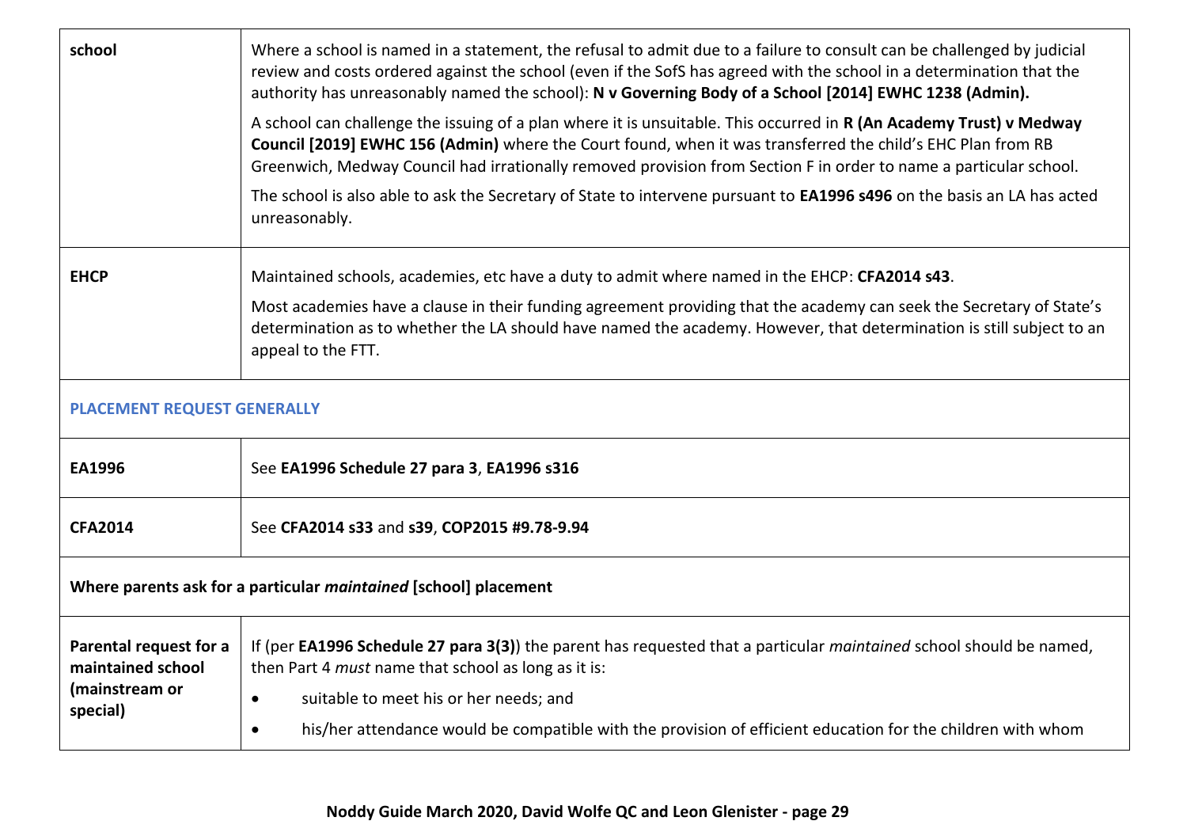| | |
|---|---|
| **school** | Where a school is named in a statement, the refusal to admit due to a failure to consult can be challenged by judicial review and costs ordered against the school (even if the SofS has agreed with the school in a determination that the authority has unreasonably named the school): **N v Governing Body of a School [2014] EWHC 1238 (Admin).**<br><br>A school can challenge the issuing of a plan where it is unsuitable. This occurred in **R (An Academy Trust) v Medway Council [2019] EWHC 156 (Admin)** where the Court found, when it was transferred the child's EHC Plan from RB Greenwich, Medway Council had irrationally removed provision from Section F in order to name a particular school.<br><br>The school is also able to ask the Secretary of State to intervene pursuant to **EA1996 s496** on the basis an LA has acted unreasonably. |
| **EHCP** | Maintained schools, academies, etc have a duty to admit where named in the EHCP: **CFA2014 s43**.<br><br>Most academies have a clause in their funding agreement providing that the academy can seek the Secretary of State's determination as to whether the LA should have named the academy. However, that determination is still subject to an appeal to the FTT. |
| **PLACEMENT REQUEST GENERALLY** | |
| **EA1996** | See **EA1996 Schedule 27 para 3**, **EA1996 s316** |
| **CFA2014** | See **CFA2014 s33** and **s39**, **COP2015 #9.78-9.94** |
| **Where parents ask for a particular *maintained* [school] placement** | |
| **Parental request for a maintained school (mainstream or special)** | If (per **EA1996 Schedule 27 para 3(3)**) the parent has requested that a particular *maintained* school should be named, then Part 4 *must* name that school as long as it is:<br><br>• suitable to meet his or her needs; and<br>• his/her attendance would be compatible with the provision of efficient education for the children with whom |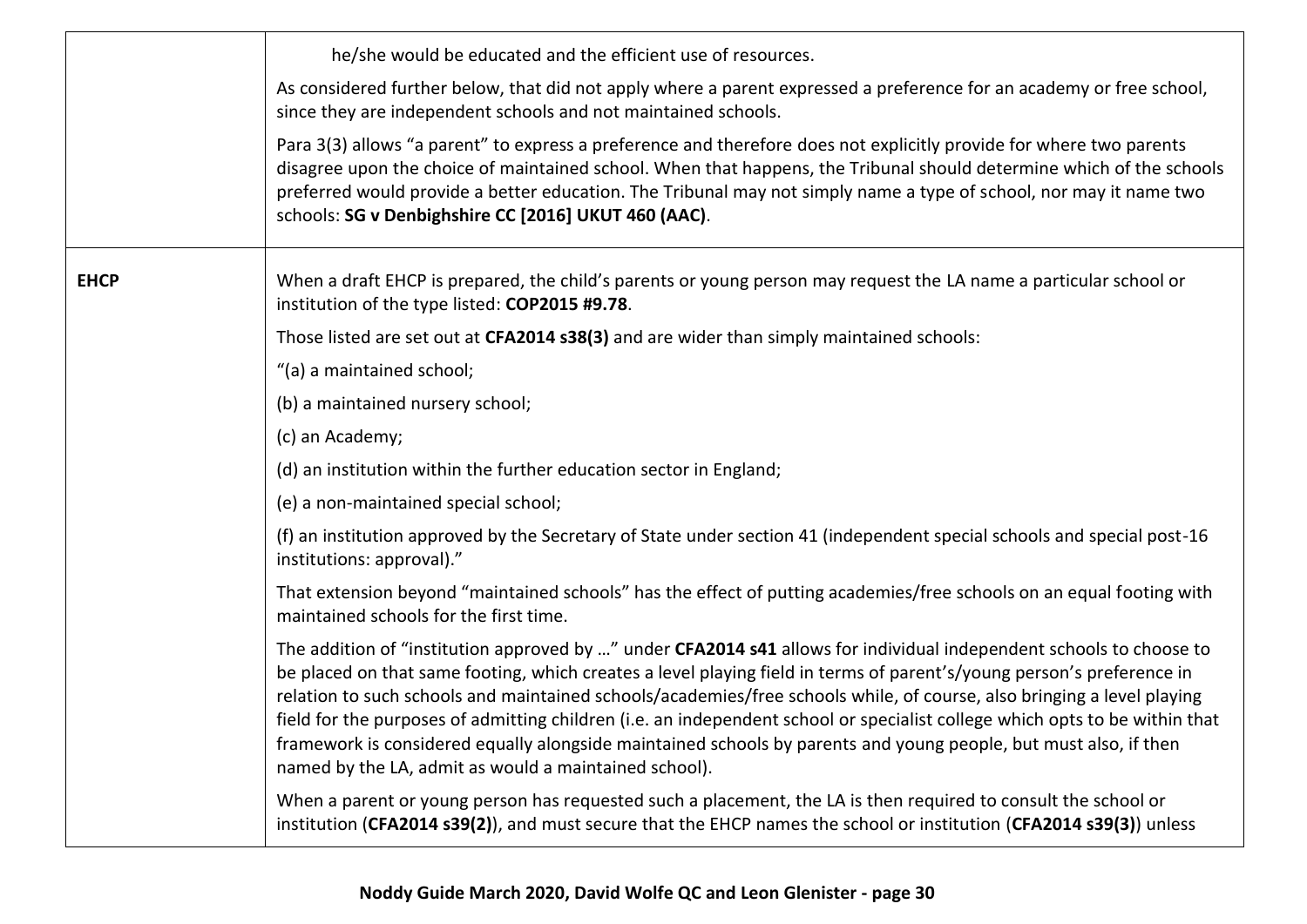| | |
|---|---|
| | he/she would be educated and the efficient use of resources.<br><br>As considered further below, that did not apply where a parent expressed a preference for an academy or free school, since they are independent schools and not maintained schools.<br><br>Para 3(3) allows "a parent" to express a preference and therefore does not explicitly provide for where two parents disagree upon the choice of maintained school. When that happens, the Tribunal should determine which of the schools preferred would provide a better education. The Tribunal may not simply name a type of school, nor may it name two schools: **SG v Denbighshire CC [2016] UKUT 460 (AAC)**. |
| **EHCP** | When a draft EHCP is prepared, the child's parents or young person may request the LA name a particular school or institution of the type listed: **COP2015 #9.78**.<br><br>Those listed are set out at **CFA2014 s38(3)** and are wider than simply maintained schools:<br><br>"(a) a maintained school;<br><br>(b) a maintained nursery school;<br><br>(c) an Academy;<br><br>(d) an institution within the further education sector in England;<br><br>(e) a non-maintained special school;<br><br>(f) an institution approved by the Secretary of State under section 41 (independent special schools and special post-16 institutions: approval)."<br><br>That extension beyond "maintained schools" has the effect of putting academies/free schools on an equal footing with maintained schools for the first time.<br><br>The addition of "institution approved by …" under **CFA2014 s41** allows for individual independent schools to choose to be placed on that same footing, which creates a level playing field in terms of parent's/young person's preference in relation to such schools and maintained schools/academies/free schools while, of course, also bringing a level playing field for the purposes of admitting children (i.e. an independent school or specialist college which opts to be within that framework is considered equally alongside maintained schools by parents and young people, but must also, if then named by the LA, admit as would a maintained school).<br><br>When a parent or young person has requested such a placement, the LA is then required to consult the school or institution (**CFA2014 s39(2)**), and must secure that the EHCP names the school or institution (**CFA2014 s39(3)**) unless |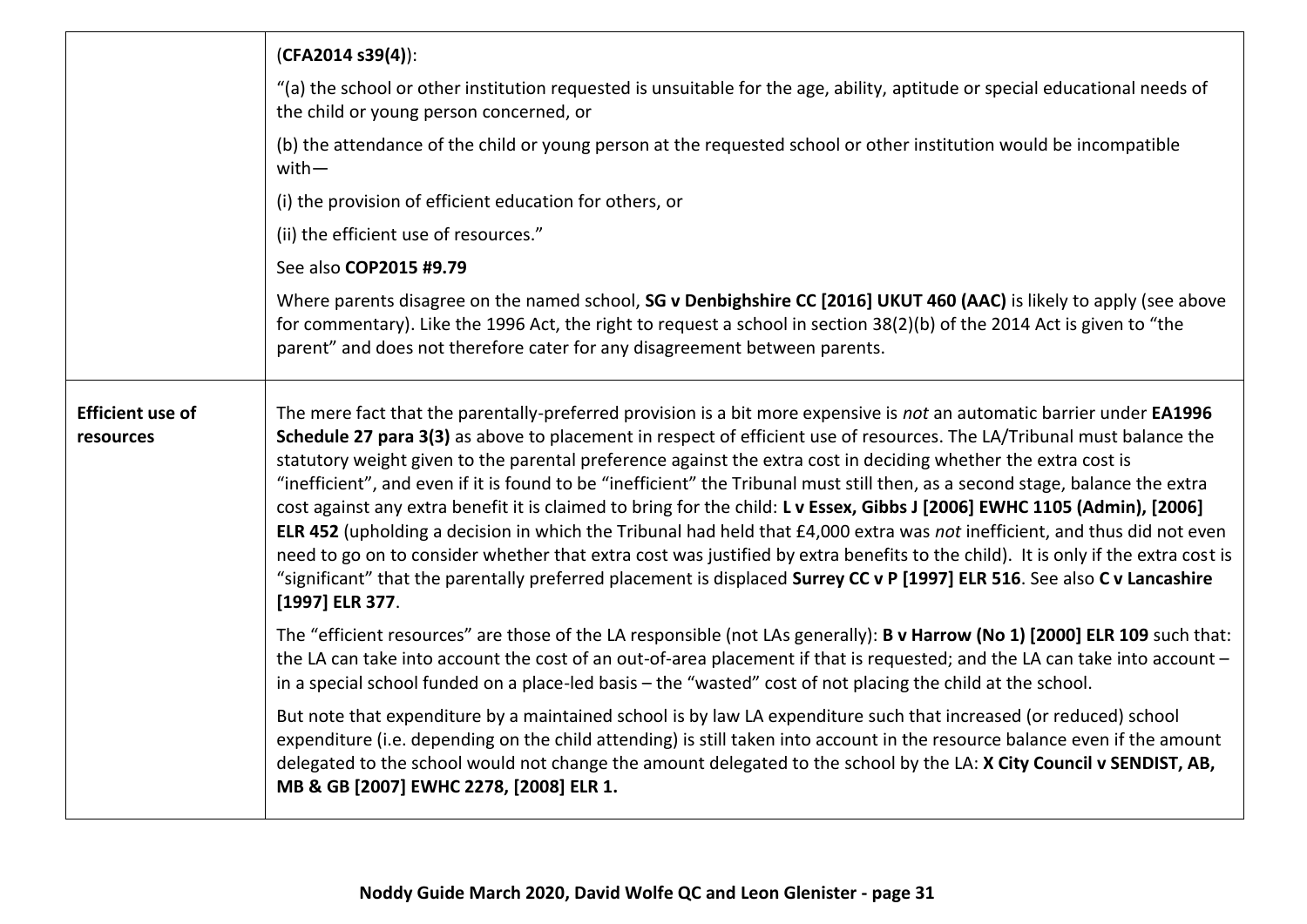| | |
|---|---|
| | (**CFA2014 s39(4)**):<br><br>"(a) the school or other institution requested is unsuitable for the age, ability, aptitude or special educational needs of the child or young person concerned, or<br><br>(b) the attendance of the child or young person at the requested school or other institution would be incompatible with—<br><br>(i) the provision of efficient education for others, or<br><br>(ii) the efficient use of resources."<br><br>See also **COP2015 #9.79**<br><br>Where parents disagree on the named school, **SG v Denbighshire CC [2016] UKUT 460 (AAC)** is likely to apply (see above for commentary). Like the 1996 Act, the right to request a school in section 38(2)(b) of the 2014 Act is given to "the parent" and does not therefore cater for any disagreement between parents. |
| **Efficient use of resources** | The mere fact that the parentally-preferred provision is a bit more expensive is *not* an automatic barrier under **EA1996 Schedule 27 para 3(3)** as above to placement in respect of efficient use of resources. The LA/Tribunal must balance the statutory weight given to the parental preference against the extra cost in deciding whether the extra cost is "inefficient", and even if it is found to be "inefficient" the Tribunal must still then, as a second stage, balance the extra cost against any extra benefit it is claimed to bring for the child: **L v Essex, Gibbs J [2006] EWHC 1105 (Admin), [2006] ELR 452** (upholding a decision in which the Tribunal had held that £4,000 extra was *not* inefficient, and thus did not even need to go on to consider whether that extra cost was justified by extra benefits to the child). It is only if the extra cost is "significant" that the parentally preferred placement is displaced **Surrey CC v P [1997] ELR 516**. See also **C v Lancashire [1997] ELR 377**.<br><br>The "efficient resources" are those of the LA responsible (not LAs generally): **B v Harrow (No 1) [2000] ELR 109** such that: the LA can take into account the cost of an out-of-area placement if that is requested; and the LA can take into account – in a special school funded on a place-led basis – the "wasted" cost of not placing the child at the school.<br><br>But note that expenditure by a maintained school is by law LA expenditure such that increased (or reduced) school expenditure (i.e. depending on the child attending) is still taken into account in the resource balance even if the amount delegated to the school would not change the amount delegated to the school by the LA: **X City Council v SENDIST, AB, MB & GB [2007] EWHC 2278, [2008] ELR 1.** |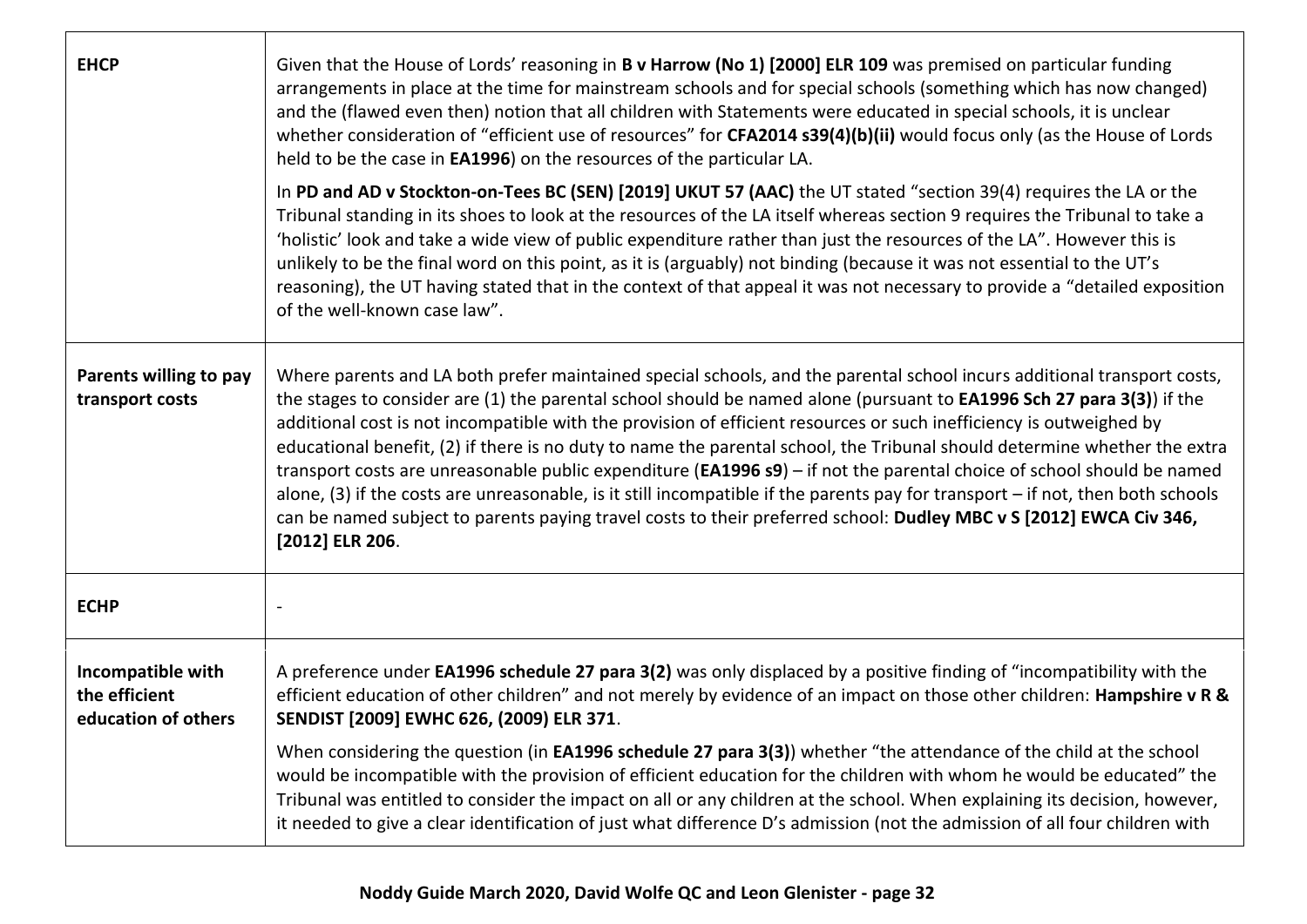| | |
|---|---|
| **EHCP** | Given that the House of Lords' reasoning in **B v Harrow (No 1) [2000] ELR 109** was premised on particular funding arrangements in place at the time for mainstream schools and for special schools (something which has now changed) and the (flawed even then) notion that all children with Statements were educated in special schools, it is unclear whether consideration of "efficient use of resources" for **CFA2014 s39(4)(b)(ii)** would focus only (as the House of Lords held to be the case in **EA1996**) on the resources of the particular LA.<br><br>In **PD and AD v Stockton-on-Tees BC (SEN) [2019] UKUT 57 (AAC)** the UT stated "section 39(4) requires the LA or the Tribunal standing in its shoes to look at the resources of the LA itself whereas section 9 requires the Tribunal to take a 'holistic' look and take a wide view of public expenditure rather than just the resources of the LA". However this is unlikely to be the final word on this point, as it is (arguably) not binding (because it was not essential to the UT's reasoning), the UT having stated that in the context of that appeal it was not necessary to provide a "detailed exposition of the well-known case law". |
| **Parents willing to pay transport costs** | Where parents and LA both prefer maintained special schools, and the parental school incurs additional transport costs, the stages to consider are (1) the parental school should be named alone (pursuant to **EA1996 Sch 27 para 3(3)**) if the additional cost is not incompatible with the provision of efficient resources or such inefficiency is outweighed by educational benefit, (2) if there is no duty to name the parental school, the Tribunal should determine whether the extra transport costs are unreasonable public expenditure (**EA1996 s9**) – if not the parental choice of school should be named alone, (3) if the costs are unreasonable, is it still incompatible if the parents pay for transport – if not, then both schools can be named subject to parents paying travel costs to their preferred school: **Dudley MBC v S [2012] EWCA Civ 346, [2012] ELR 206**. |
| **ECHP** | - |
| **Incompatible with the efficient education of others** | A preference under **EA1996 schedule 27 para 3(2)** was only displaced by a positive finding of "incompatibility with the efficient education of other children" and not merely by evidence of an impact on those other children: **Hampshire v R & SENDIST [2009] EWHC 626, (2009) ELR 371**.<br><br>When considering the question (in **EA1996 schedule 27 para 3(3)**) whether "the attendance of the child at the school would be incompatible with the provision of efficient education for the children with whom he would be educated" the Tribunal was entitled to consider the impact on all or any children at the school. When explaining its decision, however, it needed to give a clear identification of just what difference D's admission (not the admission of all four children with |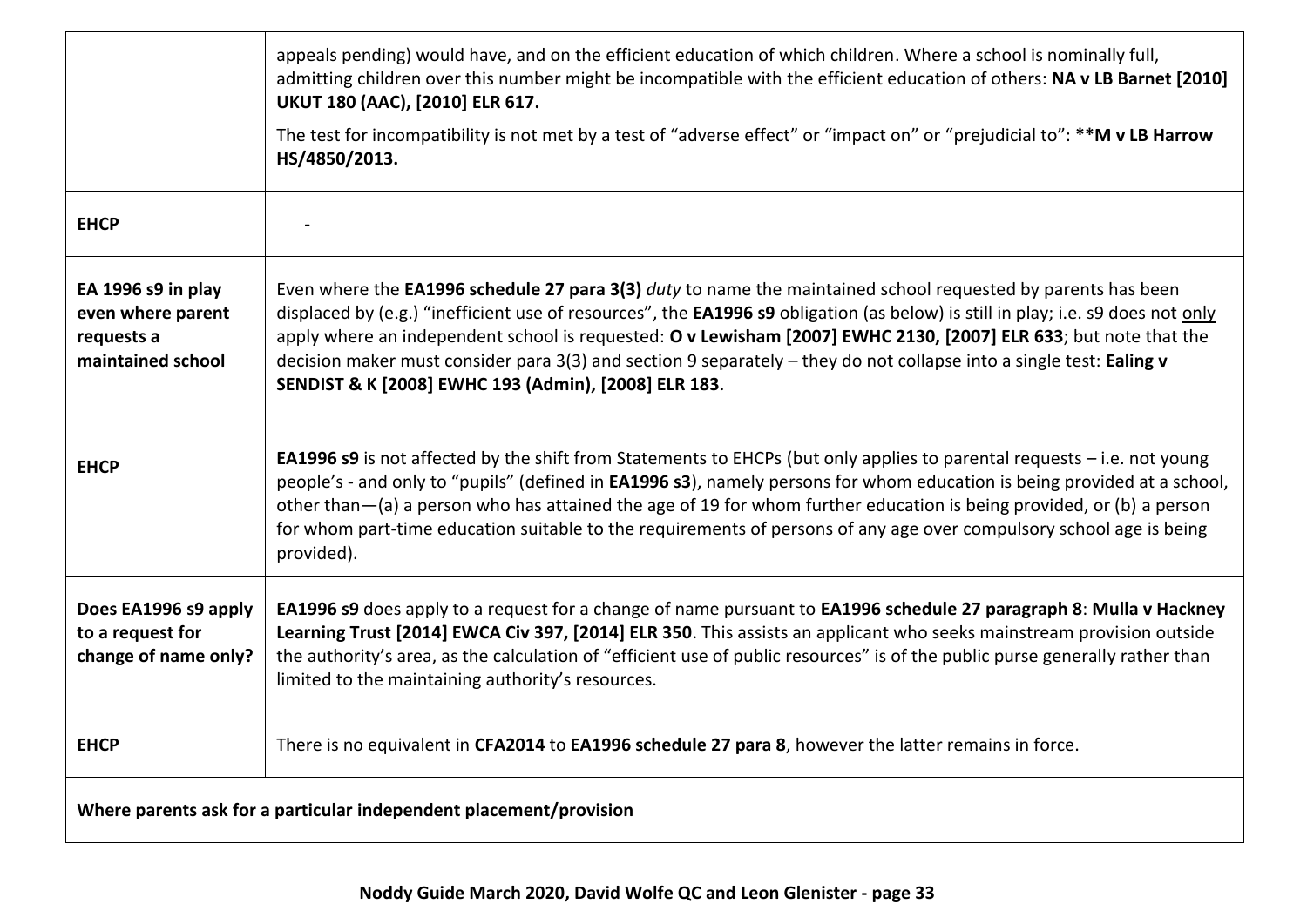| | |
|---|---|
| | appeals pending) would have, and on the efficient education of which children. Where a school is nominally full, admitting children over this number might be incompatible with the efficient education of others: **NA v LB Barnet [2010] UKUT 180 (AAC), [2010] ELR 617.**<br><br>The test for incompatibility is not met by a test of "adverse effect" or "impact on" or "prejudicial to": **\*\*M v LB Harrow HS/4850/2013.** |
| **EHCP** | - |
| **EA 1996 s9 in play even where parent requests a maintained school** | Even where the **EA1996 schedule 27 para 3(3)** *duty* to name the maintained school requested by parents has been displaced by (e.g.) "inefficient use of resources", the **EA1996 s9** obligation (as below) is still in play; i.e. s9 does not <u>only</u> apply where an independent school is requested: **O v Lewisham [2007] EWHC 2130, [2007] ELR 633**; but note that the decision maker must consider para 3(3) and section 9 separately – they do not collapse into a single test: **Ealing v SENDIST & K [2008] EWHC 193 (Admin), [2008] ELR 183**. |
| **EHCP** | **EA1996 s9** is not affected by the shift from Statements to EHCPs (but only applies to parental requests – i.e. not young people's - and only to "pupils" (defined in **EA1996 s3**), namely persons for whom education is being provided at a school, other than—(a) a person who has attained the age of 19 for whom further education is being provided, or (b) a person for whom part-time education suitable to the requirements of persons of any age over compulsory school age is being provided). |
| **Does EA1996 s9 apply to a request for change of name only?** | **EA1996 s9** does apply to a request for a change of name pursuant to **EA1996 schedule 27 paragraph 8**: **Mulla v Hackney Learning Trust [2014] EWCA Civ 397, [2014] ELR 350**. This assists an applicant who seeks mainstream provision outside the authority's area, as the calculation of "efficient use of public resources" is of the public purse generally rather than limited to the maintaining authority's resources. |
| **EHCP** | There is no equivalent in **CFA2014** to **EA1996 schedule 27 para 8**, however the latter remains in force. |
| **Where parents ask for a particular independent placement/provision** | |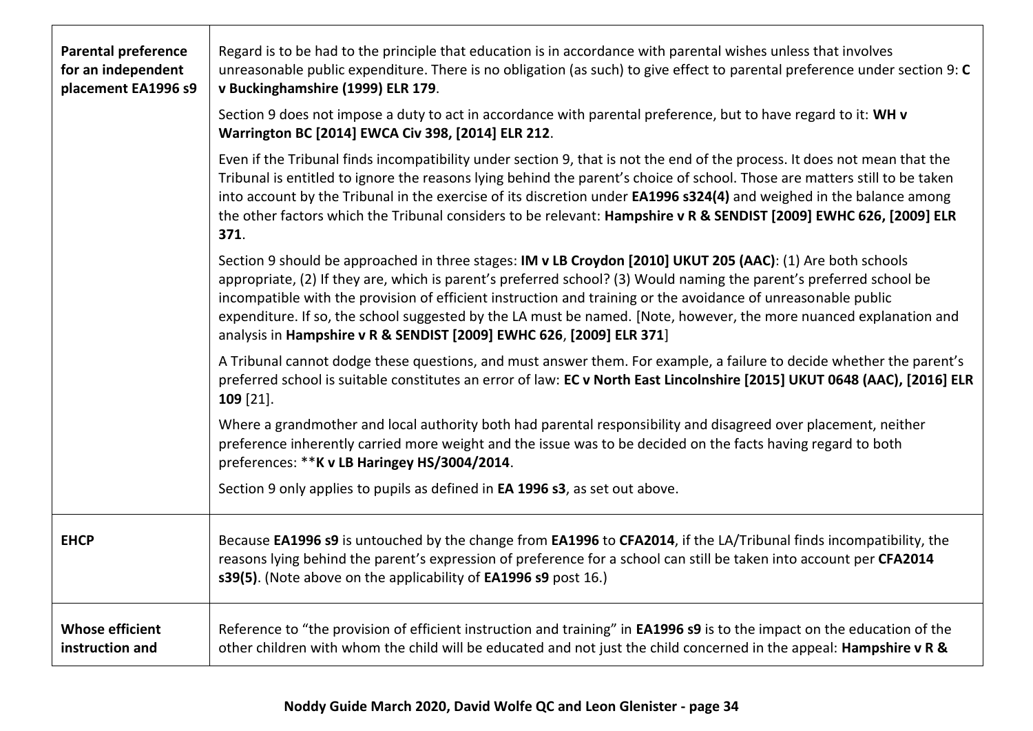| | |
|---|---|
| **Parental preference for an independent placement EA1996 s9** | Regard is to be had to the principle that education is in accordance with parental wishes unless that involves unreasonable public expenditure. There is no obligation (as such) to give effect to parental preference under section 9: **C v Buckinghamshire (1999) ELR 179**.<br><br>Section 9 does not impose a duty to act in accordance with parental preference, but to have regard to it: **WH v Warrington BC [2014] EWCA Civ 398, [2014] ELR 212**.<br><br>Even if the Tribunal finds incompatibility under section 9, that is not the end of the process. It does not mean that the Tribunal is entitled to ignore the reasons lying behind the parent's choice of school. Those are matters still to be taken into account by the Tribunal in the exercise of its discretion under **EA1996 s324(4)** and weighed in the balance among the other factors which the Tribunal considers to be relevant: **Hampshire v R & SENDIST [2009] EWHC 626, [2009] ELR 371**.<br><br>Section 9 should be approached in three stages: **IM v LB Croydon [2010] UKUT 205 (AAC)**: (1) Are both schools appropriate, (2) If they are, which is parent's preferred school? (3) Would naming the parent's preferred school be incompatible with the provision of efficient instruction and training or the avoidance of unreasonable public expenditure. If so, the school suggested by the LA must be named. [Note, however, the more nuanced explanation and analysis in **Hampshire v R & SENDIST [2009] EWHC 626**, **[2009] ELR 371**]<br><br>A Tribunal cannot dodge these questions, and must answer them. For example, a failure to decide whether the parent's preferred school is suitable constitutes an error of law: **EC v North East Lincolnshire [2015] UKUT 0648 (AAC), [2016] ELR 109** [21].<br><br>Where a grandmother and local authority both had parental responsibility and disagreed over placement, neither preference inherently carried more weight and the issue was to be decided on the facts having regard to both preferences: ****K v LB Haringey HS/3004/2014**.<br><br>Section 9 only applies to pupils as defined in **EA 1996 s3**, as set out above. |
| **EHCP** | Because **EA1996 s9** is untouched by the change from **EA1996** to **CFA2014**, if the LA/Tribunal finds incompatibility, the reasons lying behind the parent's expression of preference for a school can still be taken into account per **CFA2014 s39(5)**. (Note above on the applicability of **EA1996 s9** post 16.) |
| **Whose efficient instruction and** | Reference to "the provision of efficient instruction and training" in **EA1996 s9** is to the impact on the education of the other children with whom the child will be educated and not just the child concerned in the appeal: **Hampshire v R &** |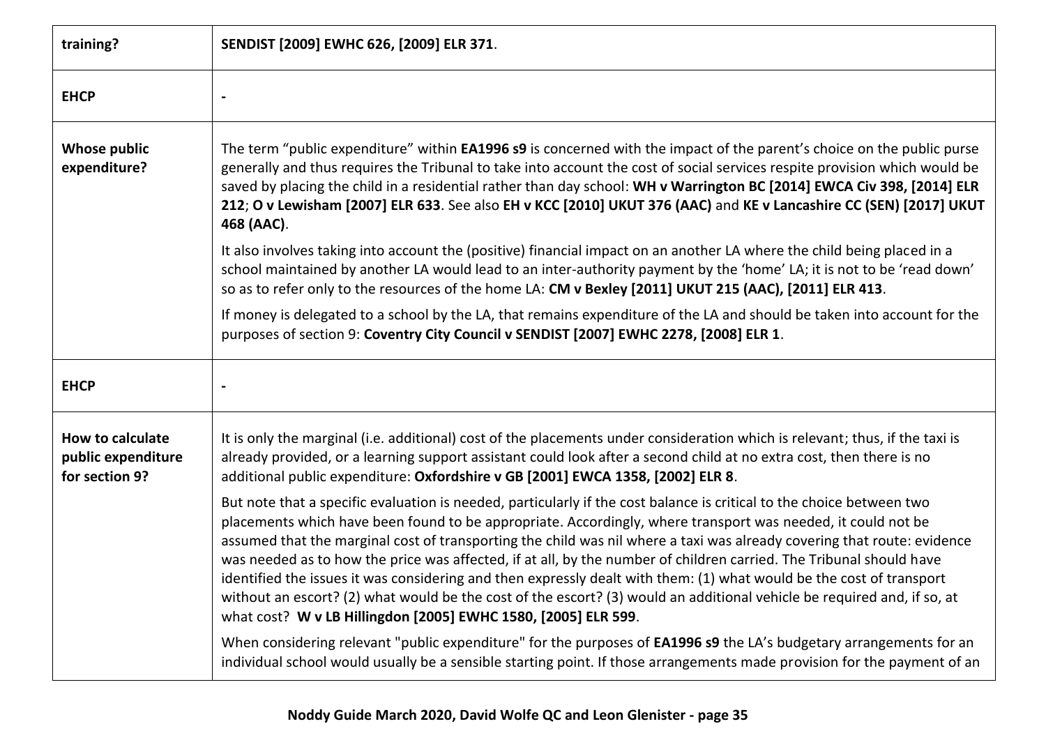| | |
|---|---|
| **training?** | **SENDIST [2009] EWHC 626, [2009] ELR 371**. |
| **EHCP** | **-** |
| **Whose public expenditure?** | The term "public expenditure" within **EA1996 s9** is concerned with the impact of the parent's choice on the public purse generally and thus requires the Tribunal to take into account the cost of social services respite provision which would be saved by placing the child in a residential rather than day school: **WH v Warrington BC [2014] EWCA Civ 398, [2014] ELR 212**; **O v Lewisham [2007] ELR 633**. See also **EH v KCC [2010] UKUT 376 (AAC)** and **KE v Lancashire CC (SEN) [2017] UKUT 468 (AAC)**.<br><br>It also involves taking into account the (positive) financial impact on an another LA where the child being placed in a school maintained by another LA would lead to an inter-authority payment by the 'home' LA; it is not to be 'read down' so as to refer only to the resources of the home LA: **CM v Bexley [2011] UKUT 215 (AAC), [2011] ELR 413**.<br><br>If money is delegated to a school by the LA, that remains expenditure of the LA and should be taken into account for the purposes of section 9: **Coventry City Council v SENDIST [2007] EWHC 2278, [2008] ELR 1**. |
| **EHCP** | **-** |
| **How to calculate public expenditure for section 9?** | It is only the marginal (i.e. additional) cost of the placements under consideration which is relevant; thus, if the taxi is already provided, or a learning support assistant could look after a second child at no extra cost, then there is no additional public expenditure: **Oxfordshire v GB [2001] EWCA 1358, [2002] ELR 8**.<br><br>But note that a specific evaluation is needed, particularly if the cost balance is critical to the choice between two placements which have been found to be appropriate. Accordingly, where transport was needed, it could not be assumed that the marginal cost of transporting the child was nil where a taxi was already covering that route: evidence was needed as to how the price was affected, if at all, by the number of children carried. The Tribunal should have identified the issues it was considering and then expressly dealt with them: (1) what would be the cost of transport without an escort? (2) what would be the cost of the escort? (3) would an additional vehicle be required and, if so, at what cost? **W v LB Hillingdon [2005] EWHC 1580, [2005] ELR 599**.<br><br>When considering relevant "public expenditure" for the purposes of **EA1996 s9** the LA's budgetary arrangements for an individual school would usually be a sensible starting point. If those arrangements made provision for the payment of an |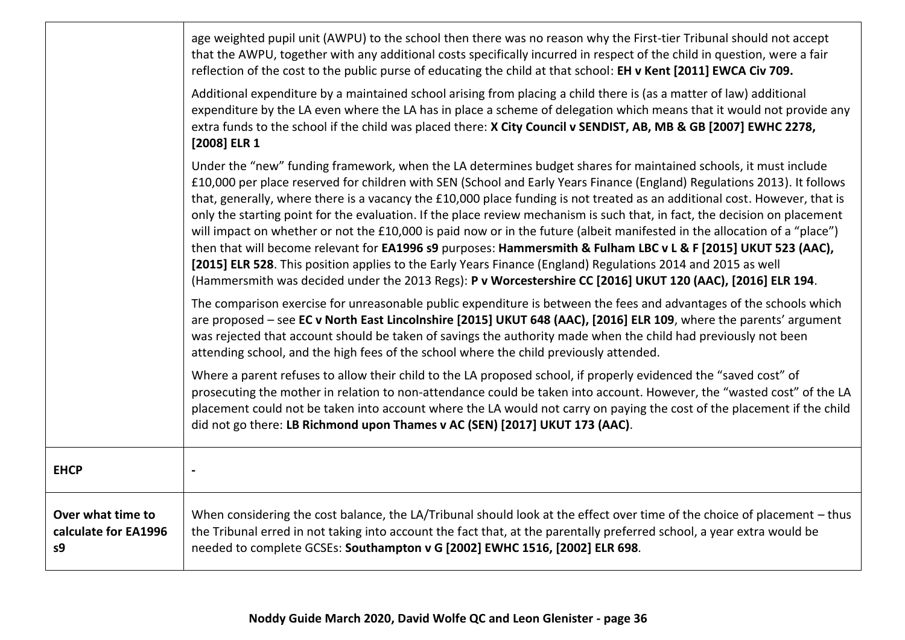| | |
|---|---|
| | age weighted pupil unit (AWPU) to the school then there was no reason why the First-tier Tribunal should not accept that the AWPU, together with any additional costs specifically incurred in respect of the child in question, were a fair reflection of the cost to the public purse of educating the child at that school: **EH v Kent [2011] EWCA Civ 709.**<br><br>Additional expenditure by a maintained school arising from placing a child there is (as a matter of law) additional expenditure by the LA even where the LA has in place a scheme of delegation which means that it would not provide any extra funds to the school if the child was placed there: **X City Council v SENDIST, AB, MB & GB [2007] EWHC 2278, [2008] ELR 1**<br><br>Under the "new" funding framework, when the LA determines budget shares for maintained schools, it must include £10,000 per place reserved for children with SEN (School and Early Years Finance (England) Regulations 2013). It follows that, generally, where there is a vacancy the £10,000 place funding is not treated as an additional cost. However, that is only the starting point for the evaluation. If the place review mechanism is such that, in fact, the decision on placement will impact on whether or not the £10,000 is paid now or in the future (albeit manifested in the allocation of a "place") then that will become relevant for **EA1996 s9** purposes: **Hammersmith & Fulham LBC v L & F [2015] UKUT 523 (AAC), [2015] ELR 528**. This position applies to the Early Years Finance (England) Regulations 2014 and 2015 as well (Hammersmith was decided under the 2013 Regs): **P v Worcestershire CC [2016] UKUT 120 (AAC), [2016] ELR 194**.<br><br>The comparison exercise for unreasonable public expenditure is between the fees and advantages of the schools which are proposed – see **EC v North East Lincolnshire [2015] UKUT 648 (AAC), [2016] ELR 109**, where the parents' argument was rejected that account should be taken of savings the authority made when the child had previously not been attending school, and the high fees of the school where the child previously attended.<br><br>Where a parent refuses to allow their child to the LA proposed school, if properly evidenced the "saved cost" of prosecuting the mother in relation to non-attendance could be taken into account. However, the "wasted cost" of the LA placement could not be taken into account where the LA would not carry on paying the cost of the placement if the child did not go there: **LB Richmond upon Thames v AC (SEN) [2017] UKUT 173 (AAC)**. |
| **EHCP** | - |
| **Over what time to calculate for EA1996 s9** | When considering the cost balance, the LA/Tribunal should look at the effect over time of the choice of placement – thus the Tribunal erred in not taking into account the fact that, at the parentally preferred school, a year extra would be needed to complete GCSEs: **Southampton v G [2002] EWHC 1516, [2002] ELR 698**. |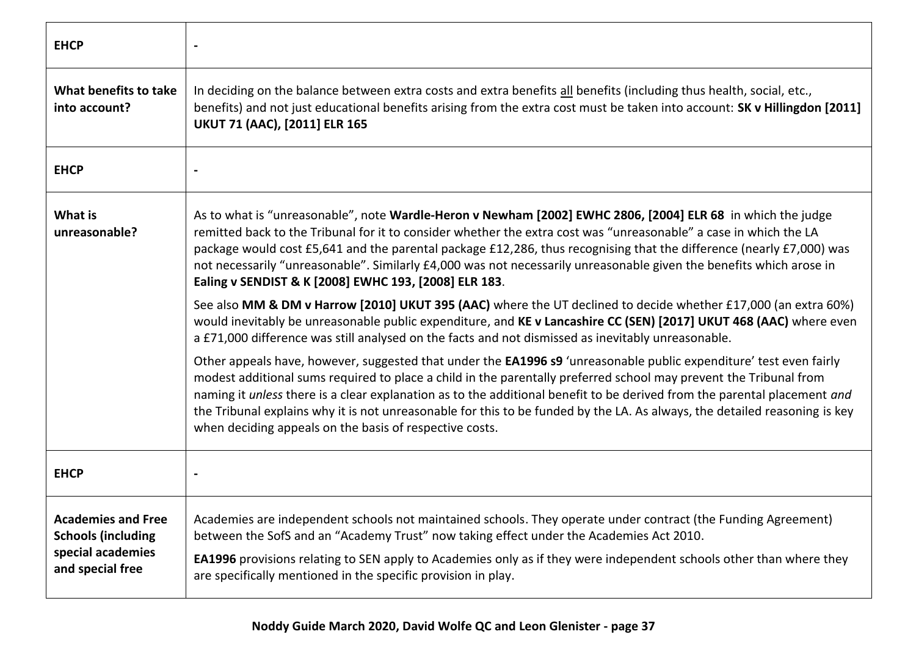| | |
|---|---|
| **EHCP** | - |
| **What benefits to take into account?** | In deciding on the balance between extra costs and extra benefits all benefits (including thus health, social, etc., benefits) and not just educational benefits arising from the extra cost must be taken into account: **SK v Hillingdon [2011] UKUT 71 (AAC), [2011] ELR 165** |
| **EHCP** | - |
| **What is unreasonable?** | As to what is "unreasonable", note **Wardle-Heron v Newham [2002] EWHC 2806, [2004] ELR 68** in which the judge remitted back to the Tribunal for it to consider whether the extra cost was "unreasonable" a case in which the LA package would cost £5,641 and the parental package £12,286, thus recognising that the difference (nearly £7,000) was not necessarily "unreasonable". Similarly £4,000 was not necessarily unreasonable given the benefits which arose in **Ealing v SENDIST & K [2008] EWHC 193, [2008] ELR 183**.<br><br>See also **MM & DM v Harrow [2010] UKUT 395 (AAC)** where the UT declined to decide whether £17,000 (an extra 60%) would inevitably be unreasonable public expenditure, and **KE v Lancashire CC (SEN) [2017] UKUT 468 (AAC)** where even a £71,000 difference was still analysed on the facts and not dismissed as inevitably unreasonable.<br><br>Other appeals have, however, suggested that under the **EA1996 s9** 'unreasonable public expenditure' test even fairly modest additional sums required to place a child in the parentally preferred school may prevent the Tribunal from naming it *unless* there is a clear explanation as to the additional benefit to be derived from the parental placement *and* the Tribunal explains why it is not unreasonable for this to be funded by the LA. As always, the detailed reasoning is key when deciding appeals on the basis of respective costs. |
| **EHCP** | - |
| **Academies and Free Schools (including special academies and special free** | Academies are independent schools not maintained schools. They operate under contract (the Funding Agreement) between the SofS and an "Academy Trust" now taking effect under the Academies Act 2010.<br><br>**EA1996** provisions relating to SEN apply to Academies only as if they were independent schools other than where they are specifically mentioned in the specific provision in play. |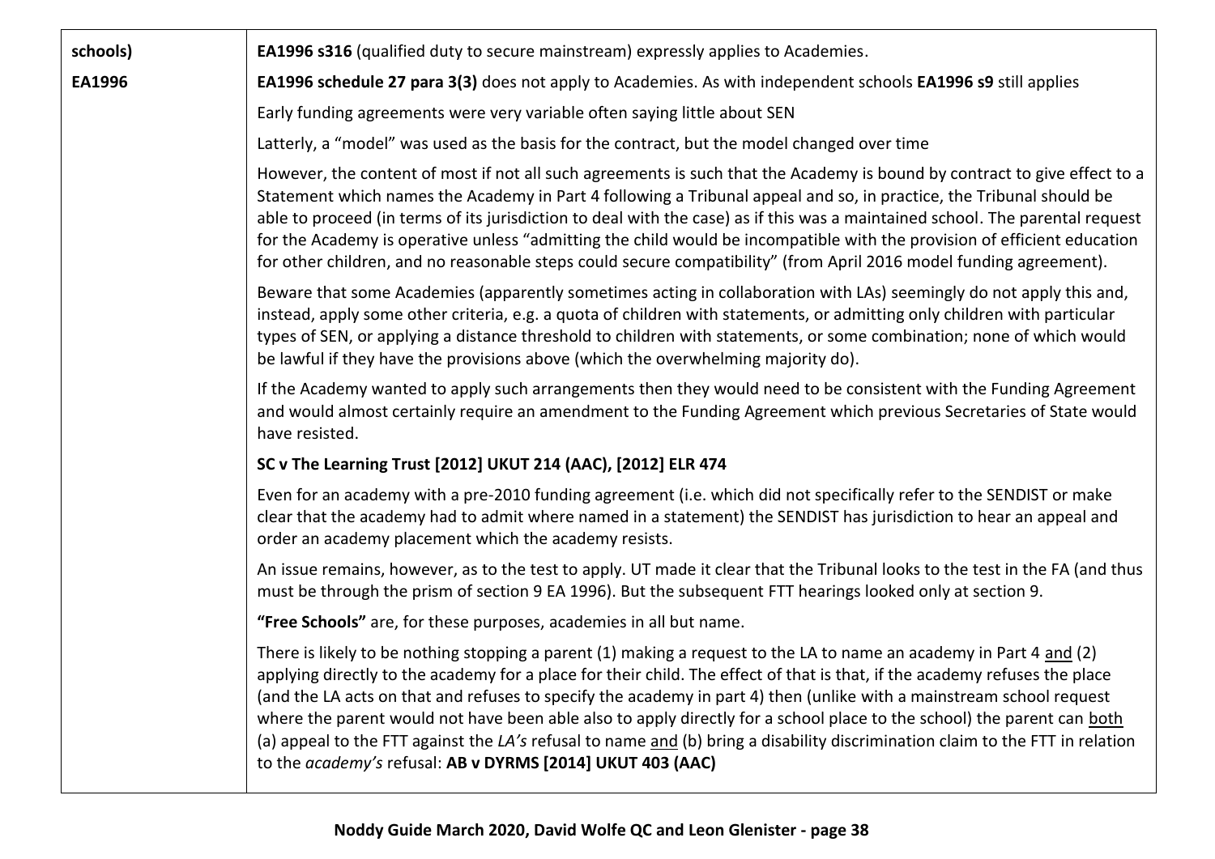| schools)<br><br>**EA1996** | **EA1996 s316** (qualified duty to secure mainstream) expressly applies to Academies.<br><br>**EA1996 schedule 27 para 3(3)** does not apply to Academies. As with independent schools **EA1996 s9** still applies<br><br>Early funding agreements were very variable often saying little about SEN<br><br>Latterly, a "model" was used as the basis for the contract, but the model changed over time<br><br>However, the content of most if not all such agreements is such that the Academy is bound by contract to give effect to a Statement which names the Academy in Part 4 following a Tribunal appeal and so, in practice, the Tribunal should be able to proceed (in terms of its jurisdiction to deal with the case) as if this was a maintained school. The parental request for the Academy is operative unless "admitting the child would be incompatible with the provision of efficient education for other children, and no reasonable steps could secure compatibility" (from April 2016 model funding agreement).<br><br>Beware that some Academies (apparently sometimes acting in collaboration with LAs) seemingly do not apply this and, instead, apply some other criteria, e.g. a quota of children with statements, or admitting only children with particular types of SEN, or applying a distance threshold to children with statements, or some combination; none of which would be lawful if they have the provisions above (which the overwhelming majority do).<br><br>If the Academy wanted to apply such arrangements then they would need to be consistent with the Funding Agreement and would almost certainly require an amendment to the Funding Agreement which previous Secretaries of State would have resisted.<br><br>**SC v The Learning Trust [2012] UKUT 214 (AAC), [2012] ELR 474**<br><br>Even for an academy with a pre-2010 funding agreement (i.e. which did not specifically refer to the SENDIST or make clear that the academy had to admit where named in a statement) the SENDIST has jurisdiction to hear an appeal and order an academy placement which the academy resists.<br><br>An issue remains, however, as to the test to apply. UT made it clear that the Tribunal looks to the test in the FA (and thus must be through the prism of section 9 EA 1996). But the subsequent FTT hearings looked only at section 9.<br><br>**"Free Schools"** are, for these purposes, academies in all but name.<br><br>There is likely to be nothing stopping a parent (1) making a request to the LA to name an academy in Part 4 <u>and</u> (2) applying directly to the academy for a place for their child. The effect of that is that, if the academy refuses the place (and the LA acts on that and refuses to specify the academy in part 4) then (unlike with a mainstream school request where the parent would not have been able also to apply directly for a school place to the school) the parent can <u>both</u> (a) appeal to the FTT against the *LA's* refusal to name <u>and</u> (b) bring a disability discrimination claim to the FTT in relation to the *academy's* refusal: **AB v DYRMS [2014] UKUT 403 (AAC)** |
|---|---|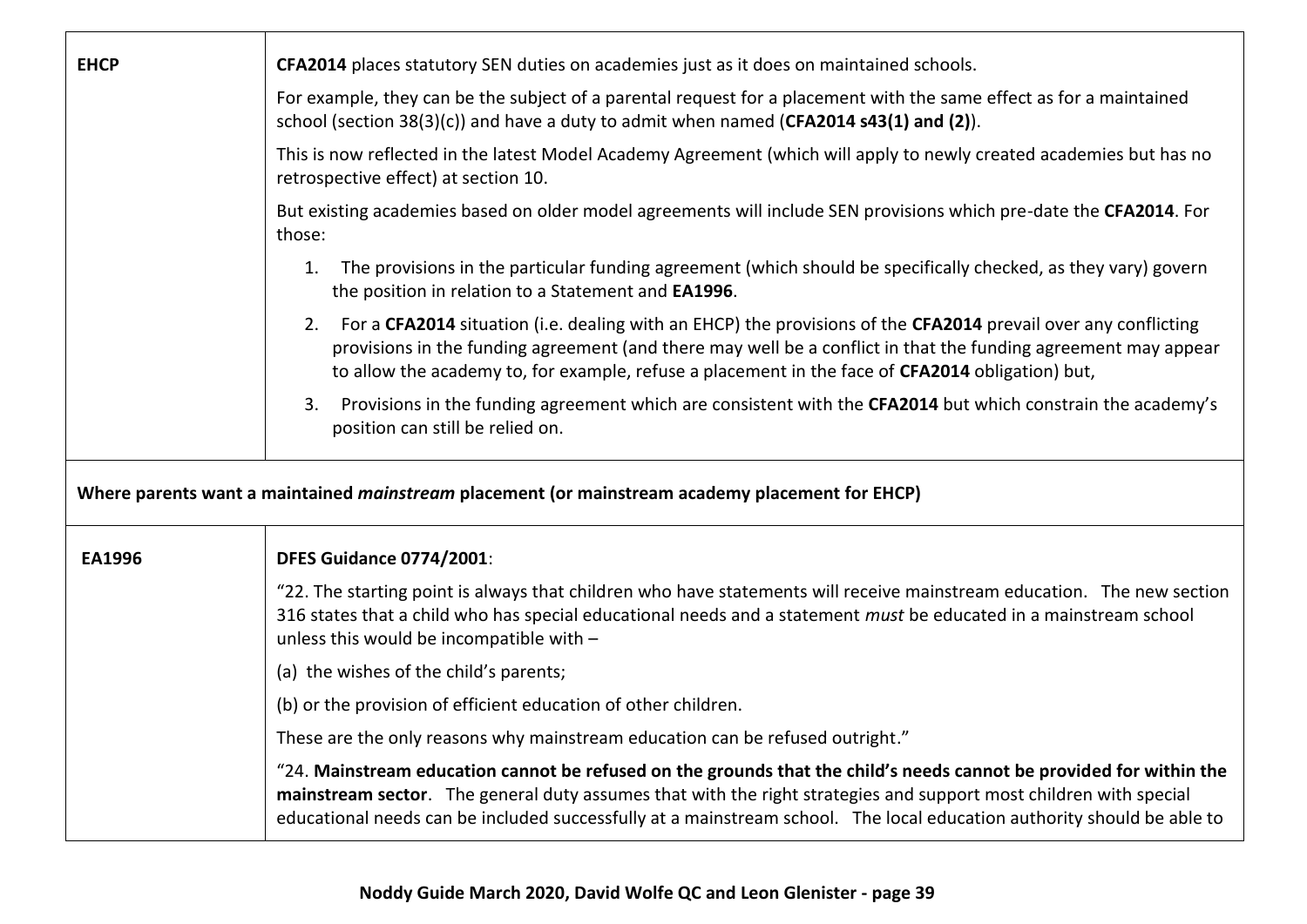| | |
|---|---|
| **EHCP** | **CFA2014** places statutory SEN duties on academies just as it does on maintained schools.<br><br>For example, they can be the subject of a parental request for a placement with the same effect as for a maintained school (section 38(3)(c)) and have a duty to admit when named (**CFA2014 s43(1) and (2)**).<br><br>This is now reflected in the latest Model Academy Agreement (which will apply to newly created academies but has no retrospective effect) at section 10.<br><br>But existing academies based on older model agreements will include SEN provisions which pre-date the **CFA2014**. For those:<br><br>1. The provisions in the particular funding agreement (which should be specifically checked, as they vary) govern the position in relation to a Statement and **EA1996**.<br>2. For a **CFA2014** situation (i.e. dealing with an EHCP) the provisions of the **CFA2014** prevail over any conflicting provisions in the funding agreement (and there may well be a conflict in that the funding agreement may appear to allow the academy to, for example, refuse a placement in the face of **CFA2014** obligation) but,<br>3. Provisions in the funding agreement which are consistent with the **CFA2014** but which constrain the academy's position can still be relied on. |
| **Where parents want a maintained *mainstream* placement (or mainstream academy placement for EHCP)** | |
| **EA1996** | **DFES Guidance 0774/2001**:<br><br>"22. The starting point is always that children who have statements will receive mainstream education. The new section 316 states that a child who has special educational needs and a statement *must* be educated in a mainstream school unless this would be incompatible with –<br><br>(a) the wishes of the child's parents;<br><br>(b) or the provision of efficient education of other children.<br><br>These are the only reasons why mainstream education can be refused outright."<br><br>"24. **Mainstream education cannot be refused on the grounds that the child's needs cannot be provided for within the mainstream sector**. The general duty assumes that with the right strategies and support most children with special educational needs can be included successfully at a mainstream school. The local education authority should be able to |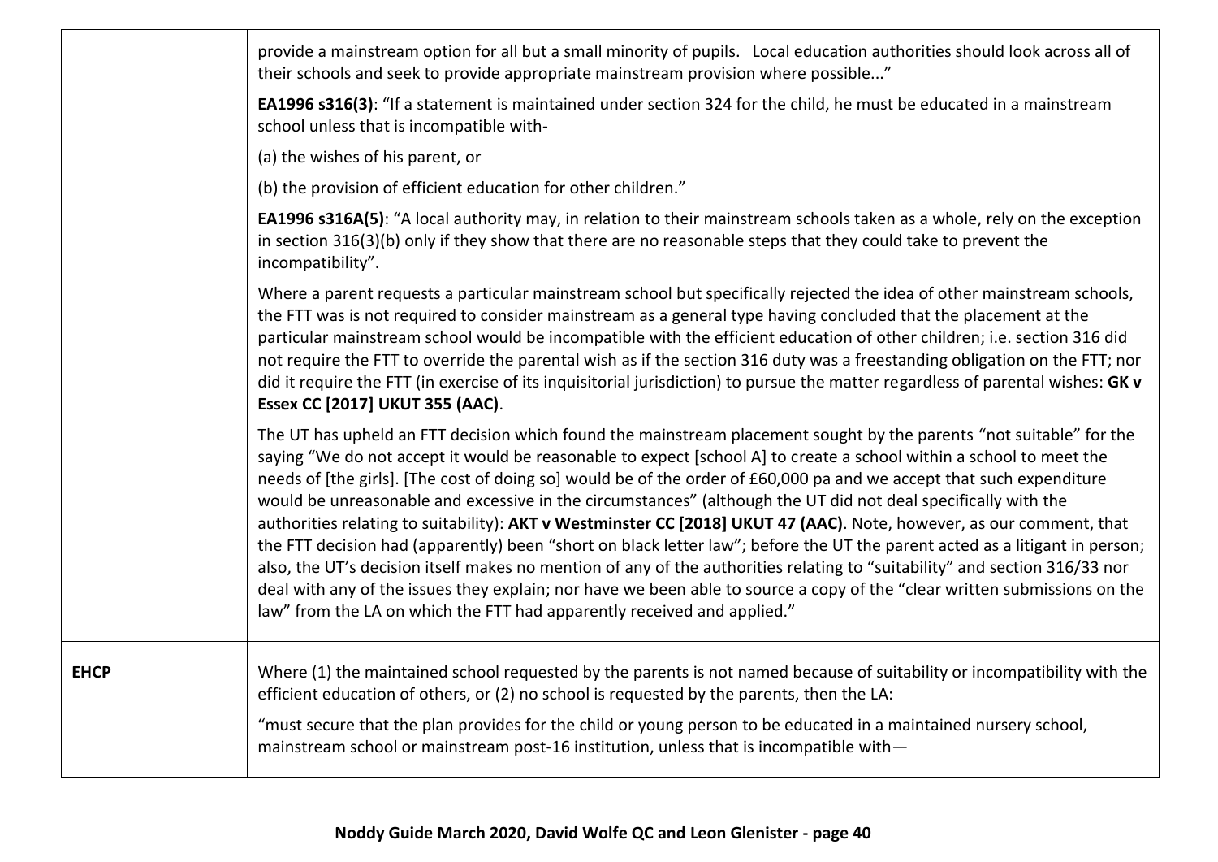| | |
|---|---|
| | provide a mainstream option for all but a small minority of pupils. Local education authorities should look across all of their schools and seek to provide appropriate mainstream provision where possible..."<br><br>**EA1996 s316(3)**: "If a statement is maintained under section 324 for the child, he must be educated in a mainstream school unless that is incompatible with-<br><br>(a) the wishes of his parent, or<br><br>(b) the provision of efficient education for other children."<br><br>**EA1996 s316A(5)**: "A local authority may, in relation to their mainstream schools taken as a whole, rely on the exception in section 316(3)(b) only if they show that there are no reasonable steps that they could take to prevent the incompatibility".<br><br>Where a parent requests a particular mainstream school but specifically rejected the idea of other mainstream schools, the FTT was is not required to consider mainstream as a general type having concluded that the placement at the particular mainstream school would be incompatible with the efficient education of other children; i.e. section 316 did not require the FTT to override the parental wish as if the section 316 duty was a freestanding obligation on the FTT; nor did it require the FTT (in exercise of its inquisitorial jurisdiction) to pursue the matter regardless of parental wishes: **GK v Essex CC [2017] UKUT 355 (AAC)**.<br><br>The UT has upheld an FTT decision which found the mainstream placement sought by the parents "not suitable" for the saying "We do not accept it would be reasonable to expect [school A] to create a school within a school to meet the needs of [the girls]. [The cost of doing so] would be of the order of £60,000 pa and we accept that such expenditure would be unreasonable and excessive in the circumstances" (although the UT did not deal specifically with the authorities relating to suitability): **AKT v Westminster CC [2018] UKUT 47 (AAC)**. Note, however, as our comment, that the FTT decision had (apparently) been "short on black letter law"; before the UT the parent acted as a litigant in person; also, the UT's decision itself makes no mention of any of the authorities relating to "suitability" and section 316/33 nor deal with any of the issues they explain; nor have we been able to source a copy of the "clear written submissions on the law" from the LA on which the FTT had apparently received and applied." |
| **EHCP** | Where (1) the maintained school requested by the parents is not named because of suitability or incompatibility with the efficient education of others, or (2) no school is requested by the parents, then the LA:<br><br>"must secure that the plan provides for the child or young person to be educated in a maintained nursery school, mainstream school or mainstream post-16 institution, unless that is incompatible with— |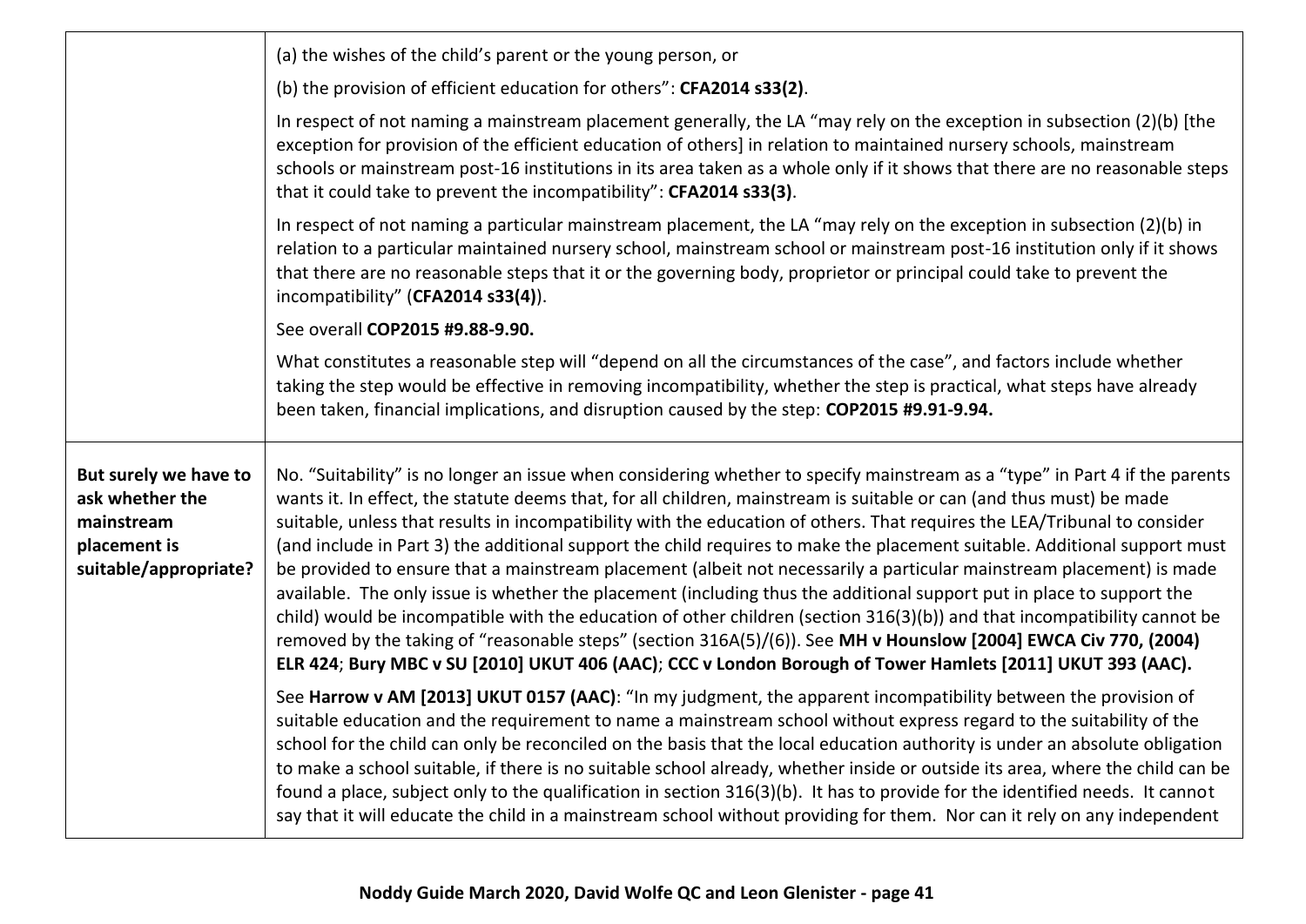| | |
|---|---|
| | (a) the wishes of the child's parent or the young person, or<br><br>(b) the provision of efficient education for others": **CFA2014 s33(2)**.<br><br>In respect of not naming a mainstream placement generally, the LA "may rely on the exception in subsection (2)(b) [the exception for provision of the efficient education of others] in relation to maintained nursery schools, mainstream schools or mainstream post-16 institutions in its area taken as a whole only if it shows that there are no reasonable steps that it could take to prevent the incompatibility": **CFA2014 s33(3)**.<br><br>In respect of not naming a particular mainstream placement, the LA "may rely on the exception in subsection (2)(b) in relation to a particular maintained nursery school, mainstream school or mainstream post-16 institution only if it shows that there are no reasonable steps that it or the governing body, proprietor or principal could take to prevent the incompatibility" (**CFA2014 s33(4)**).<br><br>See overall **COP2015 #9.88-9.90.**<br><br>What constitutes a reasonable step will "depend on all the circumstances of the case", and factors include whether taking the step would be effective in removing incompatibility, whether the step is practical, what steps have already been taken, financial implications, and disruption caused by the step: **COP2015 #9.91-9.94.** |
| **But surely we have to ask whether the mainstream placement is suitable/appropriate?** | No. "Suitability" is no longer an issue when considering whether to specify mainstream as a "type" in Part 4 if the parents wants it. In effect, the statute deems that, for all children, mainstream is suitable or can (and thus must) be made suitable, unless that results in incompatibility with the education of others. That requires the LEA/Tribunal to consider (and include in Part 3) the additional support the child requires to make the placement suitable. Additional support must be provided to ensure that a mainstream placement (albeit not necessarily a particular mainstream placement) is made available. The only issue is whether the placement (including thus the additional support put in place to support the child) would be incompatible with the education of other children (section 316(3)(b)) and that incompatibility cannot be removed by the taking of "reasonable steps" (section 316A(5)/(6)). See **MH v Hounslow [2004] EWCA Civ 770, (2004) ELR 424**; **Bury MBC v SU [2010] UKUT 406 (AAC)**; **CCC v London Borough of Tower Hamlets [2011] UKUT 393 (AAC).**<br><br>See **Harrow v AM [2013] UKUT 0157 (AAC)**: "In my judgment, the apparent incompatibility between the provision of suitable education and the requirement to name a mainstream school without express regard to the suitability of the school for the child can only be reconciled on the basis that the local education authority is under an absolute obligation to make a school suitable, if there is no suitable school already, whether inside or outside its area, where the child can be found a place, subject only to the qualification in section 316(3)(b). It has to provide for the identified needs. It cannot say that it will educate the child in a mainstream school without providing for them. Nor can it rely on any independent |

Noddy Guide March 2020, David Wolfe QC and Leon Glenister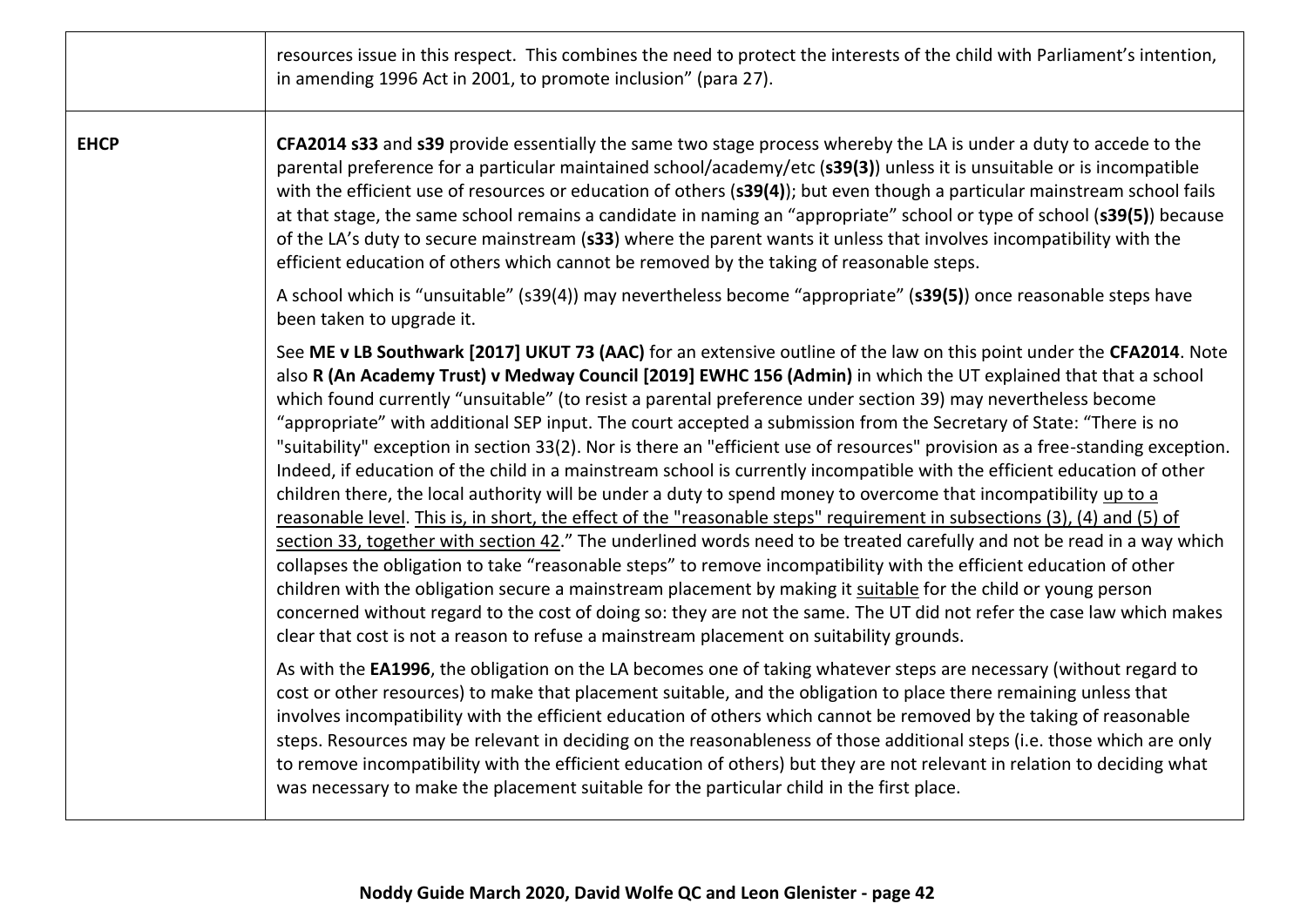| | |
|---|---|
| | resources issue in this respect. This combines the need to protect the interests of the child with Parliament's intention, in amending 1996 Act in 2001, to promote inclusion" (para 27). |
| **EHCP** | **CFA2014 s33** and **s39** provide essentially the same two stage process whereby the LA is under a duty to accede to the parental preference for a particular maintained school/academy/etc (**s39(3)**) unless it is unsuitable or is incompatible with the efficient use of resources or education of others (**s39(4)**); but even though a particular mainstream school fails at that stage, the same school remains a candidate in naming an "appropriate" school or type of school (**s39(5)**) because of the LA's duty to secure mainstream (**s33**) where the parent wants it unless that involves incompatibility with the efficient education of others which cannot be removed by the taking of reasonable steps.<br><br>A school which is "unsuitable" (s39(4)) may nevertheless become "appropriate" (**s39(5)**) once reasonable steps have been taken to upgrade it.<br><br>See **ME v LB Southwark [2017] UKUT 73 (AAC)** for an extensive outline of the law on this point under the **CFA2014**. Note also **R (An Academy Trust) v Medway Council [2019] EWHC 156 (Admin)** in which the UT explained that that a school which found currently "unsuitable" (to resist a parental preference under section 39) may nevertheless become "appropriate" with additional SEP input. The court accepted a submission from the Secretary of State: "There is no "suitability" exception in section 33(2). Nor is there an "efficient use of resources" provision as a free-standing exception. Indeed, if education of the child in a mainstream school is currently incompatible with the efficient education of other children there, the local authority will be under a duty to spend money to overcome that incompatibility <u>up to a reasonable level</u>. <u>This is, in short, the effect of the "reasonable steps" requirement in subsections (3), (4) and (5) of section 33, together with section 42</u>." The underlined words need to be treated carefully and not be read in a way which collapses the obligation to take "reasonable steps" to remove incompatibility with the efficient education of other children with the obligation secure a mainstream placement by making it <u>suitable</u> for the child or young person concerned without regard to the cost of doing so: they are not the same. The UT did not refer the case law which makes clear that cost is not a reason to refuse a mainstream placement on suitability grounds.<br><br>As with the **EA1996**, the obligation on the LA becomes one of taking whatever steps are necessary (without regard to cost or other resources) to make that placement suitable, and the obligation to place there remaining unless that involves incompatibility with the efficient education of others which cannot be removed by the taking of reasonable steps. Resources may be relevant in deciding on the reasonableness of those additional steps (i.e. those which are only to remove incompatibility with the efficient education of others) but they are not relevant in relation to deciding what was necessary to make the placement suitable for the particular child in the first place. |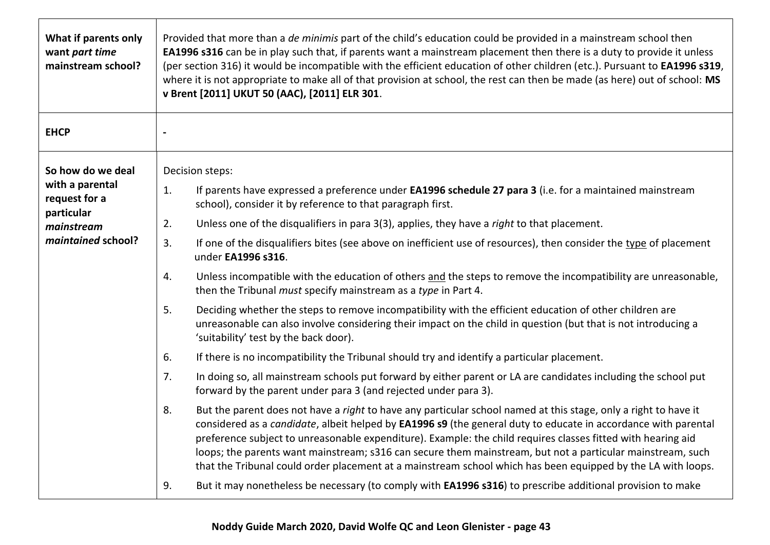| | |
|---|---|
| **What if parents only want *part time* mainstream school?** | Provided that more than a *de minimis* part of the child's education could be provided in a mainstream school then **EA1996 s316** can be in play such that, if parents want a mainstream placement then there is a duty to provide it unless (per section 316) it would be incompatible with the efficient education of other children (etc.). Pursuant to **EA1996 s319**, where it is not appropriate to make all of that provision at school, the rest can then be made (as here) out of school: **MS v Brent [2011] UKUT 50 (AAC), [2011] ELR 301**. |
| **EHCP** | - |
| **So how do we deal with a parental request for a particular *mainstream maintained* school?** | Decision steps:<br>1. If parents have expressed a preference under **EA1996 schedule 27 para 3** (i.e. for a maintained mainstream school), consider it by reference to that paragraph first.<br>2. Unless one of the disqualifiers in para 3(3), applies, they have a *right* to that placement.<br>3. If one of the disqualifiers bites (see above on inefficient use of resources), then consider the <u>type</u> of placement under **EA1996 s316**.<br>4. Unless incompatible with the education of others <u>and</u> the steps to remove the incompatibility are unreasonable, then the Tribunal *must* specify mainstream as a *type* in Part 4.<br>5. Deciding whether the steps to remove incompatibility with the efficient education of other children are unreasonable can also involve considering their impact on the child in question (but that is not introducing a 'suitability' test by the back door).<br>6. If there is no incompatibility the Tribunal should try and identify a particular placement.<br>7. In doing so, all mainstream schools put forward by either parent or LA are candidates including the school put forward by the parent under para 3 (and rejected under para 3).<br>8. But the parent does not have a *right* to have any particular school named at this stage, only a right to have it considered as a *candidate*, albeit helped by **EA1996 s9** (the general duty to educate in accordance with parental preference subject to unreasonable expenditure). Example: the child requires classes fitted with hearing aid loops; the parents want mainstream; s316 can secure them mainstream, but not a particular mainstream, such that the Tribunal could order placement at a mainstream school which has been equipped by the LA with loops.<br>9. But it may nonetheless be necessary (to comply with **EA1996 s316**) to prescribe additional provision to make |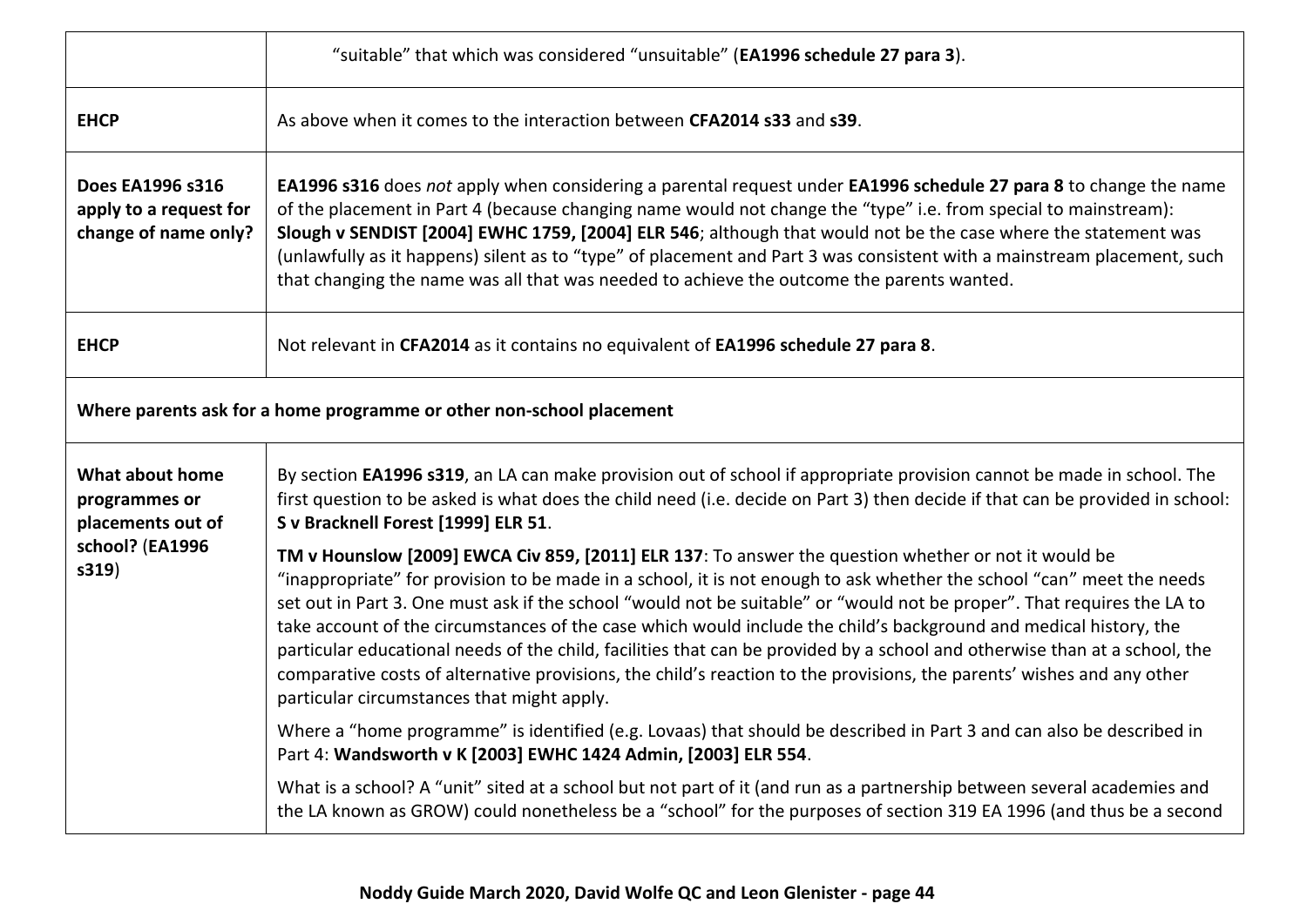| | |
|---|---|
| | "suitable" that which was considered "unsuitable" (**EA1996 schedule 27 para 3**). |
| **EHCP** | As above when it comes to the interaction between **CFA2014 s33** and **s39**. |
| **Does EA1996 s316 apply to a request for change of name only?** | **EA1996 s316** does *not* apply when considering a parental request under **EA1996 schedule 27 para 8** to change the name of the placement in Part 4 (because changing name would not change the "type" i.e. from special to mainstream): **Slough v SENDIST [2004] EWHC 1759, [2004] ELR 546**; although that would not be the case where the statement was (unlawfully as it happens) silent as to "type" of placement and Part 3 was consistent with a mainstream placement, such that changing the name was all that was needed to achieve the outcome the parents wanted. |
| **EHCP** | Not relevant in **CFA2014** as it contains no equivalent of **EA1996 schedule 27 para 8**. |
| **Where parents ask for a home programme or other non-school placement** | |
| **What about home programmes or placements out of school? (EA1996 s319)** | By section **EA1996 s319**, an LA can make provision out of school if appropriate provision cannot be made in school. The first question to be asked is what does the child need (i.e. decide on Part 3) then decide if that can be provided in school: **S v Bracknell Forest [1999] ELR 51**.<br><br>**TM v Hounslow [2009] EWCA Civ 859, [2011] ELR 137**: To answer the question whether or not it would be "inappropriate" for provision to be made in a school, it is not enough to ask whether the school "can" meet the needs set out in Part 3. One must ask if the school "would not be suitable" or "would not be proper". That requires the LA to take account of the circumstances of the case which would include the child's background and medical history, the particular educational needs of the child, facilities that can be provided by a school and otherwise than at a school, the comparative costs of alternative provisions, the child's reaction to the provisions, the parents' wishes and any other particular circumstances that might apply.<br><br>Where a "home programme" is identified (e.g. Lovaas) that should be described in Part 3 and can also be described in Part 4: **Wandsworth v K [2003] EWHC 1424 Admin, [2003] ELR 554**.<br><br>What is a school? A "unit" sited at a school but not part of it (and run as a partnership between several academies and the LA known as GROW) could nonetheless be a "school" for the purposes of section 319 EA 1996 (and thus be a second |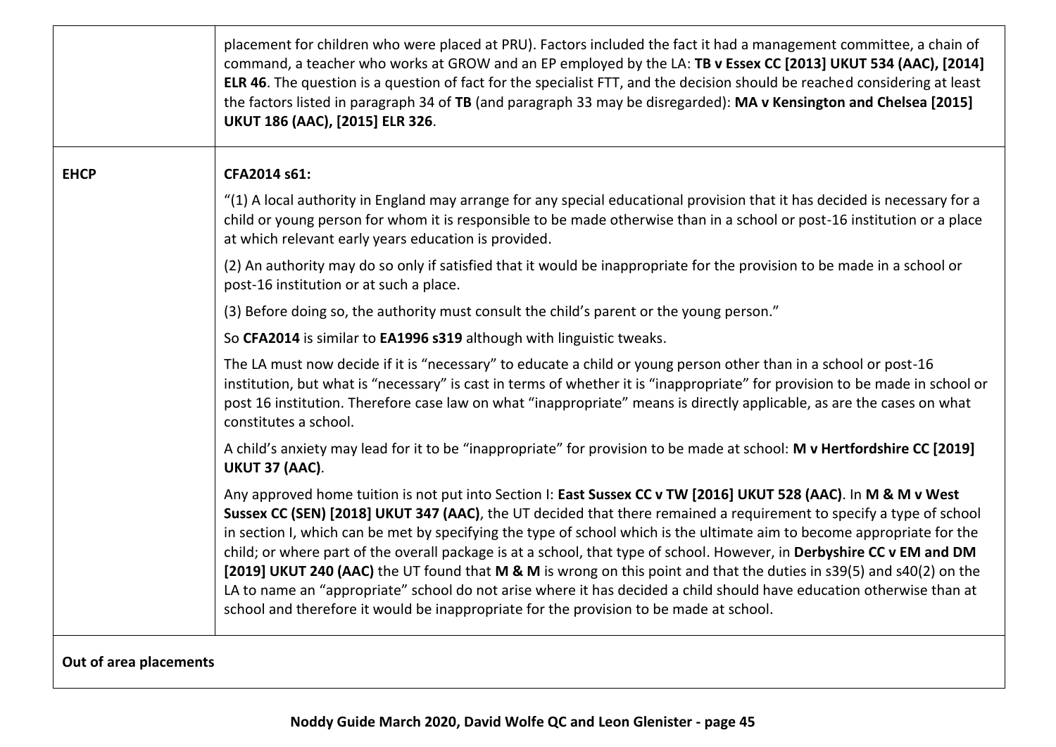| | |
|---|---|
| | placement for children who were placed at PRU). Factors included the fact it had a management committee, a chain of command, a teacher who works at GROW and an EP employed by the LA: **TB v Essex CC [2013] UKUT 534 (AAC), [2014] ELR 46**. The question is a question of fact for the specialist FTT, and the decision should be reached considering at least the factors listed in paragraph 34 of **TB** (and paragraph 33 may be disregarded): **MA v Kensington and Chelsea [2015] UKUT 186 (AAC), [2015] ELR 326**. |
| **EHCP** | **CFA2014 s61:**<br><br>"(1) A local authority in England may arrange for any special educational provision that it has decided is necessary for a child or young person for whom it is responsible to be made otherwise than in a school or post-16 institution or a place at which relevant early years education is provided.<br><br>(2) An authority may do so only if satisfied that it would be inappropriate for the provision to be made in a school or post-16 institution or at such a place.<br><br>(3) Before doing so, the authority must consult the child's parent or the young person."<br><br>So **CFA2014** is similar to **EA1996 s319** although with linguistic tweaks.<br><br>The LA must now decide if it is "necessary" to educate a child or young person other than in a school or post-16 institution, but what is "necessary" is cast in terms of whether it is "inappropriate" for provision to be made in school or post 16 institution. Therefore case law on what "inappropriate" means is directly applicable, as are the cases on what constitutes a school.<br><br>A child's anxiety may lead for it to be "inappropriate" for provision to be made at school: **M v Hertfordshire CC [2019] UKUT 37 (AAC)**.<br><br>Any approved home tuition is not put into Section I: **East Sussex CC v TW [2016] UKUT 528 (AAC)**. In **M & M v West Sussex CC (SEN) [2018] UKUT 347 (AAC)**, the UT decided that there remained a requirement to specify a type of school in section I, which can be met by specifying the type of school which is the ultimate aim to become appropriate for the child; or where part of the overall package is at a school, that type of school. However, in **Derbyshire CC v EM and DM [2019] UKUT 240 (AAC)** the UT found that **M & M** is wrong on this point and that the duties in s39(5) and s40(2) on the LA to name an "appropriate" school do not arise where it has decided a child should have education otherwise than at school and therefore it would be inappropriate for the provision to be made at school. |
| **Out of area placements** | |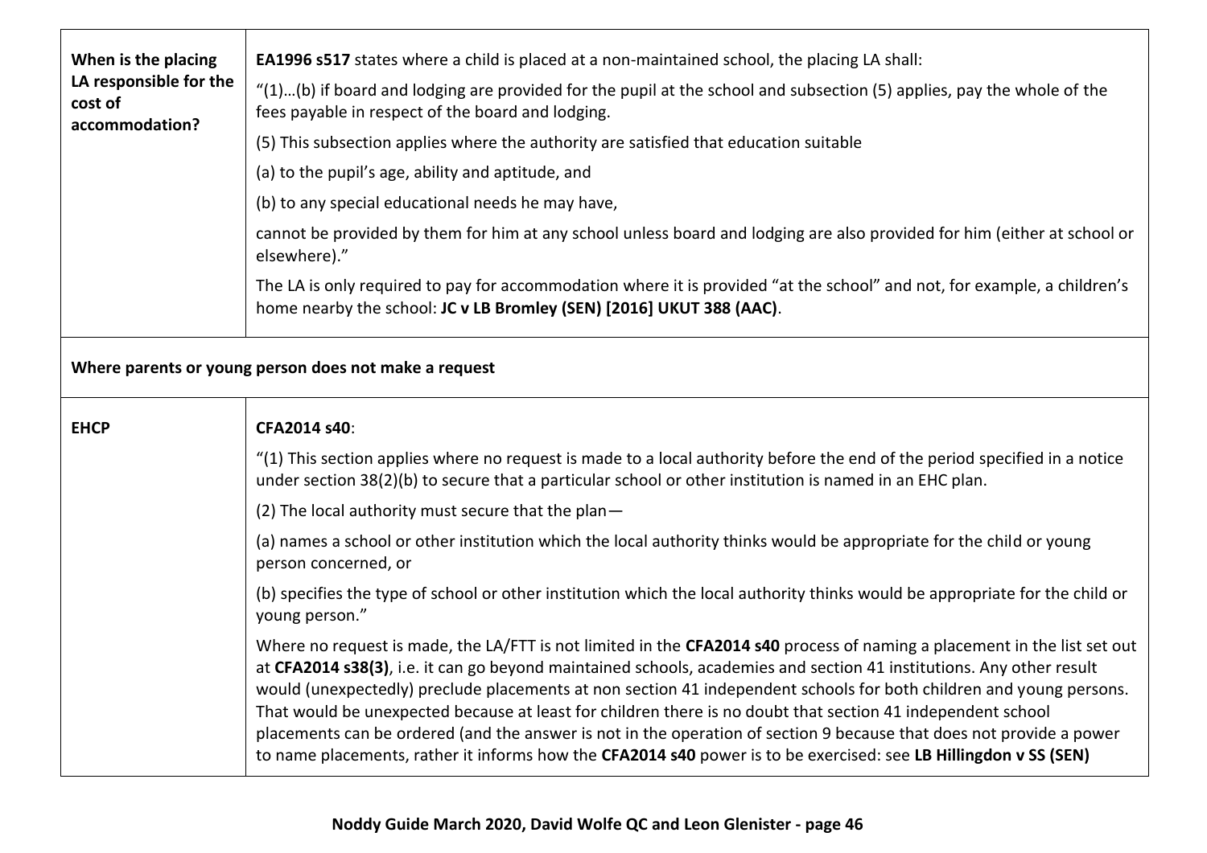| | |
|---|---|
| **When is the placing LA responsible for the cost of accommodation?** | **EA1996 s517** states where a child is placed at a non-maintained school, the placing LA shall:<br><br>"(1)…(b) if board and lodging are provided for the pupil at the school and subsection (5) applies, pay the whole of the fees payable in respect of the board and lodging.<br><br>(5) This subsection applies where the authority are satisfied that education suitable<br><br>(a) to the pupil's age, ability and aptitude, and<br><br>(b) to any special educational needs he may have,<br><br>cannot be provided by them for him at any school unless board and lodging are also provided for him (either at school or elsewhere)."<br><br>The LA is only required to pay for accommodation where it is provided "at the school" and not, for example, a children's home nearby the school: **JC v LB Bromley (SEN) [2016] UKUT 388 (AAC)**. |
| **Where parents or young person does not make a request** | |
| **EHCP** | **CFA2014 s40**:<br><br>"(1) This section applies where no request is made to a local authority before the end of the period specified in a notice under section 38(2)(b) to secure that a particular school or other institution is named in an EHC plan.<br><br>(2) The local authority must secure that the plan—<br><br>(a) names a school or other institution which the local authority thinks would be appropriate for the child or young person concerned, or<br><br>(b) specifies the type of school or other institution which the local authority thinks would be appropriate for the child or young person."<br><br>Where no request is made, the LA/FTT is not limited in the **CFA2014 s40** process of naming a placement in the list set out at **CFA2014 s38(3)**, i.e. it can go beyond maintained schools, academies and section 41 institutions. Any other result would (unexpectedly) preclude placements at non section 41 independent schools for both children and young persons. That would be unexpected because at least for children there is no doubt that section 41 independent school placements can be ordered (and the answer is not in the operation of section 9 because that does not provide a power to name placements, rather it informs how the **CFA2014 s40** power is to be exercised: see **LB Hillingdon v SS (SEN)** |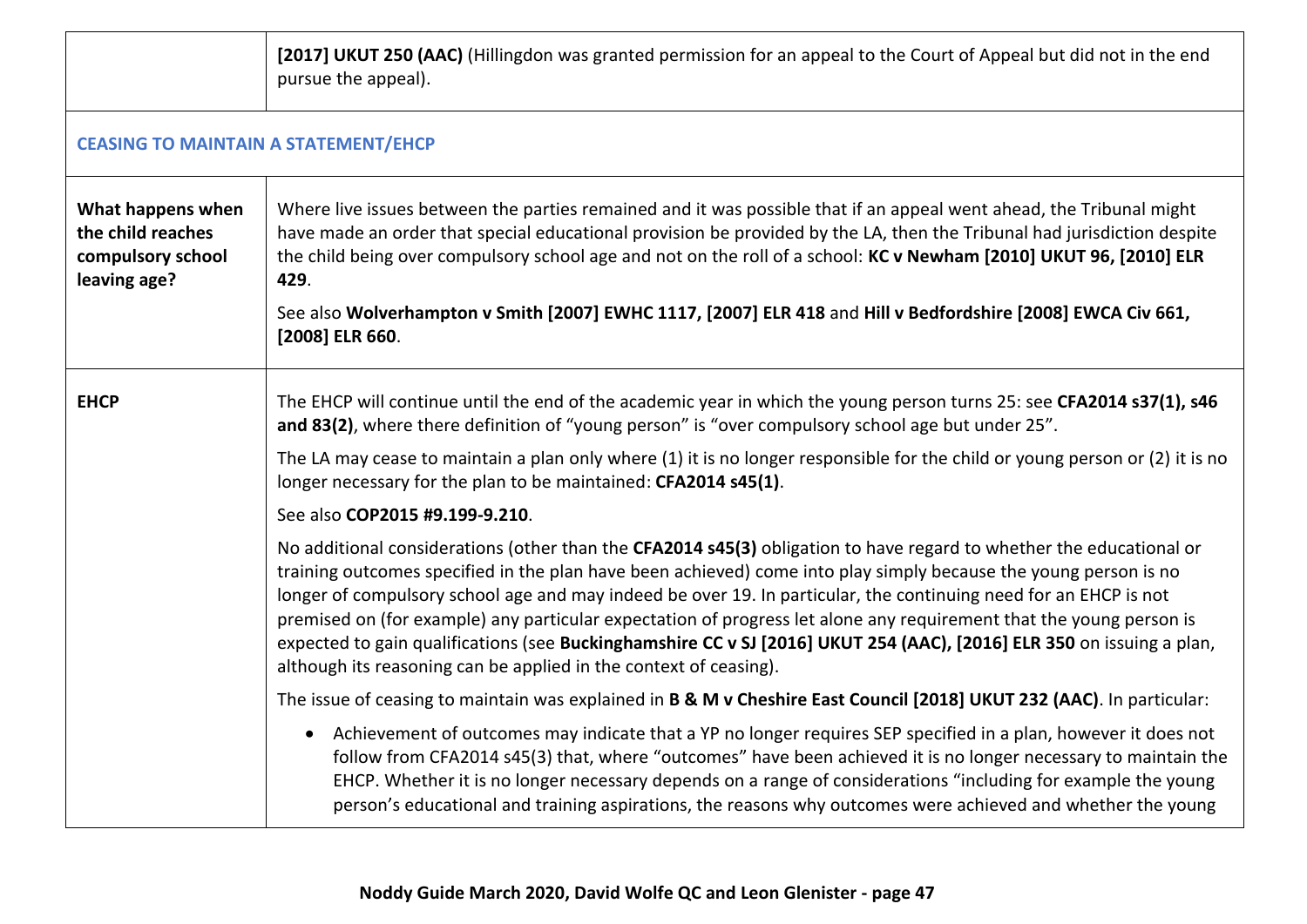| | |
|---|---|
| | **[2017] UKUT 250 (AAC)** (Hillingdon was granted permission for an appeal to the Court of Appeal but did not in the end pursue the appeal). |
| **CEASING TO MAINTAIN A STATEMENT/EHCP** | |
| **What happens when the child reaches compulsory school leaving age?** | Where live issues between the parties remained and it was possible that if an appeal went ahead, the Tribunal might have made an order that special educational provision be provided by the LA, then the Tribunal had jurisdiction despite the child being over compulsory school age and not on the roll of a school: **KC v Newham [2010] UKUT 96, [2010] ELR 429**.<br><br>See also **Wolverhampton v Smith [2007] EWHC 1117, [2007] ELR 418** and **Hill v Bedfordshire [2008] EWCA Civ 661, [2008] ELR 660**. |
| **EHCP** | The EHCP will continue until the end of the academic year in which the young person turns 25: see **CFA2014 s37(1), s46 and 83(2)**, where there definition of "young person" is "over compulsory school age but under 25".<br><br>The LA may cease to maintain a plan only where (1) it is no longer responsible for the child or young person or (2) it is no longer necessary for the plan to be maintained: **CFA2014 s45(1)**.<br><br>See also **COP2015 #9.199-9.210**.<br><br>No additional considerations (other than the **CFA2014 s45(3)** obligation to have regard to whether the educational or training outcomes specified in the plan have been achieved) come into play simply because the young person is no longer of compulsory school age and may indeed be over 19. In particular, the continuing need for an EHCP is not premised on (for example) any particular expectation of progress let alone any requirement that the young person is expected to gain qualifications (see **Buckinghamshire CC v SJ [2016] UKUT 254 (AAC), [2016] ELR 350** on issuing a plan, although its reasoning can be applied in the context of ceasing).<br><br>The issue of ceasing to maintain was explained in **B & M v Cheshire East Council [2018] UKUT 232 (AAC)**. In particular:<br><br>• Achievement of outcomes may indicate that a YP no longer requires SEP specified in a plan, however it does not follow from CFA2014 s45(3) that, where "outcomes" have been achieved it is no longer necessary to maintain the EHCP. Whether it is no longer necessary depends on a range of considerations "including for example the young person's educational and training aspirations, the reasons why outcomes were achieved and whether the young |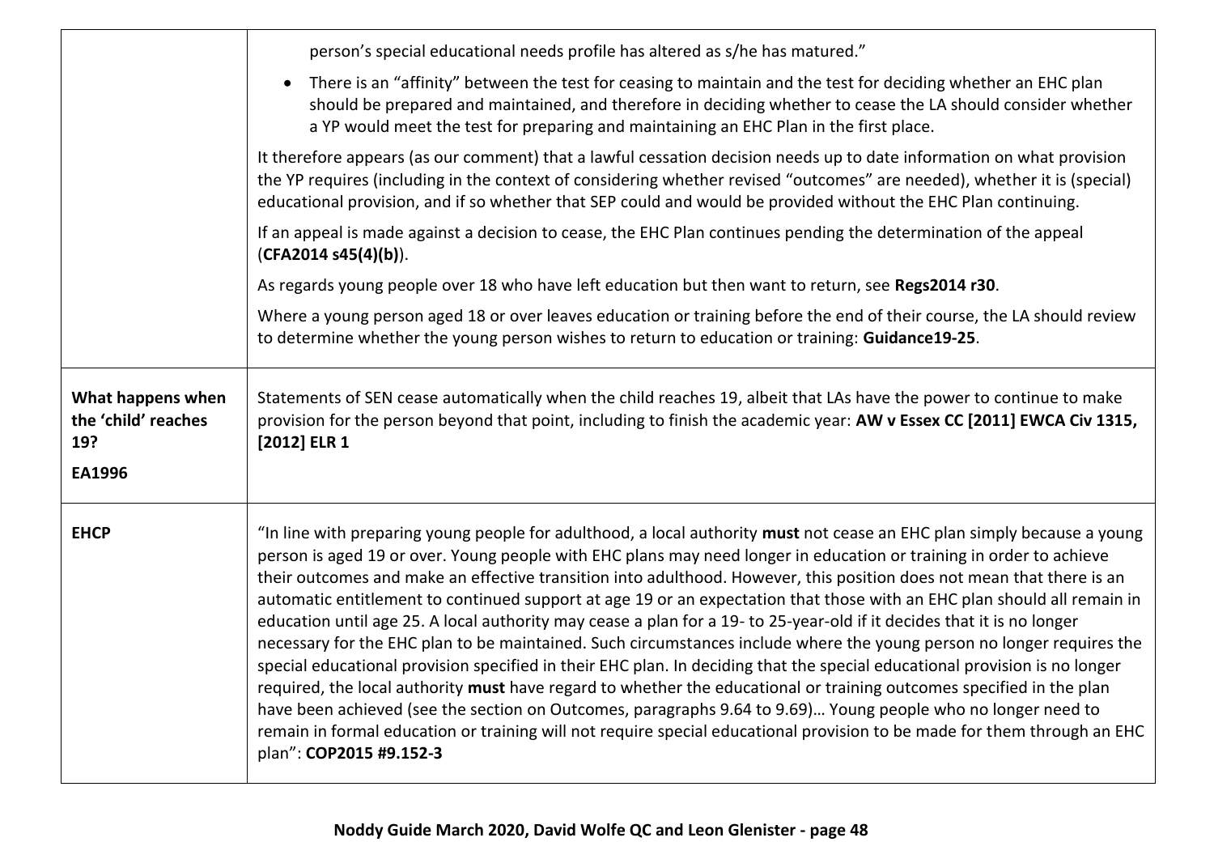| | |
|---|---|
| | person's special educational needs profile has altered as s/he has matured."<br>• There is an "affinity" between the test for ceasing to maintain and the test for deciding whether an EHC plan should be prepared and maintained, and therefore in deciding whether to cease the LA should consider whether a YP would meet the test for preparing and maintaining an EHC Plan in the first place.<br><br>It therefore appears (as our comment) that a lawful cessation decision needs up to date information on what provision the YP requires (including in the context of considering whether revised "outcomes" are needed), whether it is (special) educational provision, and if so whether that SEP could and would be provided without the EHC Plan continuing.<br><br>If an appeal is made against a decision to cease, the EHC Plan continues pending the determination of the appeal (**CFA2014 s45(4)(b)**).<br><br>As regards young people over 18 who have left education but then want to return, see **Regs2014 r30**.<br><br>Where a young person aged 18 or over leaves education or training before the end of their course, the LA should review to determine whether the young person wishes to return to education or training: **Guidance19-25**. |
| **What happens when the 'child' reaches 19?**<br><br>**EA1996** | Statements of SEN cease automatically when the child reaches 19, albeit that LAs have the power to continue to make provision for the person beyond that point, including to finish the academic year: **AW v Essex CC [2011] EWCA Civ 1315, [2012] ELR 1** |
| **EHCP** | "In line with preparing young people for adulthood, a local authority **must** not cease an EHC plan simply because a young person is aged 19 or over. Young people with EHC plans may need longer in education or training in order to achieve their outcomes and make an effective transition into adulthood. However, this position does not mean that there is an automatic entitlement to continued support at age 19 or an expectation that those with an EHC plan should all remain in education until age 25. A local authority may cease a plan for a 19- to 25-year-old if it decides that it is no longer necessary for the EHC plan to be maintained. Such circumstances include where the young person no longer requires the special educational provision specified in their EHC plan. In deciding that the special educational provision is no longer required, the local authority **must** have regard to whether the educational or training outcomes specified in the plan have been achieved (see the section on Outcomes, paragraphs 9.64 to 9.69)… Young people who no longer need to remain in formal education or training will not require special educational provision to be made for them through an EHC plan": **COP2015 #9.152-3** |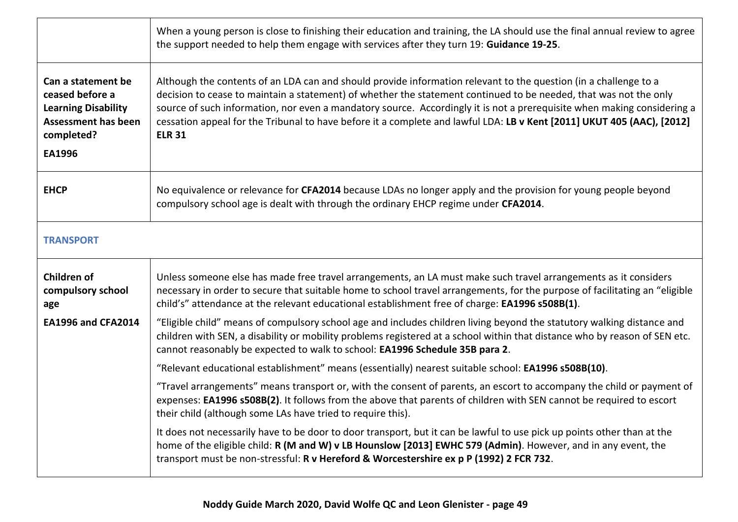| | |
|---|---|
| | When a young person is close to finishing their education and training, the LA should use the final annual review to agree the support needed to help them engage with services after they turn 19: **Guidance 19-25**. |
| **Can a statement be ceased before a Learning Disability Assessment has been completed?**<br><br>**EA1996** | Although the contents of an LDA can and should provide information relevant to the question (in a challenge to a decision to cease to maintain a statement) of whether the statement continued to be needed, that was not the only source of such information, nor even a mandatory source. Accordingly it is not a prerequisite when making considering a cessation appeal for the Tribunal to have before it a complete and lawful LDA: **LB v Kent [2011] UKUT 405 (AAC), [2012] ELR 31** |
| **EHCP** | No equivalence or relevance for **CFA2014** because LDAs no longer apply and the provision for young people beyond compulsory school age is dealt with through the ordinary EHCP regime under **CFA2014**. |
| **TRANSPORT** | |
| **Children of compulsory school age**<br><br>**EA1996 and CFA2014** | Unless someone else has made free travel arrangements, an LA must make such travel arrangements as it considers necessary in order to secure that suitable home to school travel arrangements, for the purpose of facilitating an "eligible child's" attendance at the relevant educational establishment free of charge: **EA1996 s508B(1)**.<br><br>"Eligible child" means of compulsory school age and includes children living beyond the statutory walking distance and children with SEN, a disability or mobility problems registered at a school within that distance who by reason of SEN etc. cannot reasonably be expected to walk to school: **EA1996 Schedule 35B para 2**.<br><br>"Relevant educational establishment" means (essentially) nearest suitable school: **EA1996 s508B(10)**.<br><br>"Travel arrangements" means transport or, with the consent of parents, an escort to accompany the child or payment of expenses: **EA1996 s508B(2)**. It follows from the above that parents of children with SEN cannot be required to escort their child (although some LAs have tried to require this).<br><br>It does not necessarily have to be door to door transport, but it can be lawful to use pick up points other than at the home of the eligible child: **R (M and W) v LB Hounslow [2013] EWHC 579 (Admin)**. However, and in any event, the transport must be non-stressful: **R v Hereford & Worcestershire ex p P (1992) 2 FCR 732**. |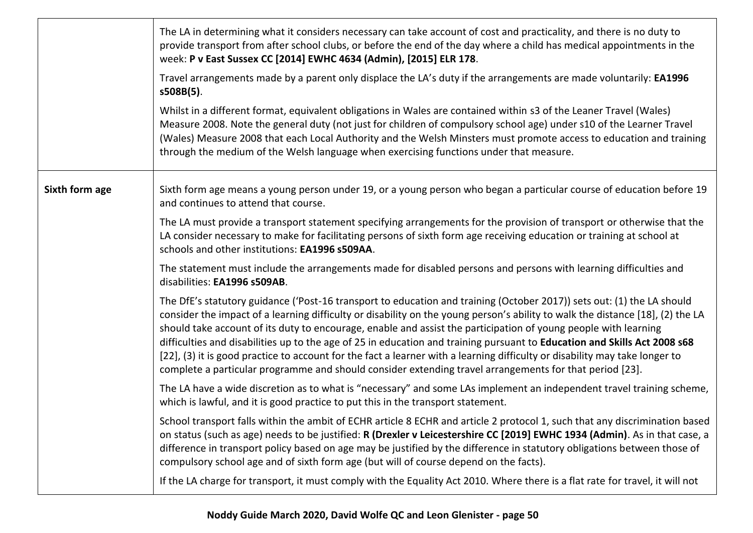| | |
|---|---|
| | The LA in determining what it considers necessary can take account of cost and practicality, and there is no duty to provide transport from after school clubs, or before the end of the day where a child has medical appointments in the week: **P v East Sussex CC [2014] EWHC 4634 (Admin), [2015] ELR 178**.<br><br>Travel arrangements made by a parent only displace the LA's duty if the arrangements are made voluntarily: **EA1996 s508B(5)**.<br><br>Whilst in a different format, equivalent obligations in Wales are contained within s3 of the Leaner Travel (Wales) Measure 2008. Note the general duty (not just for children of compulsory school age) under s10 of the Learner Travel (Wales) Measure 2008 that each Local Authority and the Welsh Minsters must promote access to education and training through the medium of the Welsh language when exercising functions under that measure. |
| **Sixth form age** | Sixth form age means a young person under 19, or a young person who began a particular course of education before 19 and continues to attend that course.<br><br>The LA must provide a transport statement specifying arrangements for the provision of transport or otherwise that the LA consider necessary to make for facilitating persons of sixth form age receiving education or training at school at schools and other institutions: **EA1996 s509AA**.<br><br>The statement must include the arrangements made for disabled persons and persons with learning difficulties and disabilities: **EA1996 s509AB**.<br><br>The DfE's statutory guidance ('Post-16 transport to education and training (October 2017)) sets out: (1) the LA should consider the impact of a learning difficulty or disability on the young person's ability to walk the distance [18], (2) the LA should take account of its duty to encourage, enable and assist the participation of young people with learning difficulties and disabilities up to the age of 25 in education and training pursuant to **Education and Skills Act 2008 s68** [22], (3) it is good practice to account for the fact a learner with a learning difficulty or disability may take longer to complete a particular programme and should consider extending travel arrangements for that period [23].<br><br>The LA have a wide discretion as to what is "necessary" and some LAs implement an independent travel training scheme, which is lawful, and it is good practice to put this in the transport statement.<br><br>School transport falls within the ambit of ECHR article 8 ECHR and article 2 protocol 1, such that any discrimination based on status (such as age) needs to be justified: **R (Drexler v Leicestershire CC [2019] EWHC 1934 (Admin)**. As in that case, a difference in transport policy based on age may be justified by the difference in statutory obligations between those of compulsory school age and of sixth form age (but will of course depend on the facts).<br><br>If the LA charge for transport, it must comply with the Equality Act 2010. Where there is a flat rate for travel, it will not |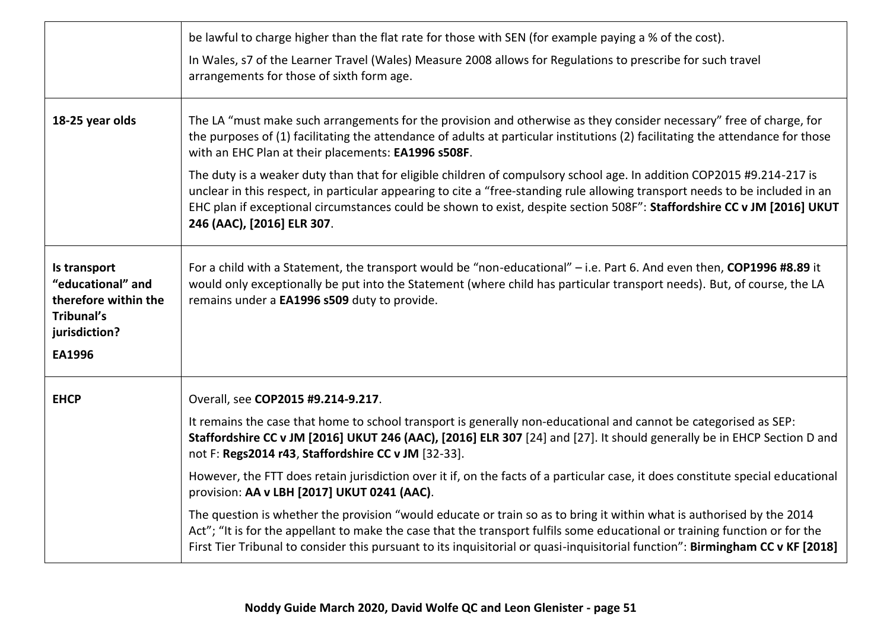| | |
|---|---|
| | be lawful to charge higher than the flat rate for those with SEN (for example paying a % of the cost).<br><br>In Wales, s7 of the Learner Travel (Wales) Measure 2008 allows for Regulations to prescribe for such travel arrangements for those of sixth form age. |
| **18-25 year olds** | The LA "must make such arrangements for the provision and otherwise as they consider necessary" free of charge, for the purposes of (1) facilitating the attendance of adults at particular institutions (2) facilitating the attendance for those with an EHC Plan at their placements: **EA1996 s508F**.<br><br>The duty is a weaker duty than that for eligible children of compulsory school age. In addition COP2015 #9.214-217 is unclear in this respect, in particular appearing to cite a "free-standing rule allowing transport needs to be included in an EHC plan if exceptional circumstances could be shown to exist, despite section 508F": **Staffordshire CC v JM [2016] UKUT 246 (AAC), [2016] ELR 307**. |
| **Is transport "educational" and therefore within the Tribunal's jurisdiction?**<br><br>**EA1996** | For a child with a Statement, the transport would be "non-educational" – i.e. Part 6. And even then, **COP1996 #8.89** it would only exceptionally be put into the Statement (where child has particular transport needs). But, of course, the LA remains under a **EA1996 s509** duty to provide. |
| **EHCP** | Overall, see **COP2015 #9.214-9.217**.<br><br>It remains the case that home to school transport is generally non-educational and cannot be categorised as SEP: **Staffordshire CC v JM [2016] UKUT 246 (AAC), [2016] ELR 307** [24] and [27]. It should generally be in EHCP Section D and not F: **Regs2014 r43**, **Staffordshire CC v JM** [32-33].<br><br>However, the FTT does retain jurisdiction over it if, on the facts of a particular case, it does constitute special educational provision: **AA v LBH [2017] UKUT 0241 (AAC)**.<br><br>The question is whether the provision "would educate or train so as to bring it within what is authorised by the 2014 Act"; "It is for the appellant to make the case that the transport fulfils some educational or training function or for the First Tier Tribunal to consider this pursuant to its inquisitorial or quasi-inquisitorial function": **Birmingham CC v KF [2018]** |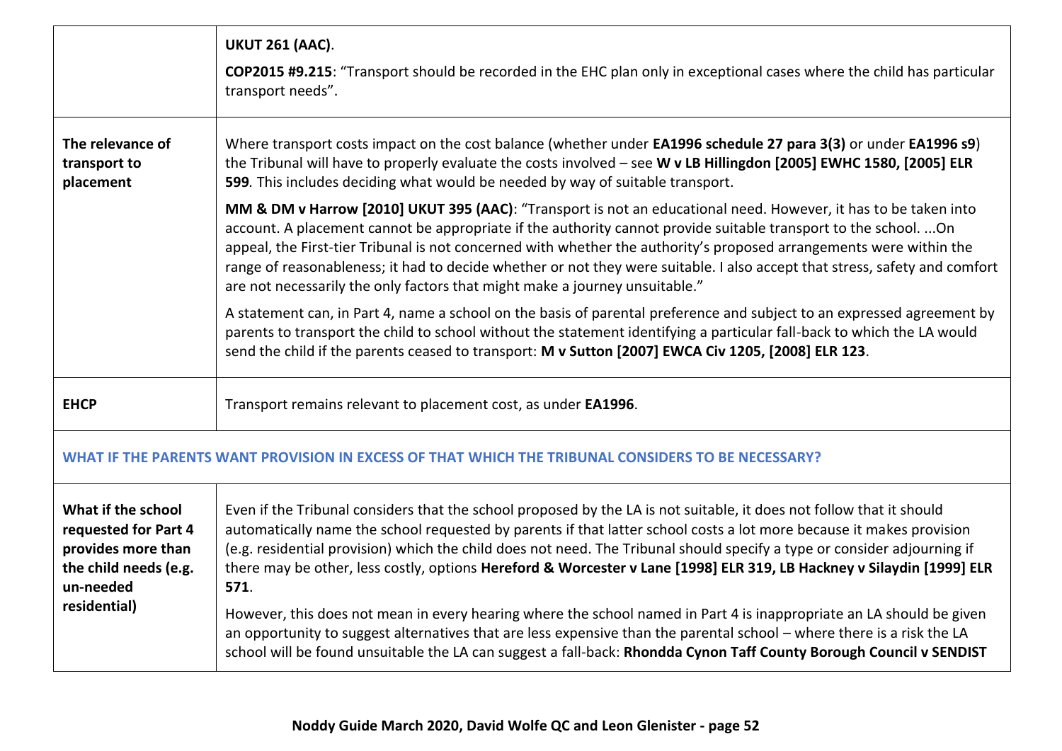| | |
|---|---|
| | **UKUT 261 (AAC)**.<br><br>**COP2015 #9.215**: "Transport should be recorded in the EHC plan only in exceptional cases where the child has particular transport needs". |
| **The relevance of transport to placement** | Where transport costs impact on the cost balance (whether under **EA1996 schedule 27 para 3(3)** or under **EA1996 s9**) the Tribunal will have to properly evaluate the costs involved – see **W v LB Hillingdon [2005] EWHC 1580, [2005] ELR 599**. This includes deciding what would be needed by way of suitable transport.<br><br>**MM & DM v Harrow [2010] UKUT 395 (AAC)**: "Transport is not an educational need. However, it has to be taken into account. A placement cannot be appropriate if the authority cannot provide suitable transport to the school. ...On appeal, the First-tier Tribunal is not concerned with whether the authority's proposed arrangements were within the range of reasonableness; it had to decide whether or not they were suitable. I also accept that stress, safety and comfort are not necessarily the only factors that might make a journey unsuitable."<br><br>A statement can, in Part 4, name a school on the basis of parental preference and subject to an expressed agreement by parents to transport the child to school without the statement identifying a particular fall-back to which the LA would send the child if the parents ceased to transport: **M v Sutton [2007] EWCA Civ 1205, [2008] ELR 123**. |
| **EHCP** | Transport remains relevant to placement cost, as under **EA1996**. |
| **WHAT IF THE PARENTS WANT PROVISION IN EXCESS OF THAT WHICH THE TRIBUNAL CONSIDERS TO BE NECESSARY?** | |
| **What if the school requested for Part 4 provides more than the child needs (e.g. un-needed residential)** | Even if the Tribunal considers that the school proposed by the LA is not suitable, it does not follow that it should automatically name the school requested by parents if that latter school costs a lot more because it makes provision (e.g. residential provision) which the child does not need. The Tribunal should specify a type or consider adjourning if there may be other, less costly, options **Hereford & Worcester v Lane [1998] ELR 319, LB Hackney v Silaydin [1999] ELR 571**.<br><br>However, this does not mean in every hearing where the school named in Part 4 is inappropriate an LA should be given an opportunity to suggest alternatives that are less expensive than the parental school – where there is a risk the LA school will be found unsuitable the LA can suggest a fall-back: **Rhondda Cynon Taff County Borough Council v SENDIST** |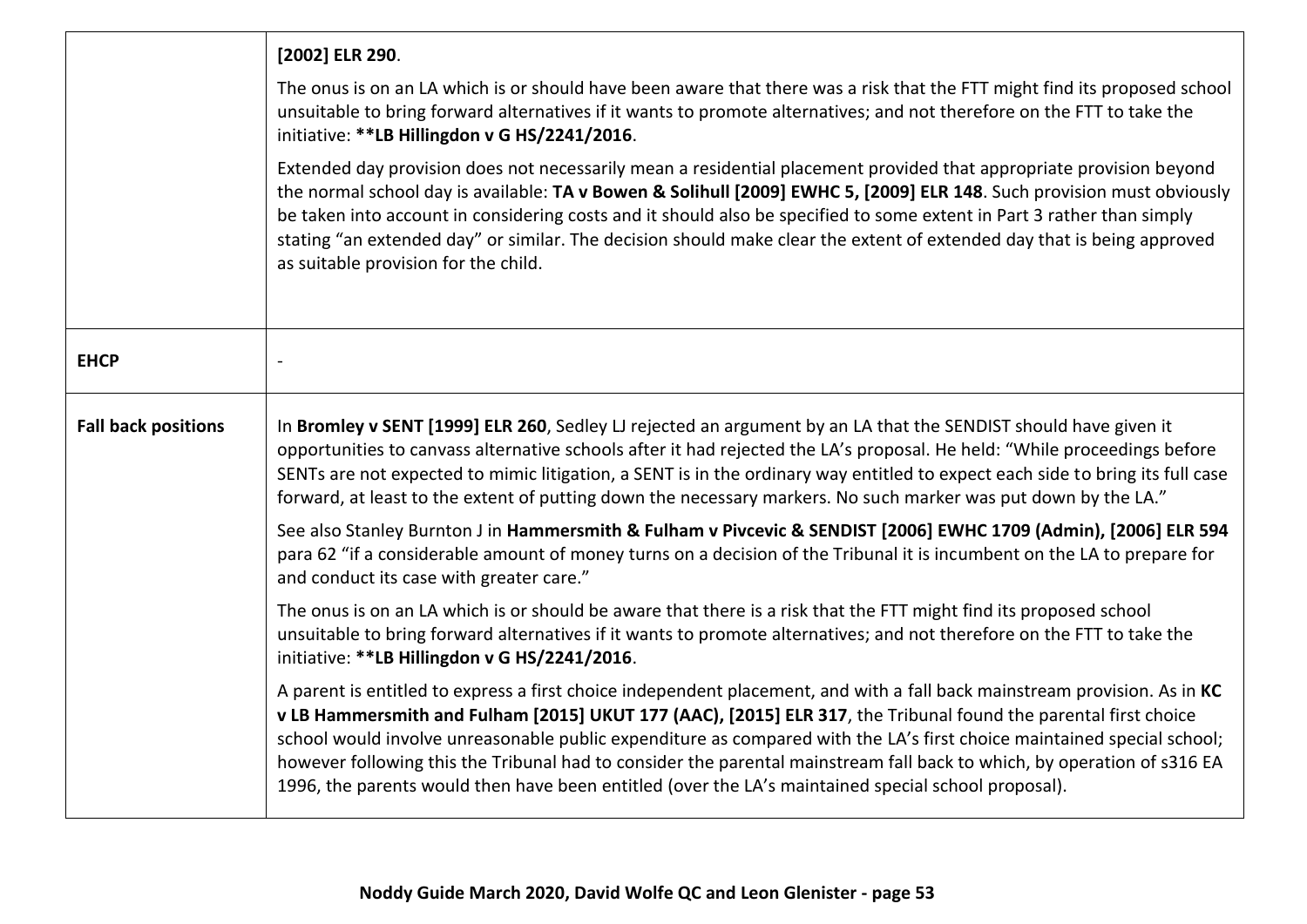| | |
|---|---|
| | **[2002] ELR 290**.<br><br>The onus is on an LA which is or should have been aware that there was a risk that the FTT might find its proposed school unsuitable to bring forward alternatives if it wants to promote alternatives; and not therefore on the FTT to take the initiative: **\*\*LB Hillingdon v G HS/2241/2016**.<br><br>Extended day provision does not necessarily mean a residential placement provided that appropriate provision beyond the normal school day is available: **TA v Bowen & Solihull [2009] EWHC 5, [2009] ELR 148**. Such provision must obviously be taken into account in considering costs and it should also be specified to some extent in Part 3 rather than simply stating "an extended day" or similar. The decision should make clear the extent of extended day that is being approved as suitable provision for the child. |
| **EHCP** | - |
| **Fall back positions** | In **Bromley v SENT [1999] ELR 260**, Sedley LJ rejected an argument by an LA that the SENDIST should have given it opportunities to canvass alternative schools after it had rejected the LA's proposal. He held: "While proceedings before SENTs are not expected to mimic litigation, a SENT is in the ordinary way entitled to expect each side to bring its full case forward, at least to the extent of putting down the necessary markers. No such marker was put down by the LA."<br><br>See also Stanley Burnton J in **Hammersmith & Fulham v Pivcevic & SENDIST [2006] EWHC 1709 (Admin), [2006] ELR 594** para 62 "if a considerable amount of money turns on a decision of the Tribunal it is incumbent on the LA to prepare for and conduct its case with greater care."<br><br>The onus is on an LA which is or should be aware that there is a risk that the FTT might find its proposed school unsuitable to bring forward alternatives if it wants to promote alternatives; and not therefore on the FTT to take the initiative: **\*\*LB Hillingdon v G HS/2241/2016**.<br><br>A parent is entitled to express a first choice independent placement, and with a fall back mainstream provision. As in **KC v LB Hammersmith and Fulham [2015] UKUT 177 (AAC), [2015] ELR 317**, the Tribunal found the parental first choice school would involve unreasonable public expenditure as compared with the LA's first choice maintained special school; however following this the Tribunal had to consider the parental mainstream fall back to which, by operation of s316 EA 1996, the parents would then have been entitled (over the LA's maintained special school proposal). |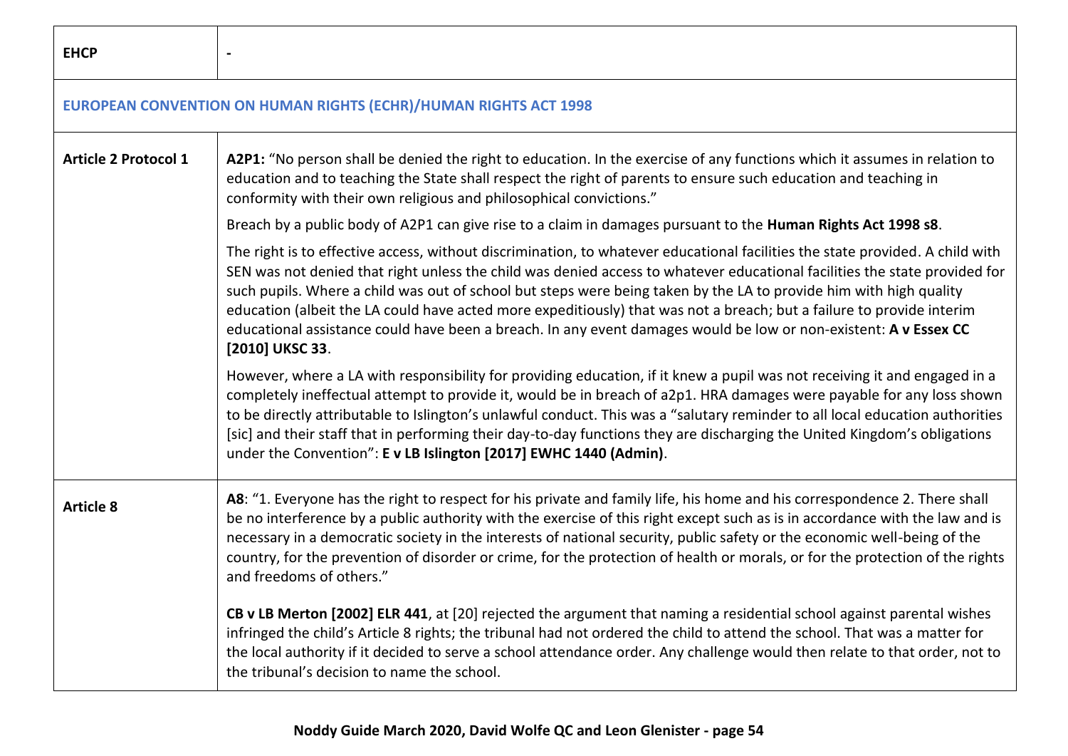| EHCP | - |
|---|---|
| **EUROPEAN CONVENTION ON HUMAN RIGHTS (ECHR)/HUMAN RIGHTS ACT 1998** | |
| **Article 2 Protocol 1** | **A2P1:** "No person shall be denied the right to education. In the exercise of any functions which it assumes in relation to education and to teaching the State shall respect the right of parents to ensure such education and teaching in conformity with their own religious and philosophical convictions."<br><br>Breach by a public body of A2P1 can give rise to a claim in damages pursuant to the **Human Rights Act 1998 s8**.<br><br>The right is to effective access, without discrimination, to whatever educational facilities the state provided. A child with SEN was not denied that right unless the child was denied access to whatever educational facilities the state provided for such pupils. Where a child was out of school but steps were being taken by the LA to provide him with high quality education (albeit the LA could have acted more expeditiously) that was not a breach; but a failure to provide interim educational assistance could have been a breach. In any event damages would be low or non-existent: **A v Essex CC [2010] UKSC 33**.<br><br>However, where a LA with responsibility for providing education, if it knew a pupil was not receiving it and engaged in a completely ineffectual attempt to provide it, would be in breach of a2p1. HRA damages were payable for any loss shown to be directly attributable to Islington's unlawful conduct. This was a "salutary reminder to all local education authorities [sic] and their staff that in performing their day-to-day functions they are discharging the United Kingdom's obligations under the Convention": **E v LB Islington [2017] EWHC 1440 (Admin)**. |
| **Article 8** | **A8**: "1. Everyone has the right to respect for his private and family life, his home and his correspondence 2. There shall be no interference by a public authority with the exercise of this right except such as is in accordance with the law and is necessary in a democratic society in the interests of national security, public safety or the economic well-being of the country, for the prevention of disorder or crime, for the protection of health or morals, or for the protection of the rights and freedoms of others."<br><br>**CB v LB Merton [2002] ELR 441**, at [20] rejected the argument that naming a residential school against parental wishes infringed the child's Article 8 rights; the tribunal had not ordered the child to attend the school. That was a matter for the local authority if it decided to serve a school attendance order. Any challenge would then relate to that order, not to the tribunal's decision to name the school. |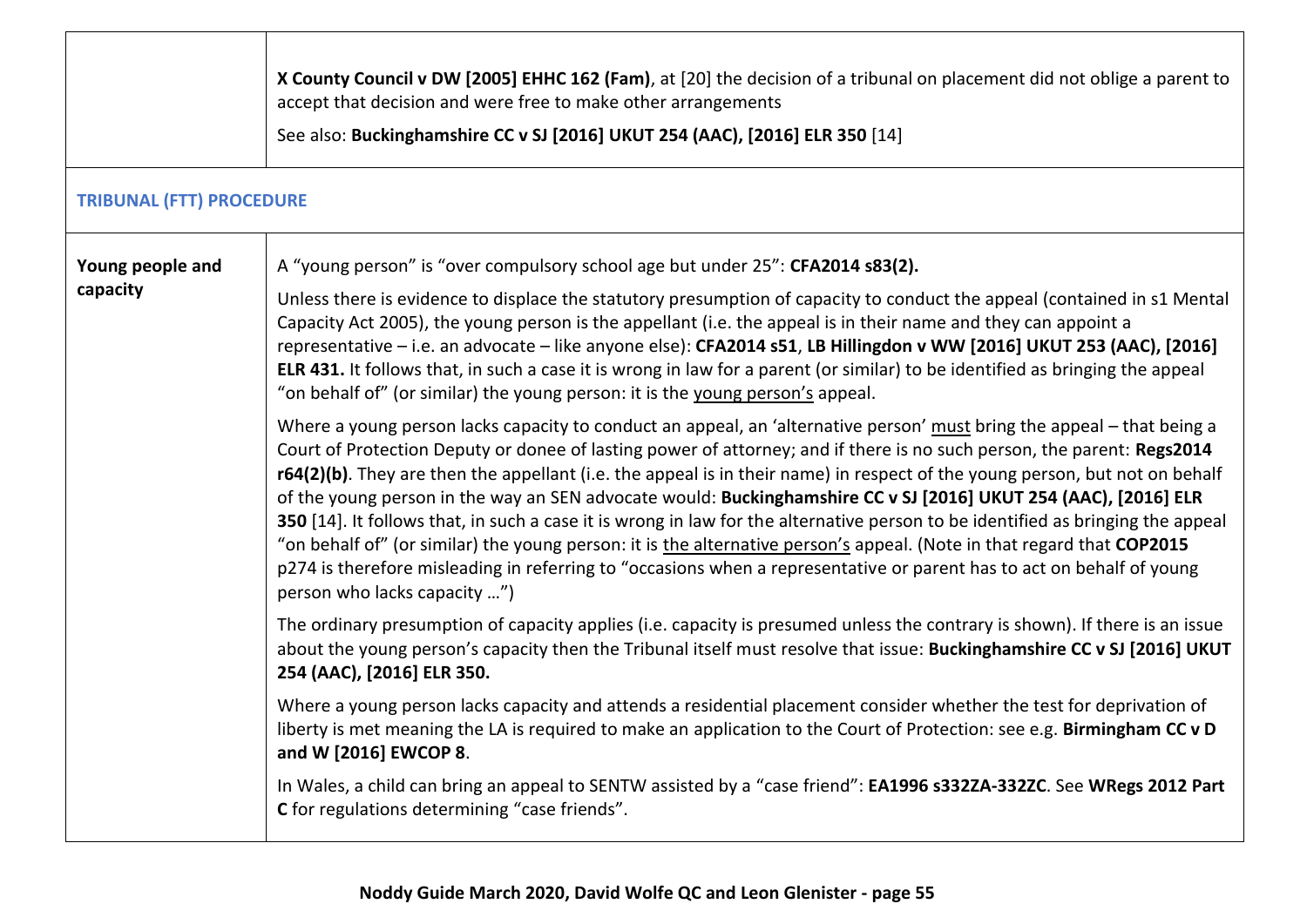| | |
|---|---|
| | **X County Council v DW [2005] EHHC 162 (Fam)**, at [20] the decision of a tribunal on placement did not oblige a parent to accept that decision and were free to make other arrangements<br><br>See also: **Buckinghamshire CC v SJ [2016] UKUT 254 (AAC), [2016] ELR 350** [14] |

## TRIBUNAL (FTT) PROCEDURE

| | |
|---|---|
| **Young people and capacity** | A "young person" is "over compulsory school age but under 25": **CFA2014 s83(2).**<br><br>Unless there is evidence to displace the statutory presumption of capacity to conduct the appeal (contained in s1 Mental Capacity Act 2005), the young person is the appellant (i.e. the appeal is in their name and they can appoint a representative – i.e. an advocate – like anyone else): **CFA2014 s51**, **LB Hillingdon v WW [2016] UKUT 253 (AAC), [2016] ELR 431.** It follows that, in such a case it is wrong in law for a parent (or similar) to be identified as bringing the appeal "on behalf of" (or similar) the young person: it is the <u>young person's</u> appeal.<br><br>Where a young person lacks capacity to conduct an appeal, an 'alternative person' <u>must</u> bring the appeal – that being a Court of Protection Deputy or donee of lasting power of attorney; and if there is no such person, the parent: **Regs2014 r64(2)(b)**. They are then the appellant (i.e. the appeal is in their name) in respect of the young person, but not on behalf of the young person in the way an SEN advocate would: **Buckinghamshire CC v SJ [2016] UKUT 254 (AAC), [2016] ELR 350** [14]. It follows that, in such a case it is wrong in law for the alternative person to be identified as bringing the appeal "on behalf of" (or similar) the young person: it is <u>the alternative person's</u> appeal. (Note in that regard that **COP2015** p274 is therefore misleading in referring to "occasions when a representative or parent has to act on behalf of young person who lacks capacity …")<br><br>The ordinary presumption of capacity applies (i.e. capacity is presumed unless the contrary is shown). If there is an issue about the young person's capacity then the Tribunal itself must resolve that issue: **Buckinghamshire CC v SJ [2016] UKUT 254 (AAC), [2016] ELR 350.**<br><br>Where a young person lacks capacity and attends a residential placement consider whether the test for deprivation of liberty is met meaning the LA is required to make an application to the Court of Protection: see e.g. **Birmingham CC v D and W [2016] EWCOP 8**.<br><br>In Wales, a child can bring an appeal to SENTW assisted by a "case friend": **EA1996 s332ZA-332ZC**. See **WRegs 2012 Part C** for regulations determining "case friends". |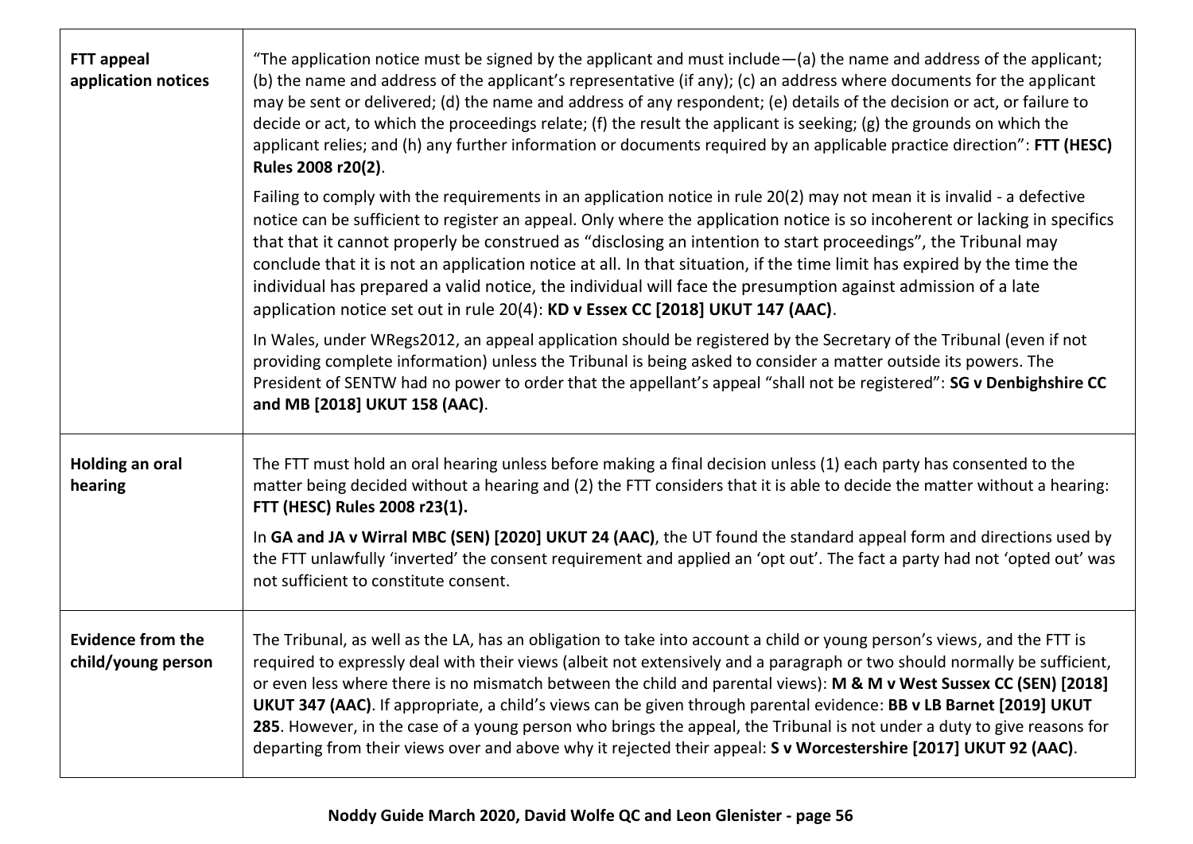| | |
|---|---|
| **FTT appeal application notices** | "The application notice must be signed by the applicant and must include—(a) the name and address of the applicant; (b) the name and address of the applicant's representative (if any); (c) an address where documents for the applicant may be sent or delivered; (d) the name and address of any respondent; (e) details of the decision or act, or failure to decide or act, to which the proceedings relate; (f) the result the applicant is seeking; (g) the grounds on which the applicant relies; and (h) any further information or documents required by an applicable practice direction": **FTT (HESC) Rules 2008 r20(2)**.<br><br>Failing to comply with the requirements in an application notice in rule 20(2) may not mean it is invalid - a defective notice can be sufficient to register an appeal. Only where the application notice is so incoherent or lacking in specifics that that it cannot properly be construed as "disclosing an intention to start proceedings", the Tribunal may conclude that it is not an application notice at all. In that situation, if the time limit has expired by the time the individual has prepared a valid notice, the individual will face the presumption against admission of a late application notice set out in rule 20(4): **KD v Essex CC [2018] UKUT 147 (AAC)**.<br><br>In Wales, under WRegs2012, an appeal application should be registered by the Secretary of the Tribunal (even if not providing complete information) unless the Tribunal is being asked to consider a matter outside its powers. The President of SENTW had no power to order that the appellant's appeal "shall not be registered": **SG v Denbighshire CC and MB [2018] UKUT 158 (AAC)**. |
| **Holding an oral hearing** | The FTT must hold an oral hearing unless before making a final decision unless (1) each party has consented to the matter being decided without a hearing and (2) the FTT considers that it is able to decide the matter without a hearing: **FTT (HESC) Rules 2008 r23(1).**<br><br>In **GA and JA v Wirral MBC (SEN) [2020] UKUT 24 (AAC)**, the UT found the standard appeal form and directions used by the FTT unlawfully 'inverted' the consent requirement and applied an 'opt out'. The fact a party had not 'opted out' was not sufficient to constitute consent. |
| **Evidence from the child/young person** | The Tribunal, as well as the LA, has an obligation to take into account a child or young person's views, and the FTT is required to expressly deal with their views (albeit not extensively and a paragraph or two should normally be sufficient, or even less where there is no mismatch between the child and parental views): **M & M v West Sussex CC (SEN) [2018] UKUT 347 (AAC)**. If appropriate, a child's views can be given through parental evidence: **BB v LB Barnet [2019] UKUT 285**. However, in the case of a young person who brings the appeal, the Tribunal is not under a duty to give reasons for departing from their views over and above why it rejected their appeal: **S v Worcestershire [2017] UKUT 92 (AAC)**. |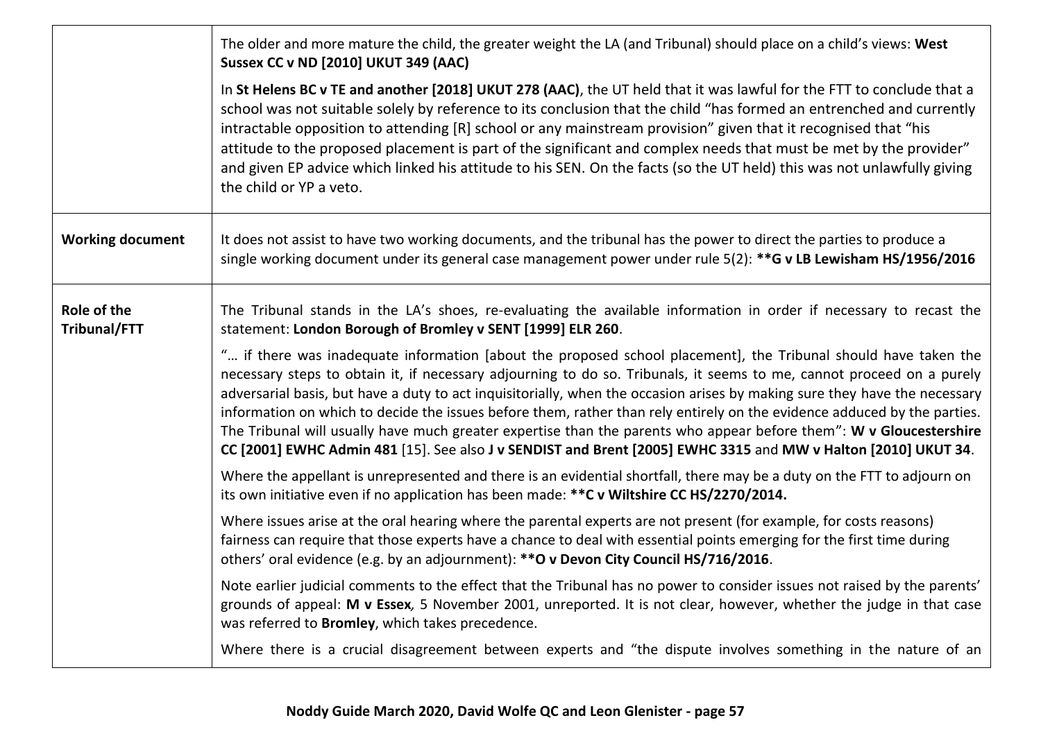| | |
|---|---|
| | The older and more mature the child, the greater weight the LA (and Tribunal) should place on a child's views: **West Sussex CC v ND [2010] UKUT 349 (AAC)**<br><br>In **St Helens BC v TE and another [2018] UKUT 278 (AAC)**, the UT held that it was lawful for the FTT to conclude that a school was not suitable solely by reference to its conclusion that the child "has formed an entrenched and currently intractable opposition to attending [R] school or any mainstream provision" given that it recognised that "his attitude to the proposed placement is part of the significant and complex needs that must be met by the provider" and given EP advice which linked his attitude to his SEN. On the facts (so the UT held) this was not unlawfully giving the child or YP a veto. |
| **Working document** | It does not assist to have two working documents, and the tribunal has the power to direct the parties to produce a single working document under its general case management power under rule 5(2): **\*\*G v LB Lewisham HS/1956/2016** |
| **Role of the Tribunal/FTT** | The Tribunal stands in the LA's shoes, re-evaluating the available information in order if necessary to recast the statement: **London Borough of Bromley v SENT [1999] ELR 260**.<br><br>"… if there was inadequate information [about the proposed school placement], the Tribunal should have taken the necessary steps to obtain it, if necessary adjourning to do so. Tribunals, it seems to me, cannot proceed on a purely adversarial basis, but have a duty to act inquisitorially, when the occasion arises by making sure they have the necessary information on which to decide the issues before them, rather than rely entirely on the evidence adduced by the parties. The Tribunal will usually have much greater expertise than the parents who appear before them": **W v Gloucestershire CC [2001] EWHC Admin 481** [15]. See also **J v SENDIST and Brent [2005] EWHC 3315** and **MW v Halton [2010] UKUT 34**.<br><br>Where the appellant is unrepresented and there is an evidential shortfall, there may be a duty on the FTT to adjourn on its own initiative even if no application has been made: **\*\*C v Wiltshire CC HS/2270/2014.**<br><br>Where issues arise at the oral hearing where the parental experts are not present (for example, for costs reasons) fairness can require that those experts have a chance to deal with essential points emerging for the first time during others' oral evidence (e.g. by an adjournment): **\*\*O v Devon City Council HS/716/2016**.<br><br>Note earlier judicial comments to the effect that the Tribunal has no power to consider issues not raised by the parents' grounds of appeal: ***M v Essex***, 5 November 2001, unreported. It is not clear, however, whether the judge in that case was referred to **Bromley**, which takes precedence.<br><br>Where there is a crucial disagreement between experts and "the dispute involves something in the nature of an |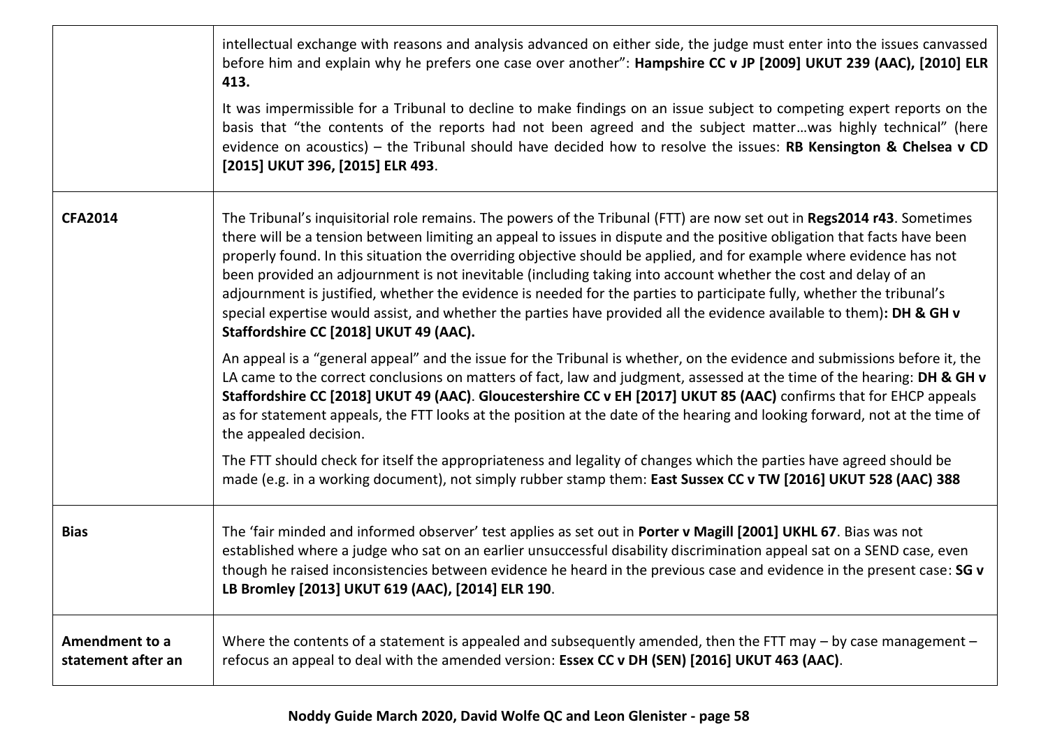| | |
|---|---|
| | intellectual exchange with reasons and analysis advanced on either side, the judge must enter into the issues canvassed before him and explain why he prefers one case over another": **Hampshire CC v JP [2009] UKUT 239 (AAC), [2010] ELR 413.**<br><br>It was impermissible for a Tribunal to decline to make findings on an issue subject to competing expert reports on the basis that "the contents of the reports had not been agreed and the subject matter…was highly technical" (here evidence on acoustics) – the Tribunal should have decided how to resolve the issues: **RB Kensington & Chelsea v CD [2015] UKUT 396, [2015] ELR 493**. |
| **CFA2014** | The Tribunal's inquisitorial role remains. The powers of the Tribunal (FTT) are now set out in **Regs2014 r43**. Sometimes there will be a tension between limiting an appeal to issues in dispute and the positive obligation that facts have been properly found. In this situation the overriding objective should be applied, and for example where evidence has not been provided an adjournment is not inevitable (including taking into account whether the cost and delay of an adjournment is justified, whether the evidence is needed for the parties to participate fully, whether the tribunal's special expertise would assist, and whether the parties have provided all the evidence available to them)**: DH & GH v Staffordshire CC [2018] UKUT 49 (AAC).**<br><br>An appeal is a "general appeal" and the issue for the Tribunal is whether, on the evidence and submissions before it, the LA came to the correct conclusions on matters of fact, law and judgment, assessed at the time of the hearing: **DH & GH v Staffordshire CC [2018] UKUT 49 (AAC)**. **Gloucestershire CC v EH [2017] UKUT 85 (AAC)** confirms that for EHCP appeals as for statement appeals, the FTT looks at the position at the date of the hearing and looking forward, not at the time of the appealed decision.<br><br>The FTT should check for itself the appropriateness and legality of changes which the parties have agreed should be made (e.g. in a working document), not simply rubber stamp them: **East Sussex CC v TW [2016] UKUT 528 (AAC) 388** |
| **Bias** | The 'fair minded and informed observer' test applies as set out in **Porter v Magill [2001] UKHL 67**. Bias was not established where a judge who sat on an earlier unsuccessful disability discrimination appeal sat on a SEND case, even though he raised inconsistencies between evidence he heard in the previous case and evidence in the present case: **SG v LB Bromley [2013] UKUT 619 (AAC), [2014] ELR 190**. |
| **Amendment to a statement after an** | Where the contents of a statement is appealed and subsequently amended, then the FTT may – by case management – refocus an appeal to deal with the amended version: **Essex CC v DH (SEN) [2016] UKUT 463 (AAC)**. |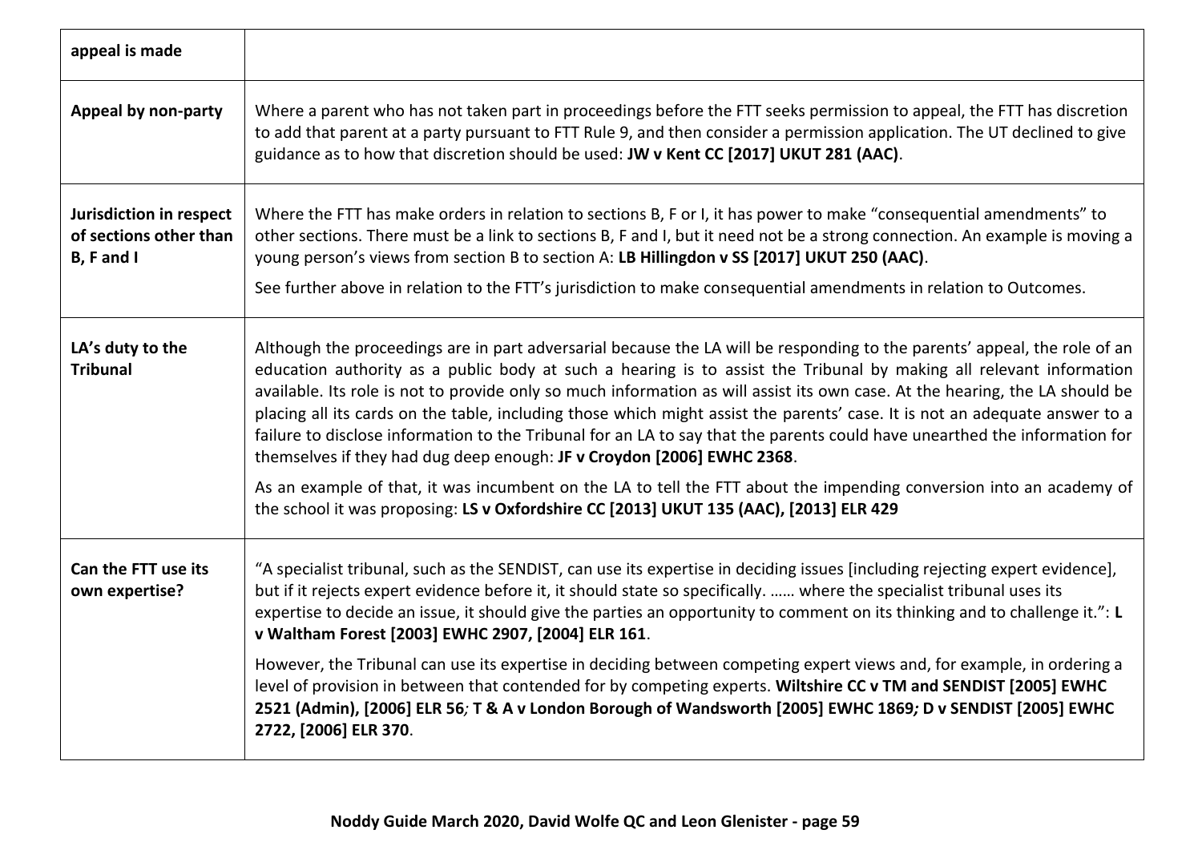| appeal is made | |
|---|---|
| **Appeal by non-party** | Where a parent who has not taken part in proceedings before the FTT seeks permission to appeal, the FTT has discretion to add that parent at a party pursuant to FTT Rule 9, and then consider a permission application. The UT declined to give guidance as to how that discretion should be used: **JW v Kent CC [2017] UKUT 281 (AAC)**. |
| **Jurisdiction in respect of sections other than B, F and I** | Where the FTT has make orders in relation to sections B, F or I, it has power to make "consequential amendments" to other sections. There must be a link to sections B, F and I, but it need not be a strong connection. An example is moving a young person's views from section B to section A: **LB Hillingdon v SS [2017] UKUT 250 (AAC)**.<br><br>See further above in relation to the FTT's jurisdiction to make consequential amendments in relation to Outcomes. |
| **LA's duty to the Tribunal** | Although the proceedings are in part adversarial because the LA will be responding to the parents' appeal, the role of an education authority as a public body at such a hearing is to assist the Tribunal by making all relevant information available. Its role is not to provide only so much information as will assist its own case. At the hearing, the LA should be placing all its cards on the table, including those which might assist the parents' case. It is not an adequate answer to a failure to disclose information to the Tribunal for an LA to say that the parents could have unearthed the information for themselves if they had dug deep enough: **JF v Croydon [2006] EWHC 2368**.<br><br>As an example of that, it was incumbent on the LA to tell the FTT about the impending conversion into an academy of the school it was proposing: **LS v Oxfordshire CC [2013] UKUT 135 (AAC), [2013] ELR 429** |
| **Can the FTT use its own expertise?** | "A specialist tribunal, such as the SENDIST, can use its expertise in deciding issues [including rejecting expert evidence], but if it rejects expert evidence before it, it should state so specifically. …… where the specialist tribunal uses its expertise to decide an issue, it should give the parties an opportunity to comment on its thinking and to challenge it.": **L v Waltham Forest [2003] EWHC 2907, [2004] ELR 161**.<br><br>However, the Tribunal can use its expertise in deciding between competing expert views and, for example, in ordering a level of provision in between that contended for by competing experts. **Wiltshire CC v TM and SENDIST [2005] EWHC 2521 (Admin), [2006] ELR 56**; **T & A v London Borough of Wandsworth [2005] EWHC 1869**; **D v SENDIST [2005] EWHC 2722, [2006] ELR 370**. |

**Noddy Guide March 2020, David Wolfe QC and Leon Glenister - page 59**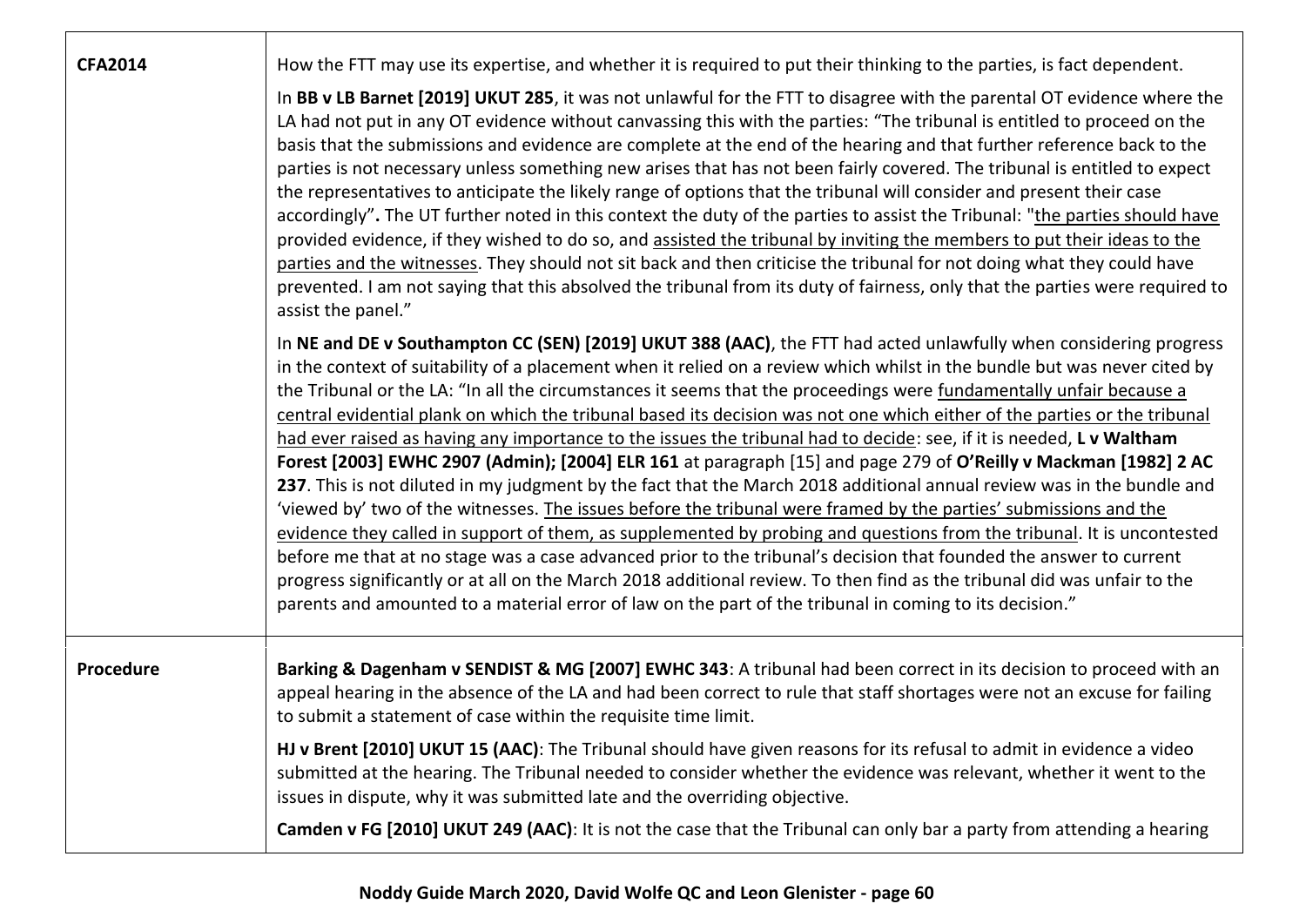| | |
|---|---|
| **CFA2014** | How the FTT may use its expertise, and whether it is required to put their thinking to the parties, is fact dependent.<br><br>In **BB v LB Barnet [2019] UKUT 285**, it was not unlawful for the FTT to disagree with the parental OT evidence where the LA had not put in any OT evidence without canvassing this with the parties: "The tribunal is entitled to proceed on the basis that the submissions and evidence are complete at the end of the hearing and that further reference back to the parties is not necessary unless something new arises that has not been fairly covered. The tribunal is entitled to expect the representatives to anticipate the likely range of options that the tribunal will consider and present their case accordingly"**.** The UT further noted in this context the duty of the parties to assist the Tribunal: "<u>the parties should have</u> provided evidence, if they wished to do so, and <u>assisted the tribunal by inviting the members to put their ideas to the parties and the witnesses</u>. They should not sit back and then criticise the tribunal for not doing what they could have prevented. I am not saying that this absolved the tribunal from its duty of fairness, only that the parties were required to assist the panel."<br><br>In **NE and DE v Southampton CC (SEN) [2019] UKUT 388 (AAC)**, the FTT had acted unlawfully when considering progress in the context of suitability of a placement when it relied on a review which whilst in the bundle but was never cited by the Tribunal or the LA: "In all the circumstances it seems that the proceedings were <u>fundamentally unfair because a central evidential plank on which the tribunal based its decision was not one which either of the parties or the tribunal had ever raised as having any importance to the issues the tribunal had to decide</u>: see, if it is needed, **L v Waltham Forest [2003] EWHC 2907 (Admin); [2004] ELR 161** at paragraph [15] and page 279 of **O'Reilly v Mackman [1982] 2 AC 237**. This is not diluted in my judgment by the fact that the March 2018 additional annual review was in the bundle and 'viewed by' two of the witnesses. <u>The issues before the tribunal were framed by the parties' submissions and the evidence they called in support of them, as supplemented by probing and questions from the tribunal</u>. It is uncontested before me that at no stage was a case advanced prior to the tribunal's decision that founded the answer to current progress significantly or at all on the March 2018 additional review. To then find as the tribunal did was unfair to the parents and amounted to a material error of law on the part of the tribunal in coming to its decision." |
| **Procedure** | **Barking & Dagenham v SENDIST & MG [2007] EWHC 343**: A tribunal had been correct in its decision to proceed with an appeal hearing in the absence of the LA and had been correct to rule that staff shortages were not an excuse for failing to submit a statement of case within the requisite time limit.<br><br>**HJ v Brent [2010] UKUT 15 (AAC)**: The Tribunal should have given reasons for its refusal to admit in evidence a video submitted at the hearing. The Tribunal needed to consider whether the evidence was relevant, whether it went to the issues in dispute, why it was submitted late and the overriding objective.<br><br>**Camden v FG [2010] UKUT 249 (AAC)**: It is not the case that the Tribunal can only bar a party from attending a hearing |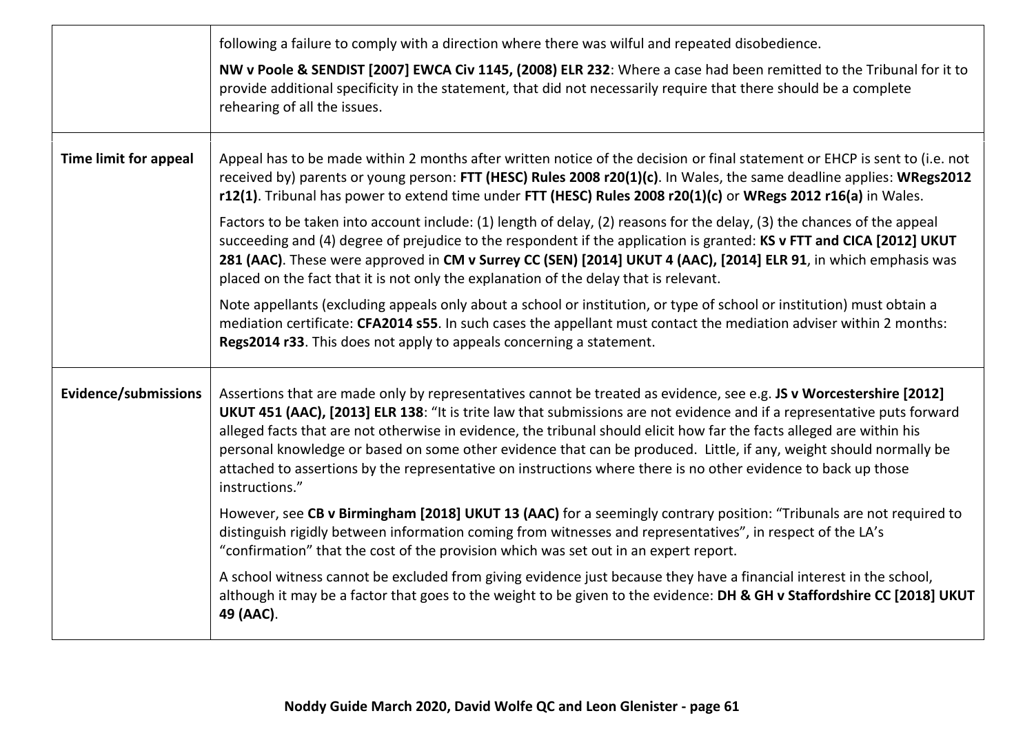| | |
|---|---|
| | following a failure to comply with a direction where there was wilful and repeated disobedience.<br><br>**NW v Poole & SENDIST [2007] EWCA Civ 1145, (2008) ELR 232**: Where a case had been remitted to the Tribunal for it to provide additional specificity in the statement, that did not necessarily require that there should be a complete rehearing of all the issues. |
| **Time limit for appeal** | Appeal has to be made within 2 months after written notice of the decision or final statement or EHCP is sent to (i.e. not received by) parents or young person: **FTT (HESC) Rules 2008 r20(1)(c)**. In Wales, the same deadline applies: **WRegs2012 r12(1)**. Tribunal has power to extend time under **FTT (HESC) Rules 2008 r20(1)(c)** or **WRegs 2012 r16(a)** in Wales.<br><br>Factors to be taken into account include: (1) length of delay, (2) reasons for the delay, (3) the chances of the appeal succeeding and (4) degree of prejudice to the respondent if the application is granted: **KS v FTT and CICA [2012] UKUT 281 (AAC)**. These were approved in **CM v Surrey CC (SEN) [2014] UKUT 4 (AAC), [2014] ELR 91**, in which emphasis was placed on the fact that it is not only the explanation of the delay that is relevant.<br><br>Note appellants (excluding appeals only about a school or institution, or type of school or institution) must obtain a mediation certificate: **CFA2014 s55**. In such cases the appellant must contact the mediation adviser within 2 months: **Regs2014 r33**. This does not apply to appeals concerning a statement. |
| **Evidence/submissions** | Assertions that are made only by representatives cannot be treated as evidence, see e.g. **JS v Worcestershire [2012] UKUT 451 (AAC), [2013] ELR 138**: "It is trite law that submissions are not evidence and if a representative puts forward alleged facts that are not otherwise in evidence, the tribunal should elicit how far the facts alleged are within his personal knowledge or based on some other evidence that can be produced. Little, if any, weight should normally be attached to assertions by the representative on instructions where there is no other evidence to back up those instructions."<br><br>However, see **CB v Birmingham [2018] UKUT 13 (AAC)** for a seemingly contrary position: "Tribunals are not required to distinguish rigidly between information coming from witnesses and representatives", in respect of the LA's "confirmation" that the cost of the provision which was set out in an expert report.<br><br>A school witness cannot be excluded from giving evidence just because they have a financial interest in the school, although it may be a factor that goes to the weight to be given to the evidence: **DH & GH v Staffordshire CC [2018] UKUT 49 (AAC)**. |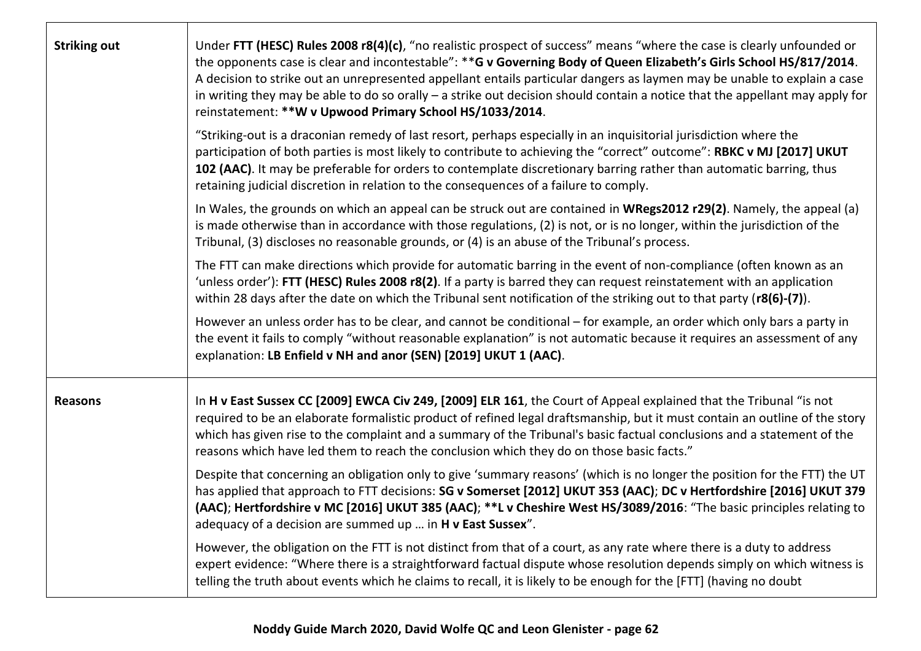| | |
|---|---|
| **Striking out** | Under **FTT (HESC) Rules 2008 r8(4)(c)**, "no realistic prospect of success" means "where the case is clearly unfounded or the opponents case is clear and incontestable": ****G v Governing Body of Queen Elizabeth's Girls School HS/817/2014**. A decision to strike out an unrepresented appellant entails particular dangers as laymen may be unable to explain a case in writing they may be able to do so orally – a strike out decision should contain a notice that the appellant may apply for reinstatement: ****W v Upwood Primary School HS/1033/2014**.<br><br>"Striking-out is a draconian remedy of last resort, perhaps especially in an inquisitorial jurisdiction where the participation of both parties is most likely to contribute to achieving the "correct" outcome": **RBKC v MJ [2017] UKUT 102 (AAC)**. It may be preferable for orders to contemplate discretionary barring rather than automatic barring, thus retaining judicial discretion in relation to the consequences of a failure to comply.<br><br>In Wales, the grounds on which an appeal can be struck out are contained in **WRegs2012 r29(2)**. Namely, the appeal (a) is made otherwise than in accordance with those regulations, (2) is not, or is no longer, within the jurisdiction of the Tribunal, (3) discloses no reasonable grounds, or (4) is an abuse of the Tribunal's process.<br><br>The FTT can make directions which provide for automatic barring in the event of non-compliance (often known as an 'unless order'): **FTT (HESC) Rules 2008 r8(2)**. If a party is barred they can request reinstatement with an application within 28 days after the date on which the Tribunal sent notification of the striking out to that party (**r8(6)-(7)**).<br><br>However an unless order has to be clear, and cannot be conditional – for example, an order which only bars a party in the event it fails to comply "without reasonable explanation" is not automatic because it requires an assessment of any explanation: **LB Enfield v NH and anor (SEN) [2019] UKUT 1 (AAC)**. |
| **Reasons** | In **H v East Sussex CC [2009] EWCA Civ 249, [2009] ELR 161**, the Court of Appeal explained that the Tribunal "is not required to be an elaborate formalistic product of refined legal draftsmanship, but it must contain an outline of the story which has given rise to the complaint and a summary of the Tribunal's basic factual conclusions and a statement of the reasons which have led them to reach the conclusion which they do on those basic facts."<br><br>Despite that concerning an obligation only to give 'summary reasons' (which is no longer the position for the FTT) the UT has applied that approach to FTT decisions: **SG v Somerset [2012] UKUT 353 (AAC)**; **DC v Hertfordshire [2016] UKUT 379 (AAC)**; **Hertfordshire v MC [2016] UKUT 385 (AAC)**; ****L v Cheshire West HS/3089/2016**: "The basic principles relating to adequacy of a decision are summed up … in **H v East Sussex**".<br><br>However, the obligation on the FTT is not distinct from that of a court, as any rate where there is a duty to address expert evidence: "Where there is a straightforward factual dispute whose resolution depends simply on which witness is telling the truth about events which he claims to recall, it is likely to be enough for the [FTT] (having no doubt |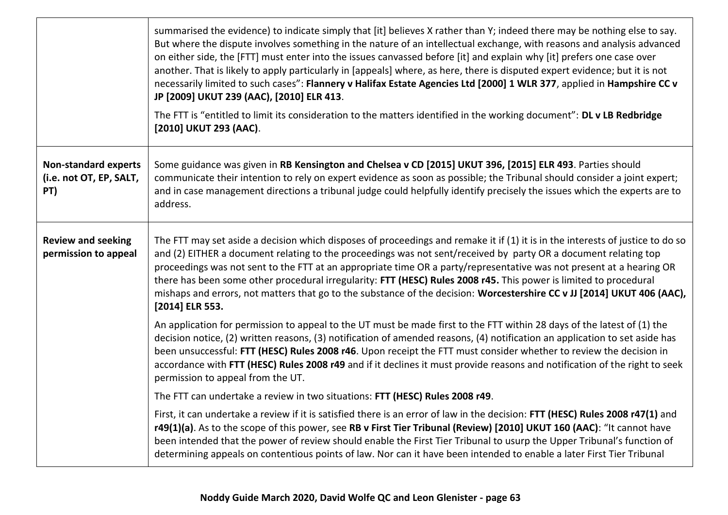| | |
|---|---|
| | summarised the evidence) to indicate simply that [it] believes X rather than Y; indeed there may be nothing else to say. But where the dispute involves something in the nature of an intellectual exchange, with reasons and analysis advanced on either side, the [FTT] must enter into the issues canvassed before [it] and explain why [it] prefers one case over another. That is likely to apply particularly in [appeals] where, as here, there is disputed expert evidence; but it is not necessarily limited to such cases": **Flannery v Halifax Estate Agencies Ltd [2000] 1 WLR 377**, applied in **Hampshire CC v JP [2009] UKUT 239 (AAC), [2010] ELR 413**.<br><br>The FTT is "entitled to limit its consideration to the matters identified in the working document": **DL v LB Redbridge [2010] UKUT 293 (AAC)**. |
| **Non-standard experts (i.e. not OT, EP, SALT, PT)** | Some guidance was given in **RB Kensington and Chelsea v CD [2015] UKUT 396, [2015] ELR 493**. Parties should communicate their intention to rely on expert evidence as soon as possible; the Tribunal should consider a joint expert; and in case management directions a tribunal judge could helpfully identify precisely the issues which the experts are to address. |
| **Review and seeking permission to appeal** | The FTT may set aside a decision which disposes of proceedings and remake it if (1) it is in the interests of justice to do so and (2) EITHER a document relating to the proceedings was not sent/received by party OR a document relating top proceedings was not sent to the FTT at an appropriate time OR a party/representative was not present at a hearing OR there has been some other procedural irregularity: **FTT (HESC) Rules 2008 r45.** This power is limited to procedural mishaps and errors, not matters that go to the substance of the decision: **Worcestershire CC v JJ [2014] UKUT 406 (AAC), [2014] ELR 553.**<br><br>An application for permission to appeal to the UT must be made first to the FTT within 28 days of the latest of (1) the decision notice, (2) written reasons, (3) notification of amended reasons, (4) notification an application to set aside has been unsuccessful: **FTT (HESC) Rules 2008 r46**. Upon receipt the FTT must consider whether to review the decision in accordance with **FTT (HESC) Rules 2008 r49** and if it declines it must provide reasons and notification of the right to seek permission to appeal from the UT.<br><br>The FTT can undertake a review in two situations: **FTT (HESC) Rules 2008 r49**.<br><br>First, it can undertake a review if it is satisfied there is an error of law in the decision: **FTT (HESC) Rules 2008 r47(1)** and **r49(1)(a)**. As to the scope of this power, see **RB v First Tier Tribunal (Review) [2010] UKUT 160 (AAC)**: "It cannot have been intended that the power of review should enable the First Tier Tribunal to usurp the Upper Tribunal's function of determining appeals on contentious points of law. Nor can it have been intended to enable a later First Tier Tribunal |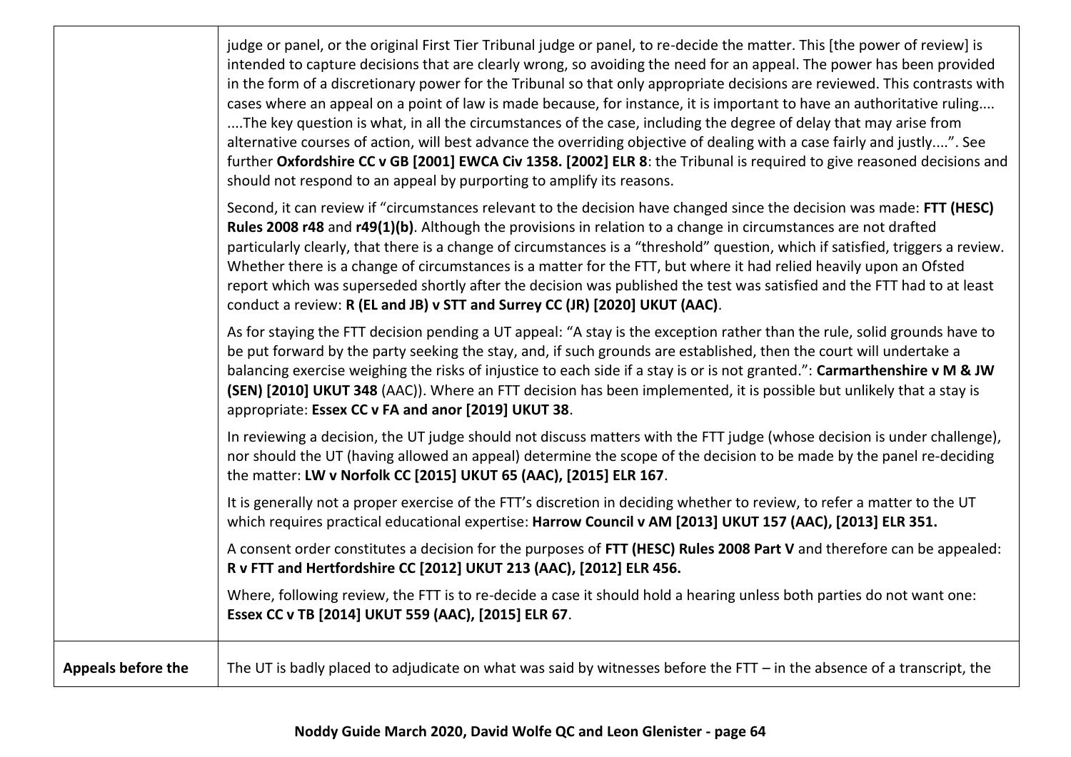| | |
|---|---|
| | judge or panel, or the original First Tier Tribunal judge or panel, to re-decide the matter. This [the power of review] is intended to capture decisions that are clearly wrong, so avoiding the need for an appeal. The power has been provided in the form of a discretionary power for the Tribunal so that only appropriate decisions are reviewed. This contrasts with cases where an appeal on a point of law is made because, for instance, it is important to have an authoritative ruling.... ....The key question is what, in all the circumstances of the case, including the degree of delay that may arise from alternative courses of action, will best advance the overriding objective of dealing with a case fairly and justly....". See further **Oxfordshire CC v GB [2001] EWCA Civ 1358. [2002] ELR 8**: the Tribunal is required to give reasoned decisions and should not respond to an appeal by purporting to amplify its reasons.<br><br>Second, it can review if "circumstances relevant to the decision have changed since the decision was made: **FTT (HESC) Rules 2008 r48** and **r49(1)(b)**. Although the provisions in relation to a change in circumstances are not drafted particularly clearly, that there is a change of circumstances is a "threshold" question, which if satisfied, triggers a review. Whether there is a change of circumstances is a matter for the FTT, but where it had relied heavily upon an Ofsted report which was superseded shortly after the decision was published the test was satisfied and the FTT had to at least conduct a review: **R (EL and JB) v STT and Surrey CC (JR) [2020] UKUT (AAC)**.<br><br>As for staying the FTT decision pending a UT appeal: "A stay is the exception rather than the rule, solid grounds have to be put forward by the party seeking the stay, and, if such grounds are established, then the court will undertake a balancing exercise weighing the risks of injustice to each side if a stay is or is not granted.": **Carmarthenshire v M & JW (SEN) [2010] UKUT 348** (AAC)). Where an FTT decision has been implemented, it is possible but unlikely that a stay is appropriate: **Essex CC v FA and anor [2019] UKUT 38**.<br><br>In reviewing a decision, the UT judge should not discuss matters with the FTT judge (whose decision is under challenge), nor should the UT (having allowed an appeal) determine the scope of the decision to be made by the panel re-deciding the matter: **LW v Norfolk CC [2015] UKUT 65 (AAC), [2015] ELR 167**.<br><br>It is generally not a proper exercise of the FTT's discretion in deciding whether to review, to refer a matter to the UT which requires practical educational expertise: **Harrow Council v AM [2013] UKUT 157 (AAC), [2013] ELR 351.**<br><br>A consent order constitutes a decision for the purposes of **FTT (HESC) Rules 2008 Part V** and therefore can be appealed: **R v FTT and Hertfordshire CC [2012] UKUT 213 (AAC), [2012] ELR 456.**<br><br>Where, following review, the FTT is to re-decide a case it should hold a hearing unless both parties do not want one: **Essex CC v TB [2014] UKUT 559 (AAC), [2015] ELR 67**. |
| **Appeals before the** | The UT is badly placed to adjudicate on what was said by witnesses before the FTT – in the absence of a transcript, the |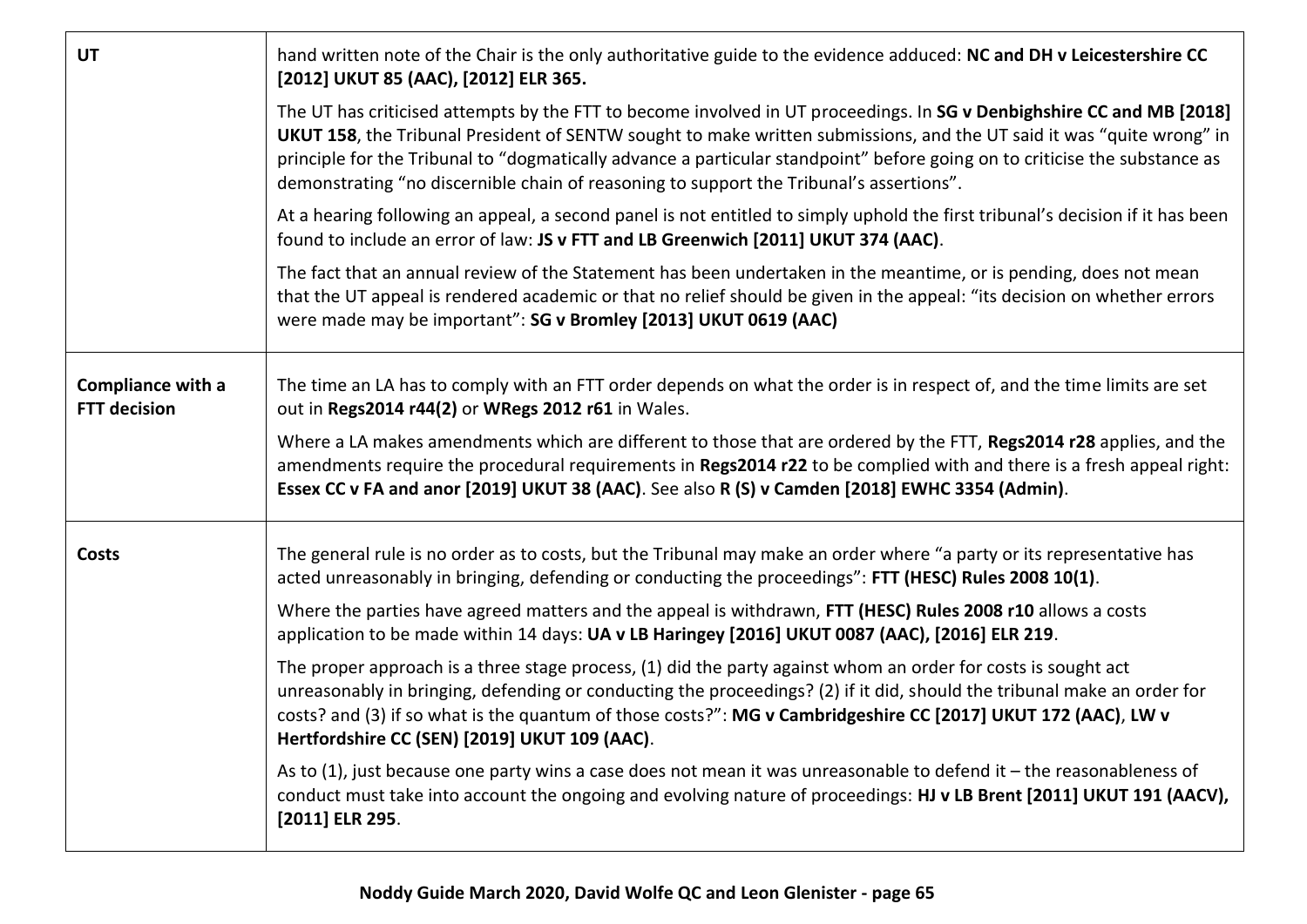| | |
|---|---|
| **UT** | hand written note of the Chair is the only authoritative guide to the evidence adduced: **NC and DH v Leicestershire CC [2012] UKUT 85 (AAC), [2012] ELR 365.**<br><br>The UT has criticised attempts by the FTT to become involved in UT proceedings. In **SG v Denbighshire CC and MB [2018] UKUT 158**, the Tribunal President of SENTW sought to make written submissions, and the UT said it was "quite wrong" in principle for the Tribunal to "dogmatically advance a particular standpoint" before going on to criticise the substance as demonstrating "no discernible chain of reasoning to support the Tribunal's assertions".<br><br>At a hearing following an appeal, a second panel is not entitled to simply uphold the first tribunal's decision if it has been found to include an error of law: **JS v FTT and LB Greenwich [2011] UKUT 374 (AAC)**.<br><br>The fact that an annual review of the Statement has been undertaken in the meantime, or is pending, does not mean that the UT appeal is rendered academic or that no relief should be given in the appeal: "its decision on whether errors were made may be important": **SG v Bromley [2013] UKUT 0619 (AAC)** |
| **Compliance with a FTT decision** | The time an LA has to comply with an FTT order depends on what the order is in respect of, and the time limits are set out in **Regs2014 r44(2)** or **WRegs 2012 r61** in Wales.<br><br>Where a LA makes amendments which are different to those that are ordered by the FTT, **Regs2014 r28** applies, and the amendments require the procedural requirements in **Regs2014 r22** to be complied with and there is a fresh appeal right: **Essex CC v FA and anor [2019] UKUT 38 (AAC)**. See also **R (S) v Camden [2018] EWHC 3354 (Admin)**. |
| **Costs** | The general rule is no order as to costs, but the Tribunal may make an order where "a party or its representative has acted unreasonably in bringing, defending or conducting the proceedings": **FTT (HESC) Rules 2008 10(1)**.<br><br>Where the parties have agreed matters and the appeal is withdrawn, **FTT (HESC) Rules 2008 r10** allows a costs application to be made within 14 days: **UA v LB Haringey [2016] UKUT 0087 (AAC), [2016] ELR 219**.<br><br>The proper approach is a three stage process, (1) did the party against whom an order for costs is sought act unreasonably in bringing, defending or conducting the proceedings? (2) if it did, should the tribunal make an order for costs? and (3) if so what is the quantum of those costs?": **MG v Cambridgeshire CC [2017] UKUT 172 (AAC)**, **LW v Hertfordshire CC (SEN) [2019] UKUT 109 (AAC)**.<br><br>As to (1), just because one party wins a case does not mean it was unreasonable to defend it – the reasonableness of conduct must take into account the ongoing and evolving nature of proceedings: **HJ v LB Brent [2011] UKUT 191 (AACV), [2011] ELR 295**. |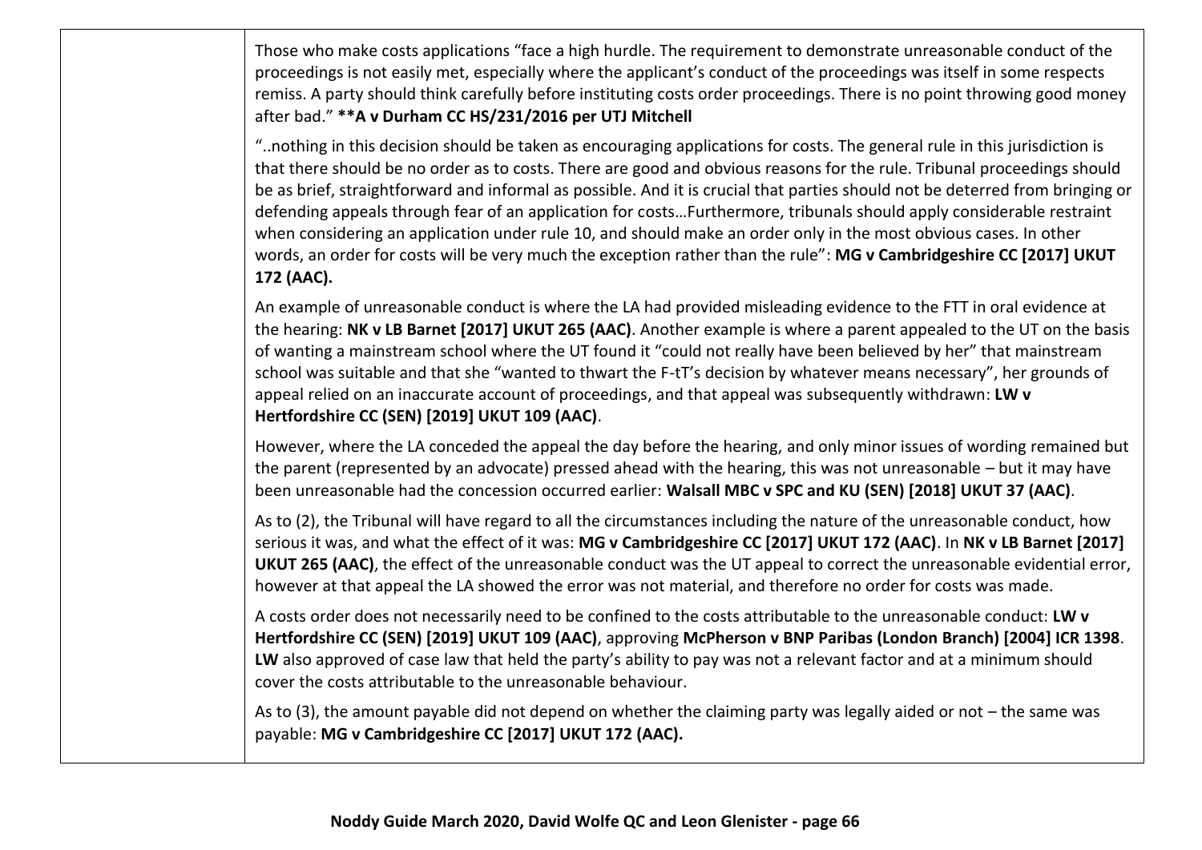| | |
|---|---|
| | Those who make costs applications "face a high hurdle. The requirement to demonstrate unreasonable conduct of the proceedings is not easily met, especially where the applicant's conduct of the proceedings was itself in some respects remiss. A party should think carefully before instituting costs order proceedings. There is no point throwing good money after bad." ****A v Durham CC HS/231/2016 per UTJ Mitchell**<br><br>"..nothing in this decision should be taken as encouraging applications for costs. The general rule in this jurisdiction is that there should be no order as to costs. There are good and obvious reasons for the rule. Tribunal proceedings should be as brief, straightforward and informal as possible. And it is crucial that parties should not be deterred from bringing or defending appeals through fear of an application for costs…Furthermore, tribunals should apply considerable restraint when considering an application under rule 10, and should make an order only in the most obvious cases. In other words, an order for costs will be very much the exception rather than the rule": **MG v Cambridgeshire CC [2017] UKUT 172 (AAC).**<br><br>An example of unreasonable conduct is where the LA had provided misleading evidence to the FTT in oral evidence at the hearing: **NK v LB Barnet [2017] UKUT 265 (AAC)**. Another example is where a parent appealed to the UT on the basis of wanting a mainstream school where the UT found it "could not really have been believed by her" that mainstream school was suitable and that she "wanted to thwart the F-tT's decision by whatever means necessary", her grounds of appeal relied on an inaccurate account of proceedings, and that appeal was subsequently withdrawn: **LW v Hertfordshire CC (SEN) [2019] UKUT 109 (AAC)**.<br><br>However, where the LA conceded the appeal the day before the hearing, and only minor issues of wording remained but the parent (represented by an advocate) pressed ahead with the hearing, this was not unreasonable – but it may have been unreasonable had the concession occurred earlier: **Walsall MBC v SPC and KU (SEN) [2018] UKUT 37 (AAC)**.<br><br>As to (2), the Tribunal will have regard to all the circumstances including the nature of the unreasonable conduct, how serious it was, and what the effect of it was: **MG v Cambridgeshire CC [2017] UKUT 172 (AAC)**. In **NK v LB Barnet [2017] UKUT 265 (AAC)**, the effect of the unreasonable conduct was the UT appeal to correct the unreasonable evidential error, however at that appeal the LA showed the error was not material, and therefore no order for costs was made.<br><br>A costs order does not necessarily need to be confined to the costs attributable to the unreasonable conduct: **LW v Hertfordshire CC (SEN) [2019] UKUT 109 (AAC)**, approving **McPherson v BNP Paribas (London Branch) [2004] ICR 1398**. **LW** also approved of case law that held the party's ability to pay was not a relevant factor and at a minimum should cover the costs attributable to the unreasonable behaviour.<br><br>As to (3), the amount payable did not depend on whether the claiming party was legally aided or not – the same was payable: **MG v Cambridgeshire CC [2017] UKUT 172 (AAC).** |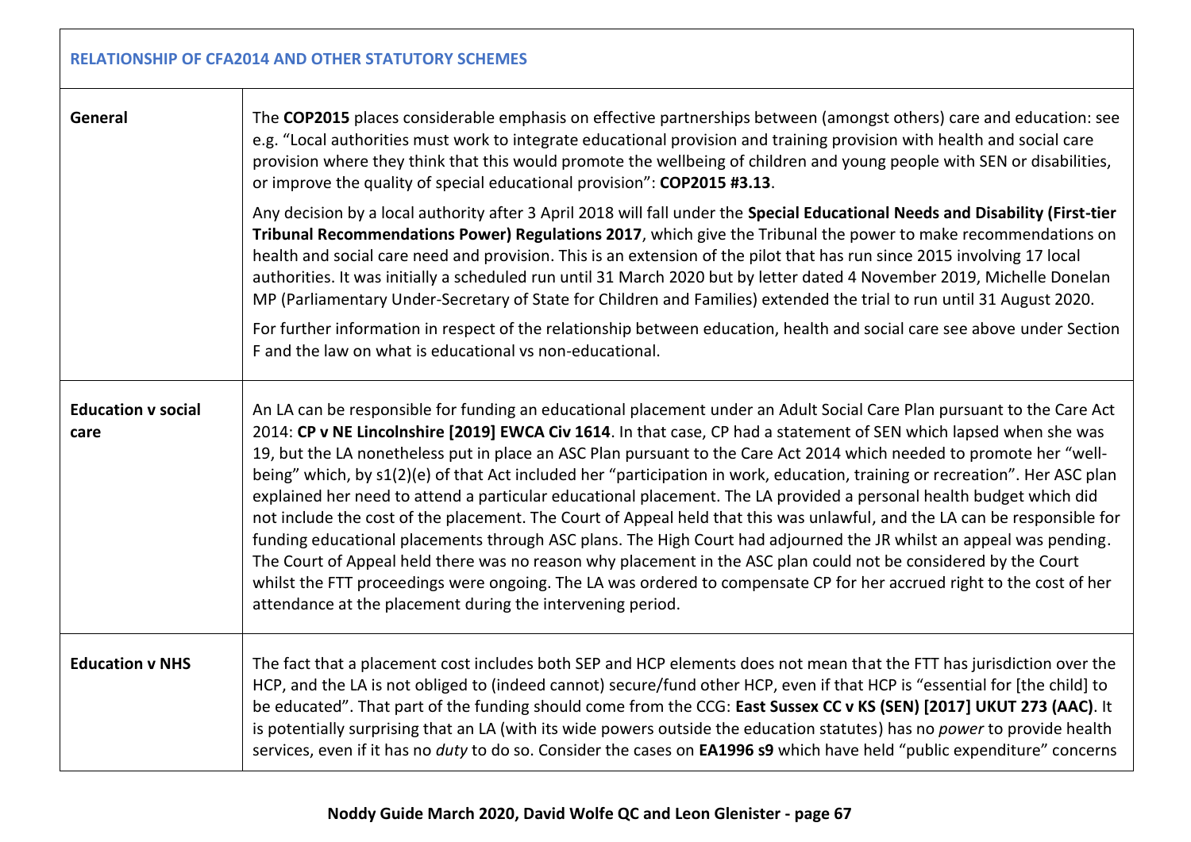| RELATIONSHIP OF CFA2014 AND OTHER STATUTORY SCHEMES | |
|---|---|
| **General** | The **COP2015** places considerable emphasis on effective partnerships between (amongst others) care and education: see e.g. "Local authorities must work to integrate educational provision and training provision with health and social care provision where they think that this would promote the wellbeing of children and young people with SEN or disabilities, or improve the quality of special educational provision": **COP2015 #3.13**.<br><br>Any decision by a local authority after 3 April 2018 will fall under the **Special Educational Needs and Disability (First-tier Tribunal Recommendations Power) Regulations 2017**, which give the Tribunal the power to make recommendations on health and social care need and provision. This is an extension of the pilot that has run since 2015 involving 17 local authorities. It was initially a scheduled run until 31 March 2020 but by letter dated 4 November 2019, Michelle Donelan MP (Parliamentary Under-Secretary of State for Children and Families) extended the trial to run until 31 August 2020.<br><br>For further information in respect of the relationship between education, health and social care see above under Section F and the law on what is educational vs non-educational. |
| **Education v social care** | An LA can be responsible for funding an educational placement under an Adult Social Care Plan pursuant to the Care Act 2014: **CP v NE Lincolnshire [2019] EWCA Civ 1614**. In that case, CP had a statement of SEN which lapsed when she was 19, but the LA nonetheless put in place an ASC Plan pursuant to the Care Act 2014 which needed to promote her "well-being" which, by s1(2)(e) of that Act included her "participation in work, education, training or recreation". Her ASC plan explained her need to attend a particular educational placement. The LA provided a personal health budget which did not include the cost of the placement. The Court of Appeal held that this was unlawful, and the LA can be responsible for funding educational placements through ASC plans. The High Court had adjourned the JR whilst an appeal was pending. The Court of Appeal held there was no reason why placement in the ASC plan could not be considered by the Court whilst the FTT proceedings were ongoing. The LA was ordered to compensate CP for her accrued right to the cost of her attendance at the placement during the intervening period. |
| **Education v NHS** | The fact that a placement cost includes both SEP and HCP elements does not mean that the FTT has jurisdiction over the HCP, and the LA is not obliged to (indeed cannot) secure/fund other HCP, even if that HCP is "essential for [the child] to be educated". That part of the funding should come from the CCG: **East Sussex CC v KS (SEN) [2017] UKUT 273 (AAC)**. It is potentially surprising that an LA (with its wide powers outside the education statutes) has no *power* to provide health services, even if it has no *duty* to do so. Consider the cases on **EA1996 s9** which have held "public expenditure" concerns |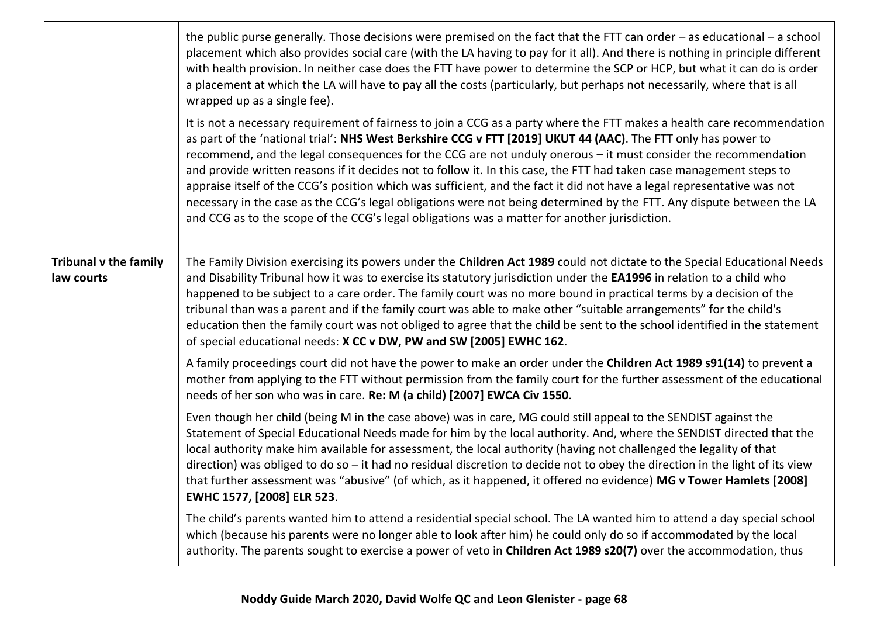| | |
|---|---|
| | the public purse generally. Those decisions were premised on the fact that the FTT can order – as educational – a school placement which also provides social care (with the LA having to pay for it all). And there is nothing in principle different with health provision. In neither case does the FTT have power to determine the SCP or HCP, but what it can do is order a placement at which the LA will have to pay all the costs (particularly, but perhaps not necessarily, where that is all wrapped up as a single fee).<br><br>It is not a necessary requirement of fairness to join a CCG as a party where the FTT makes a health care recommendation as part of the 'national trial': **NHS West Berkshire CCG v FTT [2019] UKUT 44 (AAC)**. The FTT only has power to recommend, and the legal consequences for the CCG are not unduly onerous – it must consider the recommendation and provide written reasons if it decides not to follow it. In this case, the FTT had taken case management steps to appraise itself of the CCG's position which was sufficient, and the fact it did not have a legal representative was not necessary in the case as the CCG's legal obligations were not being determined by the FTT. Any dispute between the LA and CCG as to the scope of the CCG's legal obligations was a matter for another jurisdiction. |
| **Tribunal v the family law courts** | The Family Division exercising its powers under the **Children Act 1989** could not dictate to the Special Educational Needs and Disability Tribunal how it was to exercise its statutory jurisdiction under the **EA1996** in relation to a child who happened to be subject to a care order. The family court was no more bound in practical terms by a decision of the tribunal than was a parent and if the family court was able to make other "suitable arrangements" for the child's education then the family court was not obliged to agree that the child be sent to the school identified in the statement of special educational needs: **X CC v DW, PW and SW [2005] EWHC 162**.<br><br>A family proceedings court did not have the power to make an order under the **Children Act 1989 s91(14)** to prevent a mother from applying to the FTT without permission from the family court for the further assessment of the educational needs of her son who was in care. **Re: M (a child) [2007] EWCA Civ 1550**.<br><br>Even though her child (being M in the case above) was in care, MG could still appeal to the SENDIST against the Statement of Special Educational Needs made for him by the local authority. And, where the SENDIST directed that the local authority make him available for assessment, the local authority (having not challenged the legality of that direction) was obliged to do so – it had no residual discretion to decide not to obey the direction in the light of its view that further assessment was "abusive" (of which, as it happened, it offered no evidence) **MG v Tower Hamlets [2008] EWHC 1577, [2008] ELR 523**.<br><br>The child's parents wanted him to attend a residential special school. The LA wanted him to attend a day special school which (because his parents were no longer able to look after him) he could only do so if accommodated by the local authority. The parents sought to exercise a power of veto in **Children Act 1989 s20(7)** over the accommodation, thus |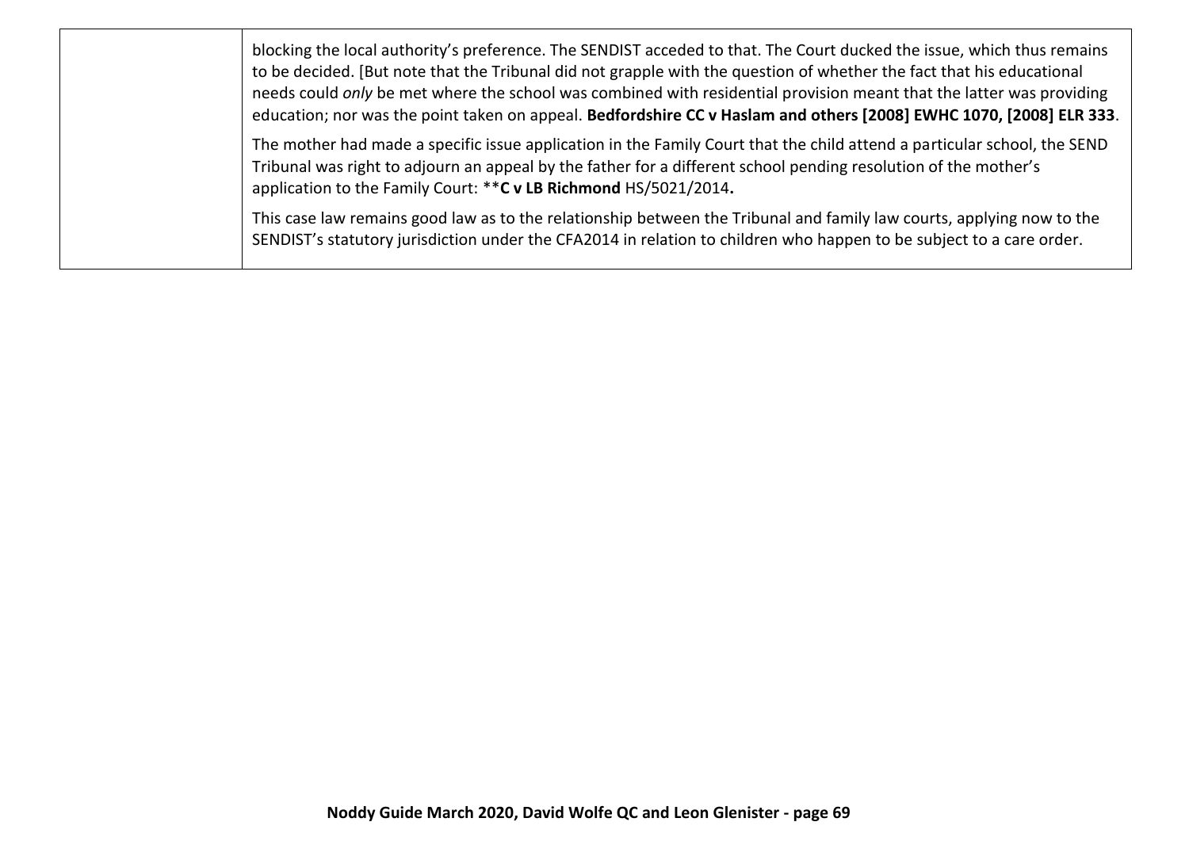| | |
|---|---|
| | blocking the local authority's preference. The SENDIST acceded to that. The Court ducked the issue, which thus remains to be decided. [But note that the Tribunal did not grapple with the question of whether the fact that his educational needs could *only* be met where the school was combined with residential provision meant that the latter was providing education; nor was the point taken on appeal. **Bedfordshire CC v Haslam and others [2008] EWHC 1070, [2008] ELR 333**.<br><br>The mother had made a specific issue application in the Family Court that the child attend a particular school, the SEND Tribunal was right to adjourn an appeal by the father for a different school pending resolution of the mother's application to the Family Court: ****C v LB Richmond** HS/5021/2014**.**<br><br>This case law remains good law as to the relationship between the Tribunal and family law courts, applying now to the SENDIST's statutory jurisdiction under the CFA2014 in relation to children who happen to be subject to a care order. |